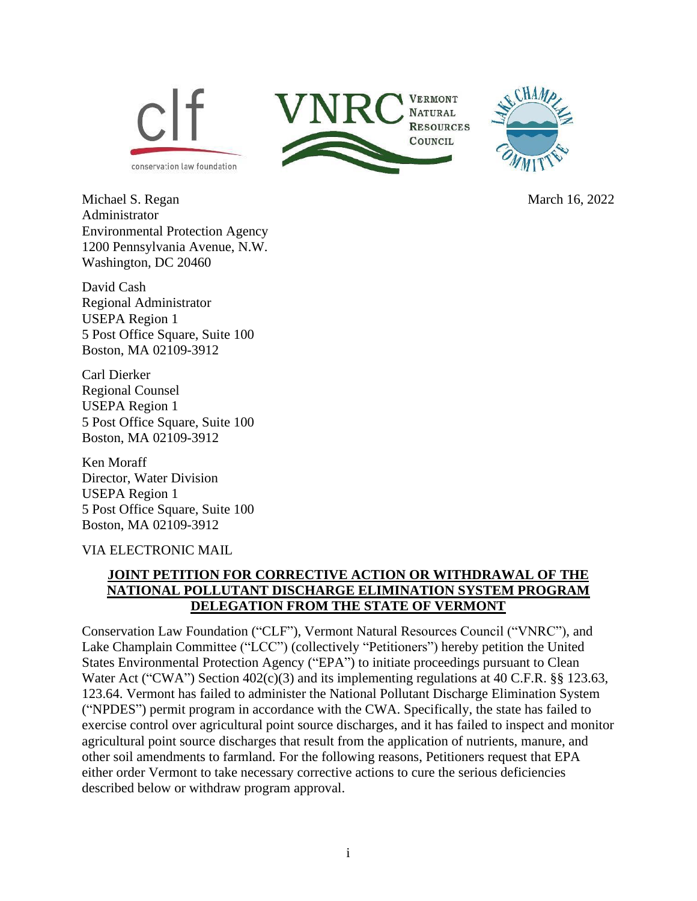March 16, 2022

Michael S. Regan
Administrator
Environmental Protection Agency
1200 Pennsylvania Avenue, N.W.
Washington, DC 20460

David Cash
Regional Administrator
USEPA Region 1
5 Post Office Square, Suite 100
Boston, MA 02109-3912

Carl Dierker
Regional Counsel
USEPA Region 1
5 Post Office Square, Suite 100
Boston, MA 02109-3912

Ken Moraff
Director, Water Division
USEPA Region 1
5 Post Office Square, Suite 100
Boston, MA 02109-3912

VIA ELECTRONIC MAIL

# JOINT PETITION FOR CORRECTIVE ACTION OR WITHDRAWAL OF THE NATIONAL POLLUTANT DISCHARGE ELIMINATION SYSTEM PROGRAM DELEGATION FROM THE STATE OF VERMONT

Conservation Law Foundation ("CLF"), Vermont Natural Resources Council ("VNRC"), and Lake Champlain Committee ("LCC") (collectively "Petitioners") hereby petition the United States Environmental Protection Agency ("EPA") to initiate proceedings pursuant to Clean Water Act ("CWA") Section 402(c)(3) and its implementing regulations at 40 C.F.R. §§ 123.63, 123.64. Vermont has failed to administer the National Pollutant Discharge Elimination System ("NPDES") permit program in accordance with the CWA. Specifically, the state has failed to exercise control over agricultural point source discharges, and it has failed to inspect and monitor agricultural point source discharges that result from the application of nutrients, manure, and other soil amendments to farmland. For the following reasons, Petitioners request that EPA either order Vermont to take necessary corrective actions to cure the serious deficiencies described below or withdraw program approval.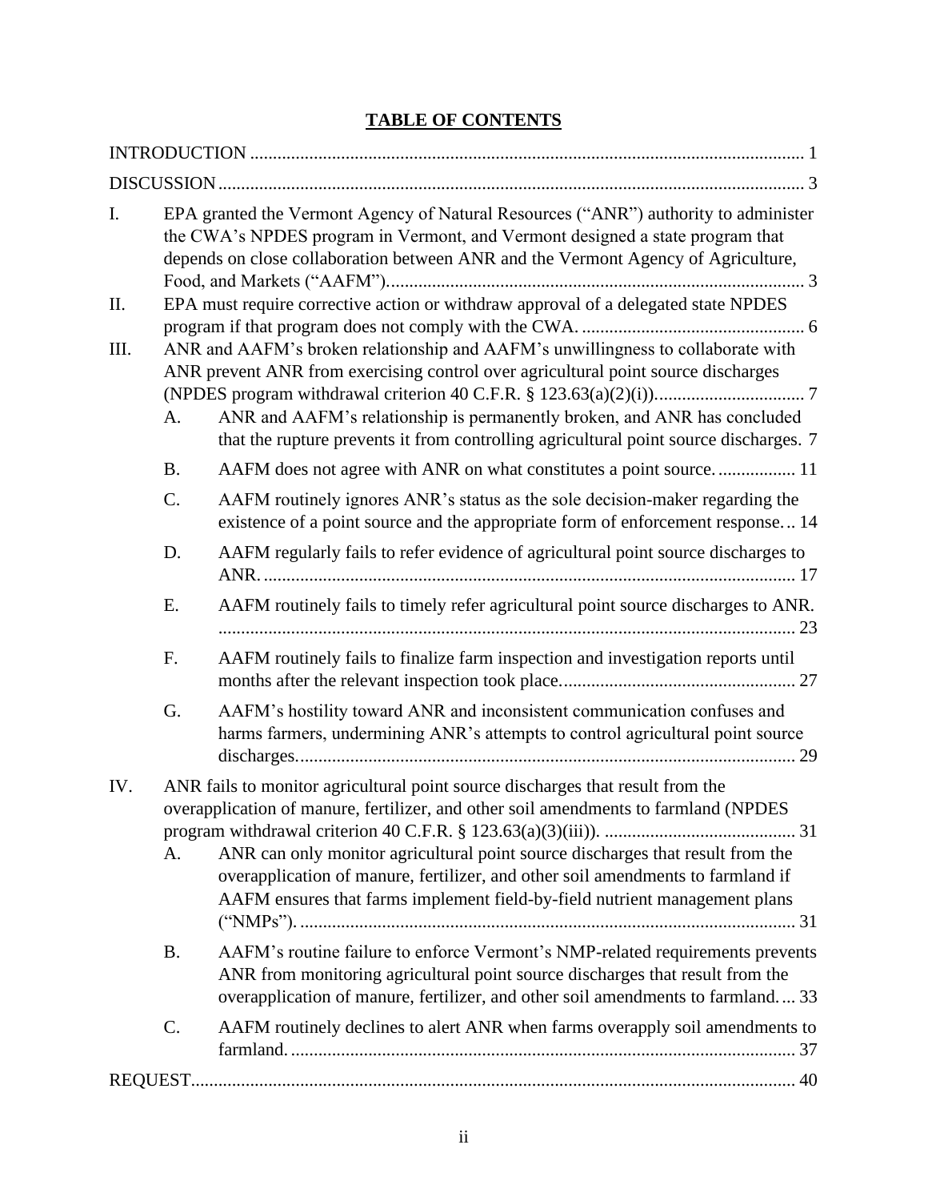# TABLE OF CONTENTS

INTRODUCTION ........................................................................................................................ 1

DISCUSSION............................................................................................................................... 3

I. EPA granted the Vermont Agency of Natural Resources ("ANR") authority to administer the CWA's NPDES program in Vermont, and Vermont designed a state program that depends on close collaboration between ANR and the Vermont Agency of Agriculture, Food, and Markets ("AAFM")........................................................................................... 3

II. EPA must require corrective action or withdraw approval of a delegated state NPDES program if that program does not comply with the CWA. ................................................ 6

III. ANR and AAFM's broken relationship and AAFM's unwillingness to collaborate with ANR prevent ANR from exercising control over agricultural point source discharges (NPDES program withdrawal criterion 40 C.F.R. § 123.63(a)(2)(i)). ............................... 7

   A. ANR and AAFM's relationship is permanently broken, and ANR has concluded that the rupture prevents it from controlling agricultural point source discharges. 7

   B. AAFM does not agree with ANR on what constitutes a point source. ................ 11

   C. AAFM routinely ignores ANR's status as the sole decision-maker regarding the existence of a point source and the appropriate form of enforcement response... 14

   D. AAFM regularly fails to refer evidence of agricultural point source discharges to ANR. .................................................................................................................... 17

   E. AAFM routinely fails to timely refer agricultural point source discharges to ANR. .............................................................................................................................. 23

   F. AAFM routinely fails to finalize farm inspection and investigation reports until months after the relevant inspection took place. .................................................. 27

   G. AAFM's hostility toward ANR and inconsistent communication confuses and harms farmers, undermining ANR's attempts to control agricultural point source discharges. ............................................................................................................ 29

IV. ANR fails to monitor agricultural point source discharges that result from the overapplication of manure, fertilizer, and other soil amendments to farmland (NPDES program withdrawal criterion 40 C.F.R. § 123.63(a)(3)(iii)). ......................................... 31

   A. ANR can only monitor agricultural point source discharges that result from the overapplication of manure, fertilizer, and other soil amendments to farmland if AAFM ensures that farms implement field-by-field nutrient management plans ("NMPs"). ............................................................................................................ 31

   B. AAFM's routine failure to enforce Vermont's NMP-related requirements prevents ANR from monitoring agricultural point source discharges that result from the overapplication of manure, fertilizer, and other soil amendments to farmland.... 33

   C. AAFM routinely declines to alert ANR when farms overapply soil amendments to farmland. .............................................................................................................. 37

REQUEST.................................................................................................................................... 40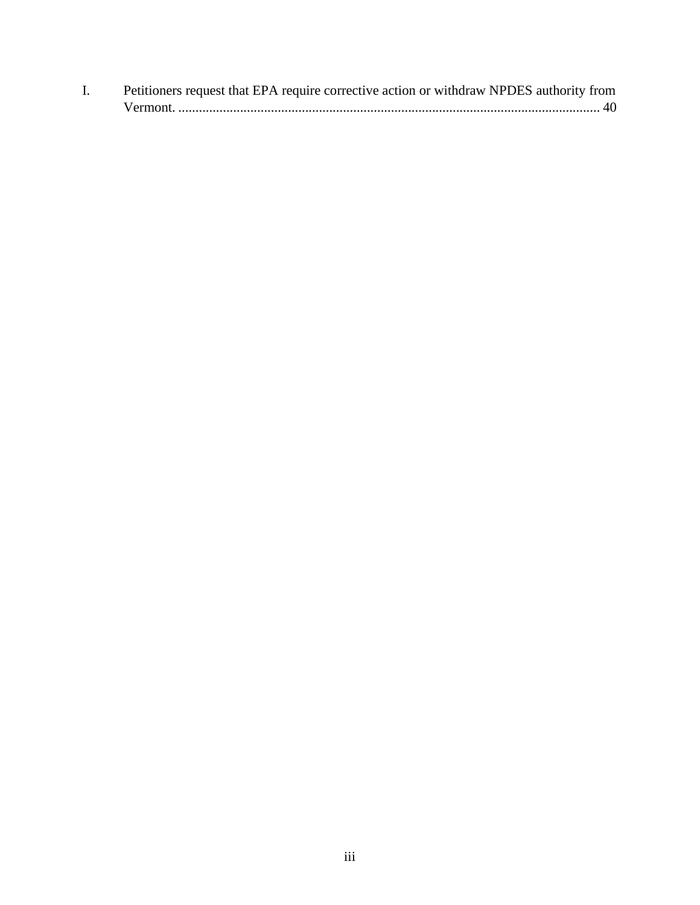I. Petitioners request that EPA require corrective action or withdraw NPDES authority from Vermont. .......................................................................................................................... 40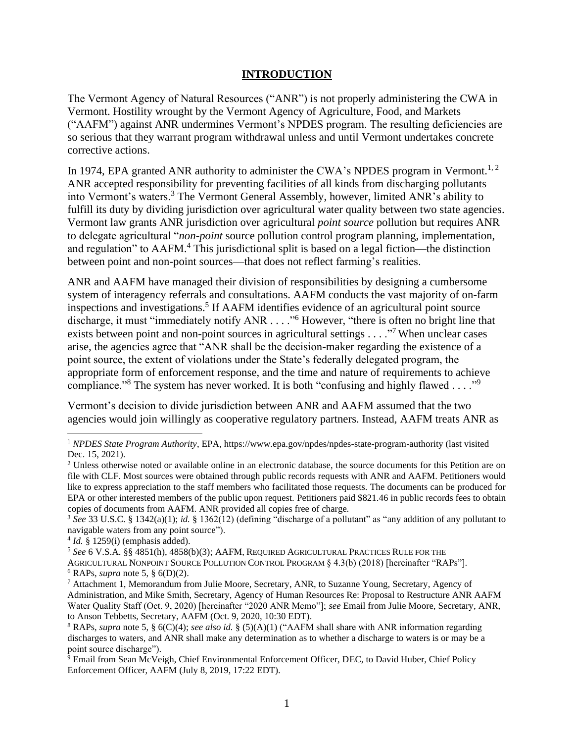## INTRODUCTION

The Vermont Agency of Natural Resources ("ANR") is not properly administering the CWA in Vermont. Hostility wrought by the Vermont Agency of Agriculture, Food, and Markets ("AAFM") against ANR undermines Vermont's NPDES program. The resulting deficiencies are so serious that they warrant program withdrawal unless and until Vermont undertakes concrete corrective actions.

In 1974, EPA granted ANR authority to administer the CWA's NPDES program in Vermont.[1, 2] ANR accepted responsibility for preventing facilities of all kinds from discharging pollutants into Vermont's waters.[3] The Vermont General Assembly, however, limited ANR's ability to fulfill its duty by dividing jurisdiction over agricultural water quality between two state agencies. Vermont law grants ANR jurisdiction over agricultural *point source* pollution but requires ANR to delegate agricultural "*non-point* source pollution control program planning, implementation, and regulation" to AAFM.[4] This jurisdictional split is based on a legal fiction—the distinction between point and non-point sources—that does not reflect farming's realities.

ANR and AAFM have managed their division of responsibilities by designing a cumbersome system of interagency referrals and consultations. AAFM conducts the vast majority of on-farm inspections and investigations.[5] If AAFM identifies evidence of an agricultural point source discharge, it must "immediately notify ANR . . . ."[6] However, "there is often no bright line that exists between point and non-point sources in agricultural settings . . . ."[7] When unclear cases arise, the agencies agree that "ANR shall be the decision-maker regarding the existence of a point source, the extent of violations under the State's federally delegated program, the appropriate form of enforcement response, and the time and nature of requirements to achieve compliance."[8] The system has never worked. It is both "confusing and highly flawed . . . ."[9]

Vermont's decision to divide jurisdiction between ANR and AAFM assumed that the two agencies would join willingly as cooperative regulatory partners. Instead, AAFM treats ANR as

---

[1] *NPDES State Program Authority*, EPA, https://www.epa.gov/npdes/npdes-state-program-authority (last visited Dec. 15, 2021).

[2] Unless otherwise noted or available online in an electronic database, the source documents for this Petition are on file with CLF. Most sources were obtained through public records requests with ANR and AAFM. Petitioners would like to express appreciation to the staff members who facilitated those requests. The documents can be produced for EPA or other interested members of the public upon request. Petitioners paid $821.46 in public records fees to obtain copies of documents from AAFM. ANR provided all copies free of charge.

[3] *See* 33 U.S.C. § 1342(a)(1); *id.* § 1362(12) (defining "discharge of a pollutant" as "any addition of any pollutant to navigable waters from any point source").

[4] *Id.* § 1259(i) (emphasis added).

[5] *See* 6 V.S.A. §§ 4851(h), 4858(b)(3); AAFM, REQUIRED AGRICULTURAL PRACTICES RULE FOR THE AGRICULTURAL NONPOINT SOURCE POLLUTION CONTROL PROGRAM § 4.3(b) (2018) [hereinafter "RAPs"].

[6] RAPs, *supra* note 5, § 6(D)(2).

[7] Attachment 1, Memorandum from Julie Moore, Secretary, ANR, to Suzanne Young, Secretary, Agency of Administration, and Mike Smith, Secretary, Agency of Human Resources Re: Proposal to Restructure ANR AAFM Water Quality Staff (Oct. 9, 2020) [hereinafter "2020 ANR Memo"]; *see* Email from Julie Moore, Secretary, ANR, to Anson Tebbetts, Secretary, AAFM (Oct. 9, 2020, 10:30 EDT).

[8] RAPs, *supra* note 5, § 6(C)(4); *see also id.* § (5)(A)(1) ("AAFM shall share with ANR information regarding discharges to waters, and ANR shall make any determination as to whether a discharge to waters is or may be a point source discharge").

[9] Email from Sean McVeigh, Chief Environmental Enforcement Officer, DEC, to David Huber, Chief Policy Enforcement Officer, AAFM (July 8, 2019, 17:22 EDT).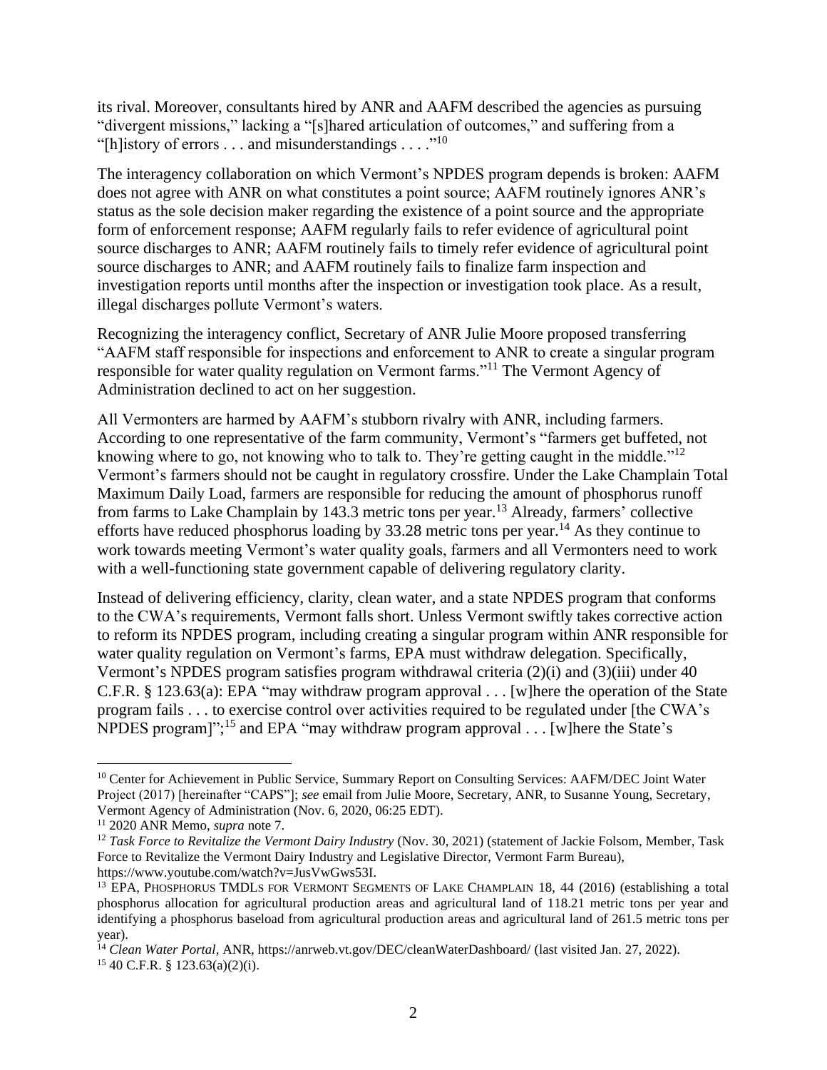its rival. Moreover, consultants hired by ANR and AAFM described the agencies as pursuing "divergent missions," lacking a "[s]hared articulation of outcomes," and suffering from a "[h]istory of errors . . . and misunderstandings . . . ."[10]

The interagency collaboration on which Vermont's NPDES program depends is broken: AAFM does not agree with ANR on what constitutes a point source; AAFM routinely ignores ANR's status as the sole decision maker regarding the existence of a point source and the appropriate form of enforcement response; AAFM regularly fails to refer evidence of agricultural point source discharges to ANR; AAFM routinely fails to timely refer evidence of agricultural point source discharges to ANR; and AAFM routinely fails to finalize farm inspection and investigation reports until months after the inspection or investigation took place. As a result, illegal discharges pollute Vermont's waters.

Recognizing the interagency conflict, Secretary of ANR Julie Moore proposed transferring "AAFM staff responsible for inspections and enforcement to ANR to create a singular program responsible for water quality regulation on Vermont farms."[11] The Vermont Agency of Administration declined to act on her suggestion.

All Vermonters are harmed by AAFM's stubborn rivalry with ANR, including farmers. According to one representative of the farm community, Vermont's "farmers get buffeted, not knowing where to go, not knowing who to talk to. They're getting caught in the middle."[12] Vermont's farmers should not be caught in regulatory crossfire. Under the Lake Champlain Total Maximum Daily Load, farmers are responsible for reducing the amount of phosphorus runoff from farms to Lake Champlain by 143.3 metric tons per year.[13] Already, farmers' collective efforts have reduced phosphorus loading by 33.28 metric tons per year.[14] As they continue to work towards meeting Vermont's water quality goals, farmers and all Vermonters need to work with a well-functioning state government capable of delivering regulatory clarity.

Instead of delivering efficiency, clarity, clean water, and a state NPDES program that conforms to the CWA's requirements, Vermont falls short. Unless Vermont swiftly takes corrective action to reform its NPDES program, including creating a singular program within ANR responsible for water quality regulation on Vermont's farms, EPA must withdraw delegation. Specifically, Vermont's NPDES program satisfies program withdrawal criteria (2)(i) and (3)(iii) under 40 C.F.R. § 123.63(a): EPA "may withdraw program approval . . . [w]here the operation of the State program fails . . . to exercise control over activities required to be regulated under [the CWA's NPDES program]";[15] and EPA "may withdraw program approval . . . [w]here the State's

---

[10] Center for Achievement in Public Service, Summary Report on Consulting Services: AAFM/DEC Joint Water Project (2017) [hereinafter "CAPS"]; *see* email from Julie Moore, Secretary, ANR, to Susanne Young, Secretary, Vermont Agency of Administration (Nov. 6, 2020, 06:25 EDT).

[11] 2020 ANR Memo, *supra* note 7.

[12] *Task Force to Revitalize the Vermont Dairy Industry* (Nov. 30, 2021) (statement of Jackie Folsom, Member, Task Force to Revitalize the Vermont Dairy Industry and Legislative Director, Vermont Farm Bureau), https://www.youtube.com/watch?v=JusVwGws53I.

[13] EPA, PHOSPHORUS TMDLS FOR VERMONT SEGMENTS OF LAKE CHAMPLAIN 18, 44 (2016) (establishing a total phosphorus allocation for agricultural production areas and agricultural land of 118.21 metric tons per year and identifying a phosphorus baseload from agricultural production areas and agricultural land of 261.5 metric tons per year).

[14] *Clean Water Portal*, ANR, https://anrweb.vt.gov/DEC/cleanWaterDashboard/ (last visited Jan. 27, 2022).

[15] 40 C.F.R. § 123.63(a)(2)(i).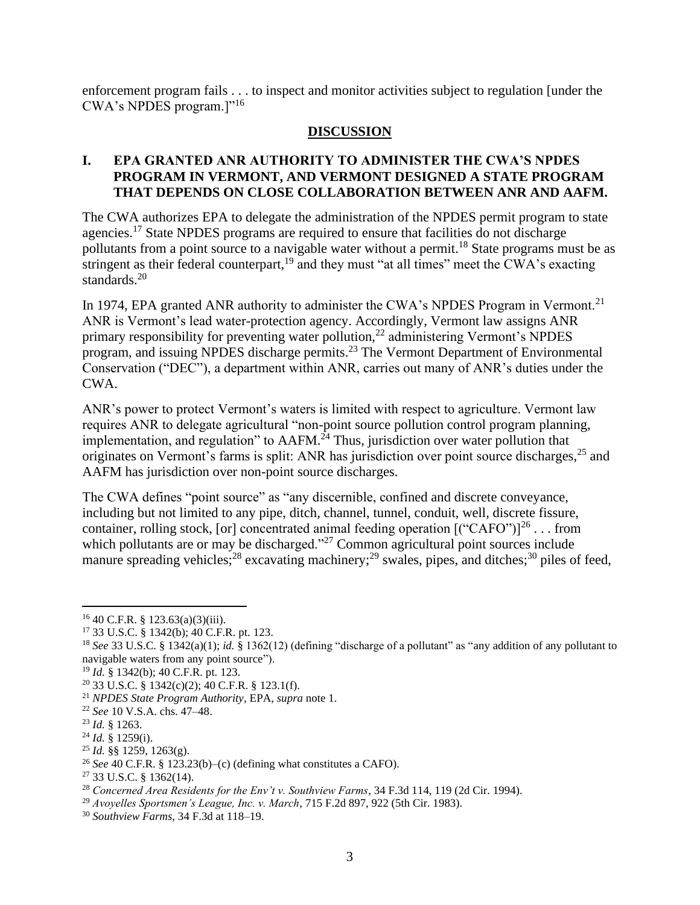enforcement program fails . . . to inspect and monitor activities subject to regulation [under the CWA's NPDES program.]"[16]

## DISCUSSION

### I. EPA GRANTED ANR AUTHORITY TO ADMINISTER THE CWA'S NPDES PROGRAM IN VERMONT, AND VERMONT DESIGNED A STATE PROGRAM THAT DEPENDS ON CLOSE COLLABORATION BETWEEN ANR AND AAFM.

The CWA authorizes EPA to delegate the administration of the NPDES permit program to state agencies.[17] State NPDES programs are required to ensure that facilities do not discharge pollutants from a point source to a navigable water without a permit.[18] State programs must be as stringent as their federal counterpart,[19] and they must "at all times" meet the CWA's exacting standards.[20]

In 1974, EPA granted ANR authority to administer the CWA's NPDES Program in Vermont.[21] ANR is Vermont's lead water-protection agency. Accordingly, Vermont law assigns ANR primary responsibility for preventing water pollution,[22] administering Vermont's NPDES program, and issuing NPDES discharge permits.[23] The Vermont Department of Environmental Conservation ("DEC"), a department within ANR, carries out many of ANR's duties under the CWA.

ANR's power to protect Vermont's waters is limited with respect to agriculture. Vermont law requires ANR to delegate agricultural "non-point source pollution control program planning, implementation, and regulation" to AAFM.[24] Thus, jurisdiction over water pollution that originates on Vermont's farms is split: ANR has jurisdiction over point source discharges,[25] and AAFM has jurisdiction over non-point source discharges.

The CWA defines "point source" as "any discernible, confined and discrete conveyance, including but not limited to any pipe, ditch, channel, tunnel, conduit, well, discrete fissure, container, rolling stock, [or] concentrated animal feeding operation [("CAFO")][26] . . . from which pollutants are or may be discharged."[27] Common agricultural point sources include manure spreading vehicles;[28] excavating machinery;[29] swales, pipes, and ditches;[30] piles of feed,

---

[16] 40 C.F.R. § 123.63(a)(3)(iii).

[17] 33 U.S.C. § 1342(b); 40 C.F.R. pt. 123.

[18] *See* 33 U.S.C. § 1342(a)(1); *id.* § 1362(12) (defining "discharge of a pollutant" as "any addition of any pollutant to navigable waters from any point source").

[19] *Id.* § 1342(b); 40 C.F.R. pt. 123.

[20] 33 U.S.C. § 1342(c)(2); 40 C.F.R. § 123.1(f).

[21] *NPDES State Program Authority*, EPA, *supra* note 1.

[22] *See* 10 V.S.A. chs. 47–48.

[23] *Id.* § 1263.

[24] *Id.* § 1259(i).

[25] *Id.* §§ 1259, 1263(g).

[26] *See* 40 C.F.R. § 123.23(b)–(c) (defining what constitutes a CAFO).

[27] 33 U.S.C. § 1362(14).

[28] *Concerned Area Residents for the Env't v. Southview Farms*, 34 F.3d 114, 119 (2d Cir. 1994).

[29] *Avoyelles Sportsmen's League, Inc. v. March*, 715 F.2d 897, 922 (5th Cir. 1983).

[30] *Southview Farms*, 34 F.3d at 118–19.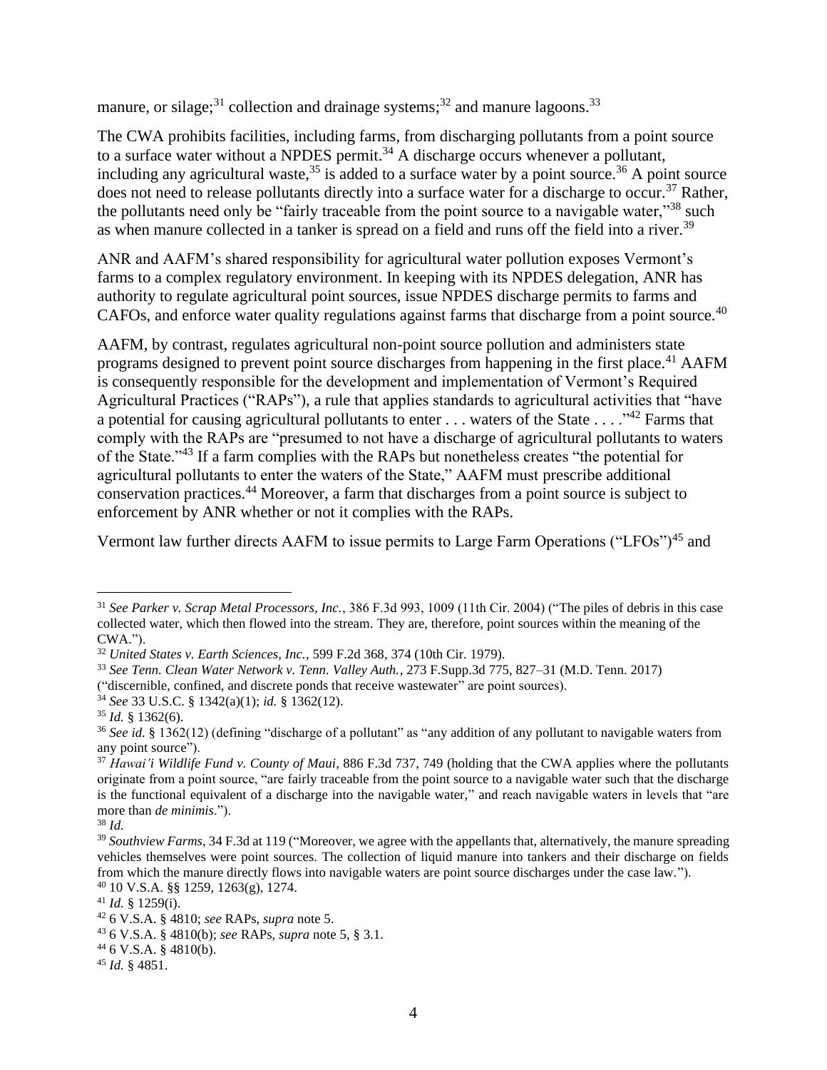manure, or silage;[31] collection and drainage systems;[32] and manure lagoons.[33]

The CWA prohibits facilities, including farms, from discharging pollutants from a point source to a surface water without a NPDES permit.[34] A discharge occurs whenever a pollutant, including any agricultural waste,[35] is added to a surface water by a point source.[36] A point source does not need to release pollutants directly into a surface water for a discharge to occur.[37] Rather, the pollutants need only be "fairly traceable from the point source to a navigable water,"[38] such as when manure collected in a tanker is spread on a field and runs off the field into a river.[39]

ANR and AAFM's shared responsibility for agricultural water pollution exposes Vermont's farms to a complex regulatory environment. In keeping with its NPDES delegation, ANR has authority to regulate agricultural point sources, issue NPDES discharge permits to farms and CAFOs, and enforce water quality regulations against farms that discharge from a point source.[40]

AAFM, by contrast, regulates agricultural non-point source pollution and administers state programs designed to prevent point source discharges from happening in the first place.[41] AAFM is consequently responsible for the development and implementation of Vermont's Required Agricultural Practices ("RAPs"), a rule that applies standards to agricultural activities that "have a potential for causing agricultural pollutants to enter . . . waters of the State . . . ."[42] Farms that comply with the RAPs are "presumed to not have a discharge of agricultural pollutants to waters of the State."[43] If a farm complies with the RAPs but nonetheless creates "the potential for agricultural pollutants to enter the waters of the State," AAFM must prescribe additional conservation practices.[44] Moreover, a farm that discharges from a point source is subject to enforcement by ANR whether or not it complies with the RAPs.

Vermont law further directs AAFM to issue permits to Large Farm Operations ("LFOs")[45] and

---

[31] *See Parker v. Scrap Metal Processors, Inc.*, 386 F.3d 993, 1009 (11th Cir. 2004) ("The piles of debris in this case collected water, which then flowed into the stream. They are, therefore, point sources within the meaning of the CWA.").

[32] *United States v. Earth Sciences, Inc.*, 599 F.2d 368, 374 (10th Cir. 1979).

[33] *See Tenn. Clean Water Network v. Tenn. Valley Auth.*, 273 F.Supp.3d 775, 827–31 (M.D. Tenn. 2017) ("discernible, confined, and discrete ponds that receive wastewater" are point sources).

[34] *See* 33 U.S.C. § 1342(a)(1); *id.* § 1362(12).

[35] *Id.* § 1362(6).

[36] *See id.* § 1362(12) (defining "discharge of a pollutant" as "any addition of any pollutant to navigable waters from any point source").

[37] *Hawai'i Wildlife Fund v. County of Maui*, 886 F.3d 737, 749 (holding that the CWA applies where the pollutants originate from a point source, "are fairly traceable from the point source to a navigable water such that the discharge is the functional equivalent of a discharge into the navigable water," and reach navigable waters in levels that "are more than *de minimis*.").

[38] *Id.*

[39] *Southview Farms*, 34 F.3d at 119 ("Moreover, we agree with the appellants that, alternatively, the manure spreading vehicles themselves were point sources. The collection of liquid manure into tankers and their discharge on fields from which the manure directly flows into navigable waters are point source discharges under the case law.").

[40] 10 V.S.A. §§ 1259, 1263(g), 1274.

[41] *Id.* § 1259(i).

[42] 6 V.S.A. § 4810; *see* RAPs, *supra* note 5.

[43] 6 V.S.A. § 4810(b); *see* RAPs, *supra* note 5, § 3.1.

[44] 6 V.S.A. § 4810(b).

[45] *Id.* § 4851.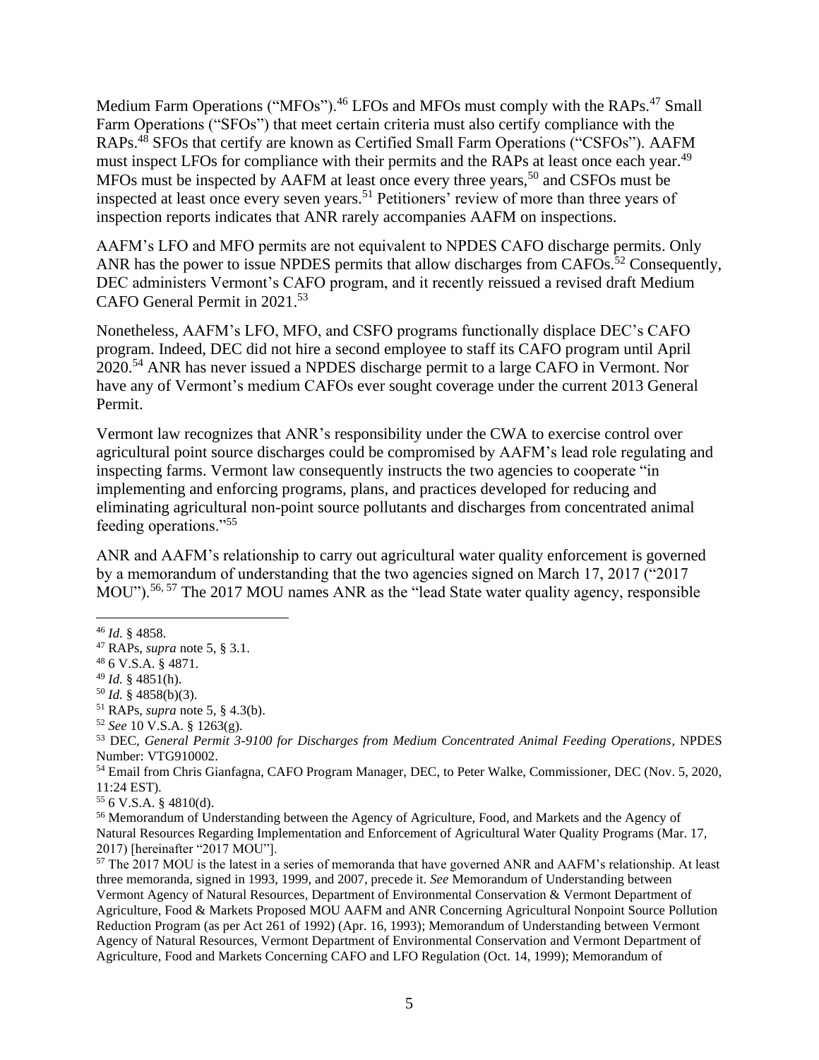Medium Farm Operations ("MFOs").[46] LFOs and MFOs must comply with the RAPs.[47] Small Farm Operations ("SFOs") that meet certain criteria must also certify compliance with the RAPs.[48] SFOs that certify are known as Certified Small Farm Operations ("CSFOs"). AAFM must inspect LFOs for compliance with their permits and the RAPs at least once each year.[49] MFOs must be inspected by AAFM at least once every three years,[50] and CSFOs must be inspected at least once every seven years.[51] Petitioners' review of more than three years of inspection reports indicates that ANR rarely accompanies AAFM on inspections.

AAFM's LFO and MFO permits are not equivalent to NPDES CAFO discharge permits. Only ANR has the power to issue NPDES permits that allow discharges from CAFOs.[52] Consequently, DEC administers Vermont's CAFO program, and it recently reissued a revised draft Medium CAFO General Permit in 2021.[53]

Nonetheless, AAFM's LFO, MFO, and CSFO programs functionally displace DEC's CAFO program. Indeed, DEC did not hire a second employee to staff its CAFO program until April 2020.[54] ANR has never issued a NPDES discharge permit to a large CAFO in Vermont. Nor have any of Vermont's medium CAFOs ever sought coverage under the current 2013 General Permit.

Vermont law recognizes that ANR's responsibility under the CWA to exercise control over agricultural point source discharges could be compromised by AAFM's lead role regulating and inspecting farms. Vermont law consequently instructs the two agencies to cooperate "in implementing and enforcing programs, plans, and practices developed for reducing and eliminating agricultural non-point source pollutants and discharges from concentrated animal feeding operations."[55]

ANR and AAFM's relationship to carry out agricultural water quality enforcement is governed by a memorandum of understanding that the two agencies signed on March 17, 2017 ("2017 MOU").[56, 57] The 2017 MOU names ANR as the "lead State water quality agency, responsible

---

[46] *Id.* § 4858.

[47] RAPs, *supra* note 5, § 3.1.

[48] 6 V.S.A. § 4871.

[49] *Id.* § 4851(h).

[50] *Id.* § 4858(b)(3).

[51] RAPs, *supra* note 5, § 4.3(b).

[52] *See* 10 V.S.A. § 1263(g).

[53] DEC, *General Permit 3-9100 for Discharges from Medium Concentrated Animal Feeding Operations*, NPDES Number: VTG910002.

[54] Email from Chris Gianfagna, CAFO Program Manager, DEC, to Peter Walke, Commissioner, DEC (Nov. 5, 2020, 11:24 EST).

[55] 6 V.S.A. § 4810(d).

[56] Memorandum of Understanding between the Agency of Agriculture, Food, and Markets and the Agency of Natural Resources Regarding Implementation and Enforcement of Agricultural Water Quality Programs (Mar. 17, 2017) [hereinafter "2017 MOU"].

[57] The 2017 MOU is the latest in a series of memoranda that have governed ANR and AAFM's relationship. At least three memoranda, signed in 1993, 1999, and 2007, precede it. *See* Memorandum of Understanding between Vermont Agency of Natural Resources, Department of Environmental Conservation & Vermont Department of Agriculture, Food & Markets Proposed MOU AAFM and ANR Concerning Agricultural Nonpoint Source Pollution Reduction Program (as per Act 261 of 1992) (Apr. 16, 1993); Memorandum of Understanding between Vermont Agency of Natural Resources, Vermont Department of Environmental Conservation and Vermont Department of Agriculture, Food and Markets Concerning CAFO and LFO Regulation (Oct. 14, 1999); Memorandum of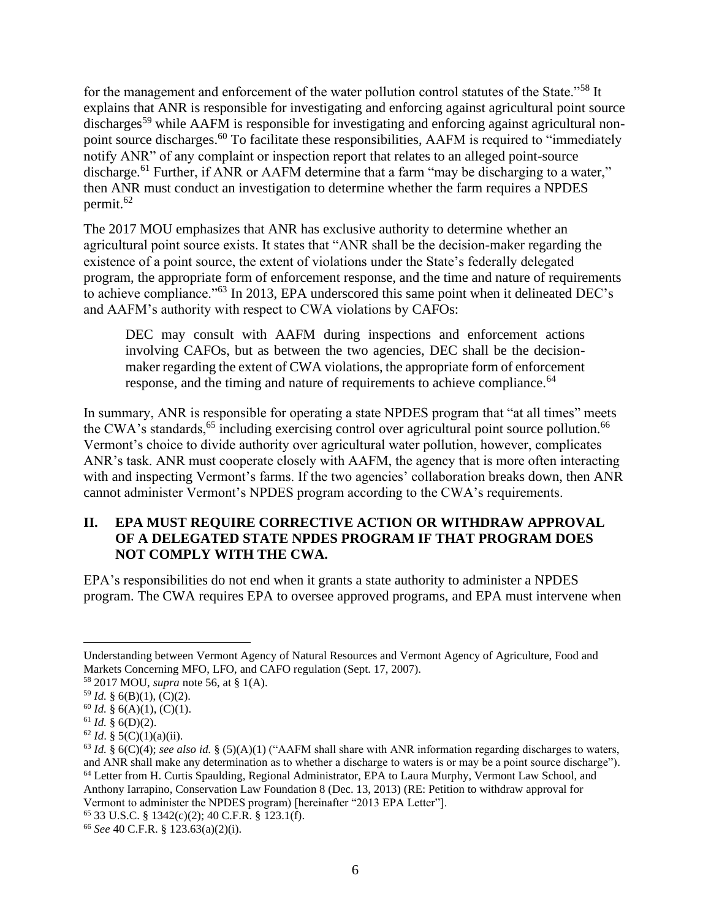for the management and enforcement of the water pollution control statutes of the State."[58] It explains that ANR is responsible for investigating and enforcing against agricultural point source discharges[59] while AAFM is responsible for investigating and enforcing against agricultural non-point source discharges.[60] To facilitate these responsibilities, AAFM is required to "immediately notify ANR" of any complaint or inspection report that relates to an alleged point-source discharge.[61] Further, if ANR or AAFM determine that a farm "may be discharging to a water," then ANR must conduct an investigation to determine whether the farm requires a NPDES permit.[62]

The 2017 MOU emphasizes that ANR has exclusive authority to determine whether an agricultural point source exists. It states that "ANR shall be the decision-maker regarding the existence of a point source, the extent of violations under the State's federally delegated program, the appropriate form of enforcement response, and the time and nature of requirements to achieve compliance."[63] In 2013, EPA underscored this same point when it delineated DEC's and AAFM's authority with respect to CWA violations by CAFOs:

> DEC may consult with AAFM during inspections and enforcement actions involving CAFOs, but as between the two agencies, DEC shall be the decision-maker regarding the extent of CWA violations, the appropriate form of enforcement response, and the timing and nature of requirements to achieve compliance.[64]

In summary, ANR is responsible for operating a state NPDES program that "at all times" meets the CWA's standards,[65] including exercising control over agricultural point source pollution.[66] Vermont's choice to divide authority over agricultural water pollution, however, complicates ANR's task. ANR must cooperate closely with AAFM, the agency that is more often interacting with and inspecting Vermont's farms. If the two agencies' collaboration breaks down, then ANR cannot administer Vermont's NPDES program according to the CWA's requirements.

## II. EPA MUST REQUIRE CORRECTIVE ACTION OR WITHDRAW APPROVAL OF A DELEGATED STATE NPDES PROGRAM IF THAT PROGRAM DOES NOT COMPLY WITH THE CWA.

EPA's responsibilities do not end when it grants a state authority to administer a NPDES program. The CWA requires EPA to oversee approved programs, and EPA must intervene when

---

Understanding between Vermont Agency of Natural Resources and Vermont Agency of Agriculture, Food and Markets Concerning MFO, LFO, and CAFO regulation (Sept. 17, 2007).

[58] 2017 MOU, *supra* note 56, at § 1(A).

[59] *Id.* § 6(B)(1), (C)(2).

[60] *Id.* § 6(A)(1), (C)(1).

[61] *Id.* § 6(D)(2).

[62] *Id*. § 5(C)(1)(a)(ii).

[63] *Id.* § 6(C)(4); *see also id.* § (5)(A)(1) ("AAFM shall share with ANR information regarding discharges to waters, and ANR shall make any determination as to whether a discharge to waters is or may be a point source discharge").

[64] Letter from H. Curtis Spaulding, Regional Administrator, EPA to Laura Murphy, Vermont Law School, and Anthony Iarrapino, Conservation Law Foundation 8 (Dec. 13, 2013) (RE: Petition to withdraw approval for Vermont to administer the NPDES program) [hereinafter "2013 EPA Letter"].

[65] 33 U.S.C. § 1342(c)(2); 40 C.F.R. § 123.1(f).

[66] *See* 40 C.F.R. § 123.63(a)(2)(i).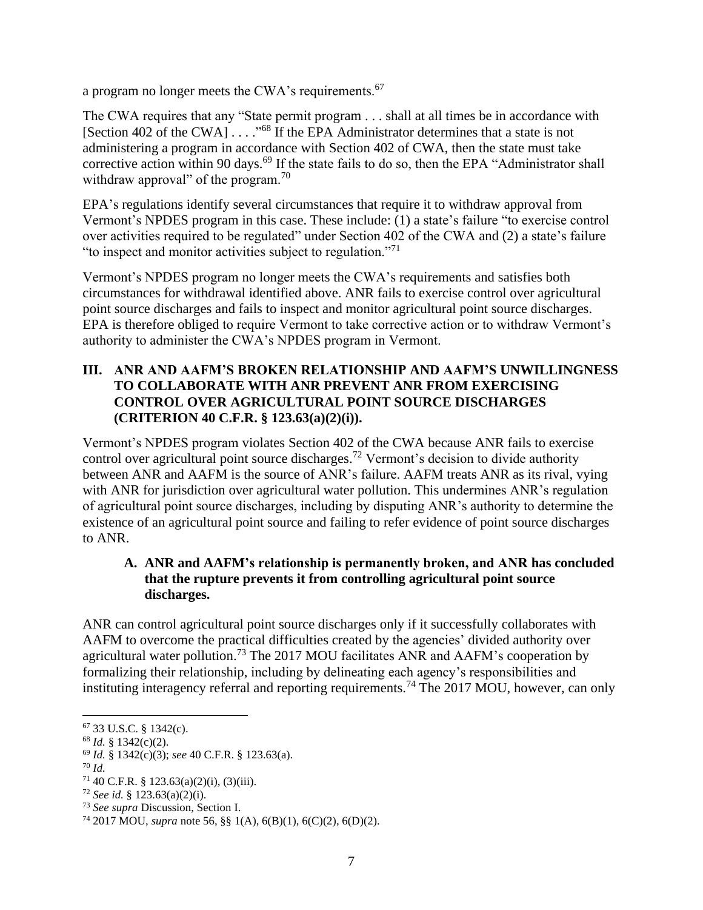a program no longer meets the CWA's requirements.[67]

The CWA requires that any "State permit program . . . shall at all times be in accordance with [Section 402 of the CWA] . . . ."[68] If the EPA Administrator determines that a state is not administering a program in accordance with Section 402 of CWA, then the state must take corrective action within 90 days.[69] If the state fails to do so, then the EPA "Administrator shall withdraw approval" of the program.[70]

EPA's regulations identify several circumstances that require it to withdraw approval from Vermont's NPDES program in this case. These include: (1) a state's failure "to exercise control over activities required to be regulated" under Section 402 of the CWA and (2) a state's failure "to inspect and monitor activities subject to regulation."[71]

Vermont's NPDES program no longer meets the CWA's requirements and satisfies both circumstances for withdrawal identified above. ANR fails to exercise control over agricultural point source discharges and fails to inspect and monitor agricultural point source discharges. EPA is therefore obliged to require Vermont to take corrective action or to withdraw Vermont's authority to administer the CWA's NPDES program in Vermont.

## III. ANR AND AAFM'S BROKEN RELATIONSHIP AND AAFM'S UNWILLINGNESS TO COLLABORATE WITH ANR PREVENT ANR FROM EXERCISING CONTROL OVER AGRICULTURAL POINT SOURCE DISCHARGES (CRITERION 40 C.F.R. § 123.63(a)(2)(i)).

Vermont's NPDES program violates Section 402 of the CWA because ANR fails to exercise control over agricultural point source discharges.[72] Vermont's decision to divide authority between ANR and AAFM is the source of ANR's failure. AAFM treats ANR as its rival, vying with ANR for jurisdiction over agricultural water pollution. This undermines ANR's regulation of agricultural point source discharges, including by disputing ANR's authority to determine the existence of an agricultural point source and failing to refer evidence of point source discharges to ANR.

### A. ANR and AAFM's relationship is permanently broken, and ANR has concluded that the rupture prevents it from controlling agricultural point source discharges.

ANR can control agricultural point source discharges only if it successfully collaborates with AAFM to overcome the practical difficulties created by the agencies' divided authority over agricultural water pollution.[73] The 2017 MOU facilitates ANR and AAFM's cooperation by formalizing their relationship, including by delineating each agency's responsibilities and instituting interagency referral and reporting requirements.[74] The 2017 MOU, however, can only

---

[67] 33 U.S.C. § 1342(c).

[68] *Id.* § 1342(c)(2).

[69] *Id.* § 1342(c)(3); *see* 40 C.F.R. § 123.63(a).

[70] *Id.*

[71] 40 C.F.R. § 123.63(a)(2)(i), (3)(iii).

[72] *See id.* § 123.63(a)(2)(i).

[73] *See supra* Discussion, Section I.

[74] 2017 MOU, *supra* note 56, §§ 1(A), 6(B)(1), 6(C)(2), 6(D)(2).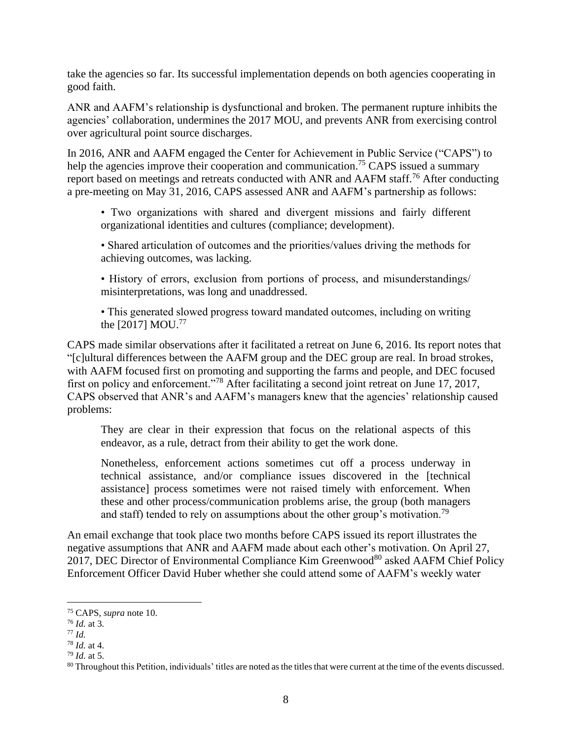take the agencies so far. Its successful implementation depends on both agencies cooperating in good faith.

ANR and AAFM's relationship is dysfunctional and broken. The permanent rupture inhibits the agencies' collaboration, undermines the 2017 MOU, and prevents ANR from exercising control over agricultural point source discharges.

In 2016, ANR and AAFM engaged the Center for Achievement in Public Service ("CAPS") to help the agencies improve their cooperation and communication.[75] CAPS issued a summary report based on meetings and retreats conducted with ANR and AAFM staff.[76] After conducting a pre-meeting on May 31, 2016, CAPS assessed ANR and AAFM's partnership as follows:

> • Two organizations with shared and divergent missions and fairly different organizational identities and cultures (compliance; development).
>
> • Shared articulation of outcomes and the priorities/values driving the methods for achieving outcomes, was lacking.
>
> • History of errors, exclusion from portions of process, and misunderstandings/ misinterpretations, was long and unaddressed.
>
> • This generated slowed progress toward mandated outcomes, including on writing the [2017] MOU.[77]

CAPS made similar observations after it facilitated a retreat on June 6, 2016. Its report notes that "[c]ultural differences between the AAFM group and the DEC group are real. In broad strokes, with AAFM focused first on promoting and supporting the farms and people, and DEC focused first on policy and enforcement."[78] After facilitating a second joint retreat on June 17, 2017, CAPS observed that ANR's and AAFM's managers knew that the agencies' relationship caused problems:

> They are clear in their expression that focus on the relational aspects of this endeavor, as a rule, detract from their ability to get the work done.
>
> Nonetheless, enforcement actions sometimes cut off a process underway in technical assistance, and/or compliance issues discovered in the [technical assistance] process sometimes were not raised timely with enforcement. When these and other process/communication problems arise, the group (both managers and staff) tended to rely on assumptions about the other group's motivation.[79]

An email exchange that took place two months before CAPS issued its report illustrates the negative assumptions that ANR and AAFM made about each other's motivation. On April 27, 2017, DEC Director of Environmental Compliance Kim Greenwood[80] asked AAFM Chief Policy Enforcement Officer David Huber whether she could attend some of AAFM's weekly water

---

[75] CAPS, *supra* note 10.

[76] *Id.* at 3.

[77] *Id.*

[78] *Id.* at 4.

[79] *Id.* at 5.

[80] Throughout this Petition, individuals' titles are noted as the titles that were current at the time of the events discussed.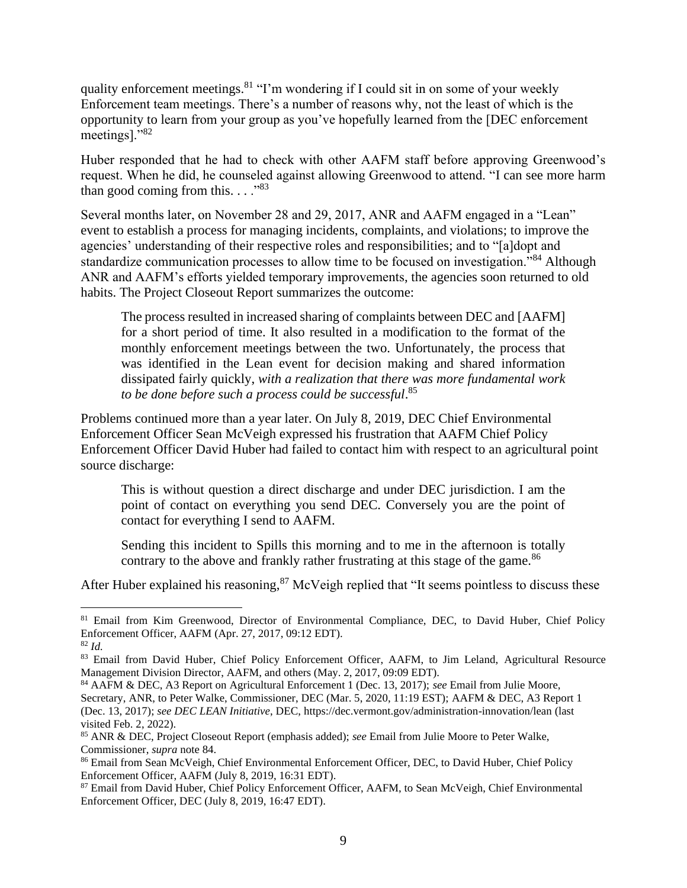quality enforcement meetings.[81] "I'm wondering if I could sit in on some of your weekly Enforcement team meetings. There's a number of reasons why, not the least of which is the opportunity to learn from your group as you've hopefully learned from the [DEC enforcement meetings]."[82]

Huber responded that he had to check with other AAFM staff before approving Greenwood's request. When he did, he counseled against allowing Greenwood to attend. "I can see more harm than good coming from this. . . ."[83]

Several months later, on November 28 and 29, 2017, ANR and AAFM engaged in a "Lean" event to establish a process for managing incidents, complaints, and violations; to improve the agencies' understanding of their respective roles and responsibilities; and to "[a]dopt and standardize communication processes to allow time to be focused on investigation."[84] Although ANR and AAFM's efforts yielded temporary improvements, the agencies soon returned to old habits. The Project Closeout Report summarizes the outcome:

> The process resulted in increased sharing of complaints between DEC and [AAFM] for a short period of time. It also resulted in a modification to the format of the monthly enforcement meetings between the two. Unfortunately, the process that was identified in the Lean event for decision making and shared information dissipated fairly quickly, *with a realization that there was more fundamental work to be done before such a process could be successful*.[85]

Problems continued more than a year later. On July 8, 2019, DEC Chief Environmental Enforcement Officer Sean McVeigh expressed his frustration that AAFM Chief Policy Enforcement Officer David Huber had failed to contact him with respect to an agricultural point source discharge:

> This is without question a direct discharge and under DEC jurisdiction. I am the point of contact on everything you send DEC. Conversely you are the point of contact for everything I send to AAFM.
>
> Sending this incident to Spills this morning and to me in the afternoon is totally contrary to the above and frankly rather frustrating at this stage of the game.[86]

After Huber explained his reasoning,[87] McVeigh replied that "It seems pointless to discuss these

---

[81] Email from Kim Greenwood, Director of Environmental Compliance, DEC, to David Huber, Chief Policy Enforcement Officer, AAFM (Apr. 27, 2017, 09:12 EDT).

[82] *Id.*

[83] Email from David Huber, Chief Policy Enforcement Officer, AAFM, to Jim Leland, Agricultural Resource Management Division Director, AAFM, and others (May. 2, 2017, 09:09 EDT).

[84] AAFM & DEC, A3 Report on Agricultural Enforcement 1 (Dec. 13, 2017); *see* Email from Julie Moore, Secretary, ANR, to Peter Walke, Commissioner, DEC (Mar. 5, 2020, 11:19 EST); AAFM & DEC, A3 Report 1 (Dec. 13, 2017); *see DEC LEAN Initiative*, DEC, https://dec.vermont.gov/administration-innovation/lean (last visited Feb. 2, 2022).

[85] ANR & DEC, Project Closeout Report (emphasis added); *see* Email from Julie Moore to Peter Walke, Commissioner, *supra* note 84.

[86] Email from Sean McVeigh, Chief Environmental Enforcement Officer, DEC, to David Huber, Chief Policy Enforcement Officer, AAFM (July 8, 2019, 16:31 EDT).

[87] Email from David Huber, Chief Policy Enforcement Officer, AAFM, to Sean McVeigh, Chief Environmental Enforcement Officer, DEC (July 8, 2019, 16:47 EDT).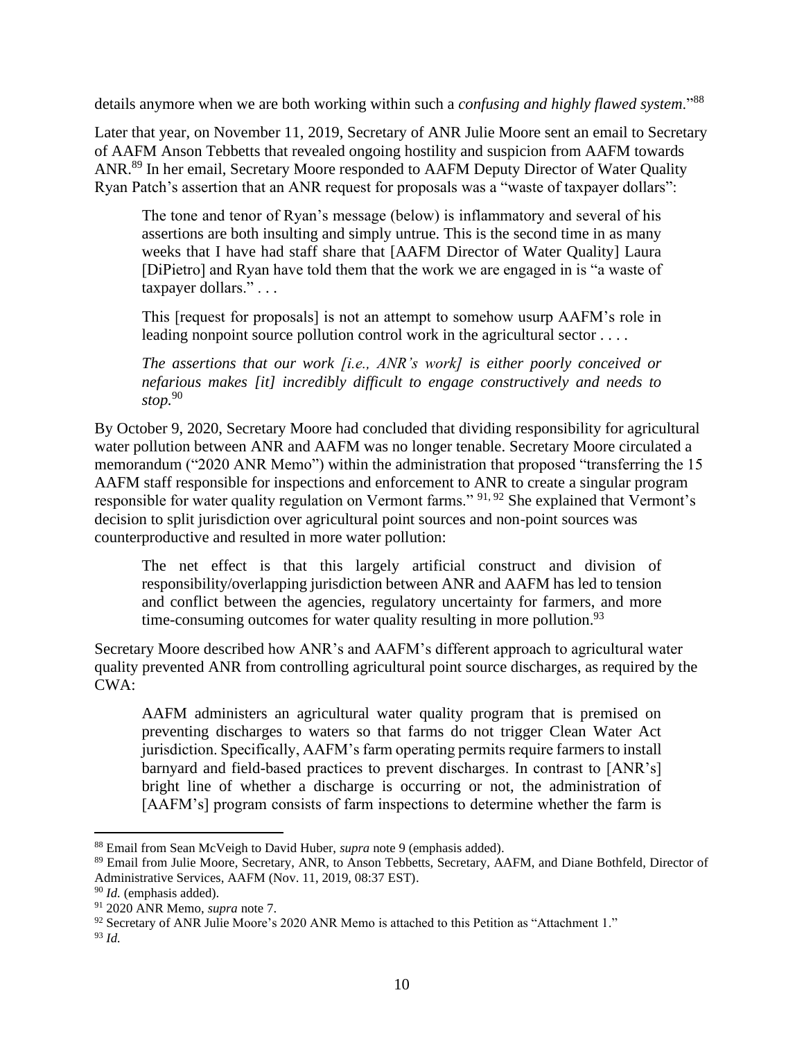details anymore when we are both working within such a *confusing and highly flawed system*."[88]

Later that year, on November 11, 2019, Secretary of ANR Julie Moore sent an email to Secretary of AAFM Anson Tebbetts that revealed ongoing hostility and suspicion from AAFM towards ANR.[89] In her email, Secretary Moore responded to AAFM Deputy Director of Water Quality Ryan Patch's assertion that an ANR request for proposals was a "waste of taxpayer dollars":

> The tone and tenor of Ryan's message (below) is inflammatory and several of his assertions are both insulting and simply untrue. This is the second time in as many weeks that I have had staff share that [AAFM Director of Water Quality] Laura [DiPietro] and Ryan have told them that the work we are engaged in is "a waste of taxpayer dollars." . . .
>
> This [request for proposals] is not an attempt to somehow usurp AAFM's role in leading nonpoint source pollution control work in the agricultural sector . . . .
>
> *The assertions that our work [i.e., ANR's work] is either poorly conceived or nefarious makes [it] incredibly difficult to engage constructively and needs to stop.*[90]

By October 9, 2020, Secretary Moore had concluded that dividing responsibility for agricultural water pollution between ANR and AAFM was no longer tenable. Secretary Moore circulated a memorandum ("2020 ANR Memo") within the administration that proposed "transferring the 15 AAFM staff responsible for inspections and enforcement to ANR to create a singular program responsible for water quality regulation on Vermont farms." [91, 92] She explained that Vermont's decision to split jurisdiction over agricultural point sources and non-point sources was counterproductive and resulted in more water pollution:

> The net effect is that this largely artificial construct and division of responsibility/overlapping jurisdiction between ANR and AAFM has led to tension and conflict between the agencies, regulatory uncertainty for farmers, and more time-consuming outcomes for water quality resulting in more pollution.[93]

Secretary Moore described how ANR's and AAFM's different approach to agricultural water quality prevented ANR from controlling agricultural point source discharges, as required by the CWA:

> AAFM administers an agricultural water quality program that is premised on preventing discharges to waters so that farms do not trigger Clean Water Act jurisdiction. Specifically, AAFM's farm operating permits require farmers to install barnyard and field-based practices to prevent discharges. In contrast to [ANR's] bright line of whether a discharge is occurring or not, the administration of [AAFM's] program consists of farm inspections to determine whether the farm is

---

[88] Email from Sean McVeigh to David Huber, *supra* note 9 (emphasis added).

[89] Email from Julie Moore, Secretary, ANR, to Anson Tebbetts, Secretary, AAFM, and Diane Bothfeld, Director of Administrative Services, AAFM (Nov. 11, 2019, 08:37 EST).

[90] *Id.* (emphasis added).

[91] 2020 ANR Memo, *supra* note 7.

[92] Secretary of ANR Julie Moore's 2020 ANR Memo is attached to this Petition as "Attachment 1."

[93] *Id.*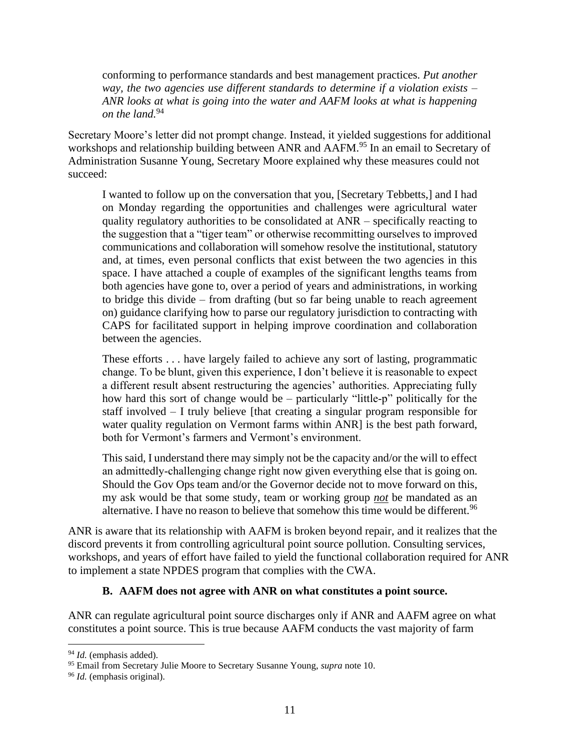> conforming to performance standards and best management practices. *Put another way, the two agencies use different standards to determine if a violation exists – ANR looks at what is going into the water and AAFM looks at what is happening on the land.*[94]

Secretary Moore's letter did not prompt change. Instead, it yielded suggestions for additional workshops and relationship building between ANR and AAFM.[95] In an email to Secretary of Administration Susanne Young, Secretary Moore explained why these measures could not succeed:

> I wanted to follow up on the conversation that you, [Secretary Tebbetts,] and I had on Monday regarding the opportunities and challenges were agricultural water quality regulatory authorities to be consolidated at ANR – specifically reacting to the suggestion that a "tiger team" or otherwise recommitting ourselves to improved communications and collaboration will somehow resolve the institutional, statutory and, at times, even personal conflicts that exist between the two agencies in this space. I have attached a couple of examples of the significant lengths teams from both agencies have gone to, over a period of years and administrations, in working to bridge this divide – from drafting (but so far being unable to reach agreement on) guidance clarifying how to parse our regulatory jurisdiction to contracting with CAPS for facilitated support in helping improve coordination and collaboration between the agencies.
>
> These efforts . . . have largely failed to achieve any sort of lasting, programmatic change. To be blunt, given this experience, I don't believe it is reasonable to expect a different result absent restructuring the agencies' authorities. Appreciating fully how hard this sort of change would be – particularly "little-p" politically for the staff involved – I truly believe [that creating a singular program responsible for water quality regulation on Vermont farms within ANR] is the best path forward, both for Vermont's farmers and Vermont's environment.
>
> This said, I understand there may simply not be the capacity and/or the will to effect an admittedly-challenging change right now given everything else that is going on. Should the Gov Ops team and/or the Governor decide not to move forward on this, my ask would be that some study, team or working group ***not*** be mandated as an alternative. I have no reason to believe that somehow this time would be different.[96]

ANR is aware that its relationship with AAFM is broken beyond repair, and it realizes that the discord prevents it from controlling agricultural point source pollution. Consulting services, workshops, and years of effort have failed to yield the functional collaboration required for ANR to implement a state NPDES program that complies with the CWA.

### B. AAFM does not agree with ANR on what constitutes a point source.

ANR can regulate agricultural point source discharges only if ANR and AAFM agree on what constitutes a point source. This is true because AAFM conducts the vast majority of farm

---

[94] *Id.* (emphasis added).

[95] Email from Secretary Julie Moore to Secretary Susanne Young, *supra* note 10.

[96] *Id.* (emphasis original).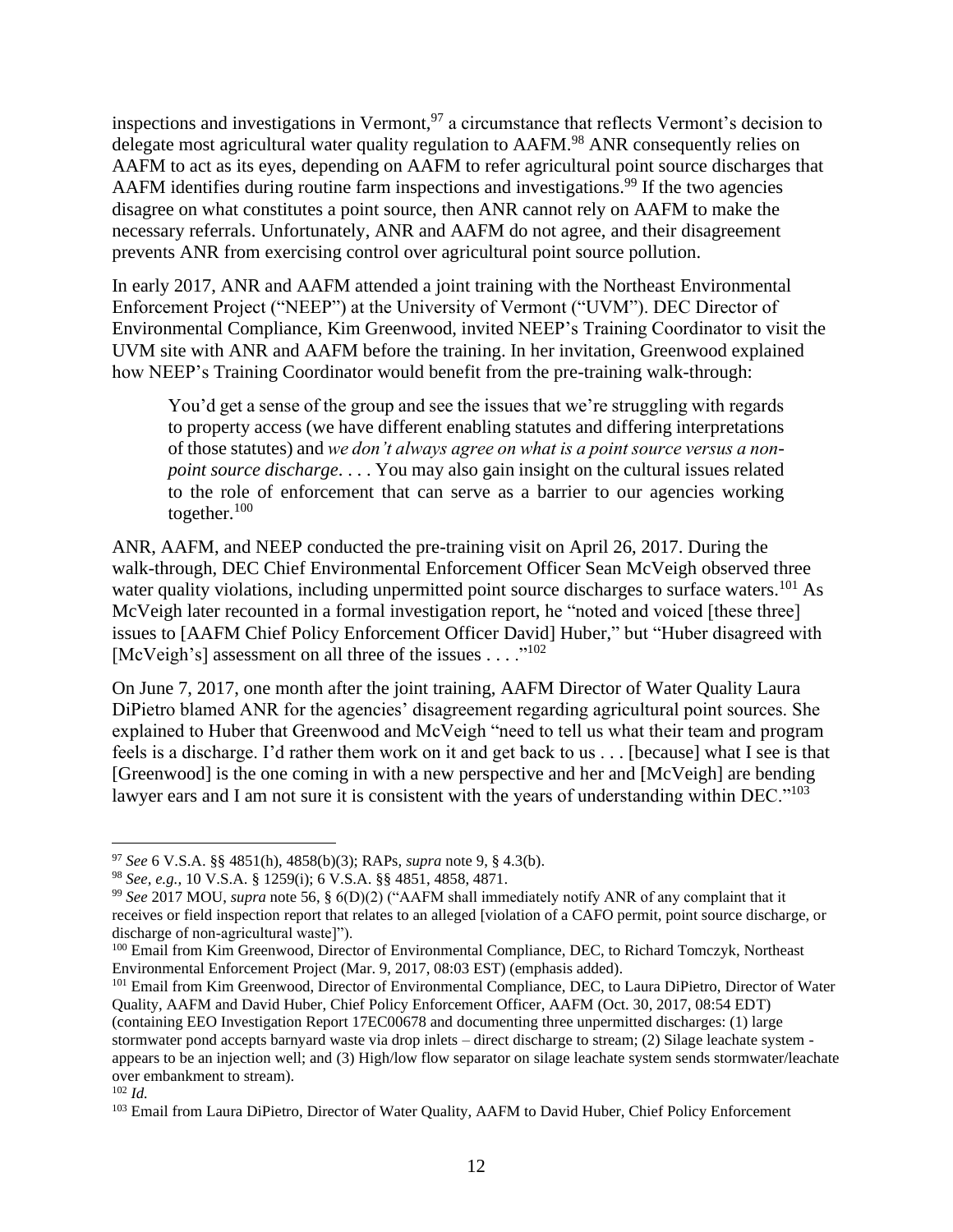inspections and investigations in Vermont,[97] a circumstance that reflects Vermont's decision to delegate most agricultural water quality regulation to AAFM.[98] ANR consequently relies on AAFM to act as its eyes, depending on AAFM to refer agricultural point source discharges that AAFM identifies during routine farm inspections and investigations.[99] If the two agencies disagree on what constitutes a point source, then ANR cannot rely on AAFM to make the necessary referrals. Unfortunately, ANR and AAFM do not agree, and their disagreement prevents ANR from exercising control over agricultural point source pollution.

In early 2017, ANR and AAFM attended a joint training with the Northeast Environmental Enforcement Project ("NEEP") at the University of Vermont ("UVM"). DEC Director of Environmental Compliance, Kim Greenwood, invited NEEP's Training Coordinator to visit the UVM site with ANR and AAFM before the training. In her invitation, Greenwood explained how NEEP's Training Coordinator would benefit from the pre-training walk-through:

> You'd get a sense of the group and see the issues that we're struggling with regards to property access (we have different enabling statutes and differing interpretations of those statutes) and *we don't always agree on what is a point source versus a non-point source discharge*. . . . You may also gain insight on the cultural issues related to the role of enforcement that can serve as a barrier to our agencies working together.[100]

ANR, AAFM, and NEEP conducted the pre-training visit on April 26, 2017. During the walk-through, DEC Chief Environmental Enforcement Officer Sean McVeigh observed three water quality violations, including unpermitted point source discharges to surface waters.[101] As McVeigh later recounted in a formal investigation report, he "noted and voiced [these three] issues to [AAFM Chief Policy Enforcement Officer David] Huber," but "Huber disagreed with [McVeigh's] assessment on all three of the issues . . . ."[102]

On June 7, 2017, one month after the joint training, AAFM Director of Water Quality Laura DiPietro blamed ANR for the agencies' disagreement regarding agricultural point sources. She explained to Huber that Greenwood and McVeigh "need to tell us what their team and program feels is a discharge. I'd rather them work on it and get back to us . . . [because] what I see is that [Greenwood] is the one coming in with a new perspective and her and [McVeigh] are bending lawyer ears and I am not sure it is consistent with the years of understanding within DEC."[103]

---

[97] *See* 6 V.S.A. §§ 4851(h), 4858(b)(3); RAPs, *supra* note 9, § 4.3(b).

[98] *See, e.g.*, 10 V.S.A. § 1259(i); 6 V.S.A. §§ 4851, 4858, 4871.

[99] *See* 2017 MOU, *supra* note 56, § 6(D)(2) ("AAFM shall immediately notify ANR of any complaint that it receives or field inspection report that relates to an alleged [violation of a CAFO permit, point source discharge, or discharge of non-agricultural waste]").

[100] Email from Kim Greenwood, Director of Environmental Compliance, DEC, to Richard Tomczyk, Northeast Environmental Enforcement Project (Mar. 9, 2017, 08:03 EST) (emphasis added).

[101] Email from Kim Greenwood, Director of Environmental Compliance, DEC, to Laura DiPietro, Director of Water Quality, AAFM and David Huber, Chief Policy Enforcement Officer, AAFM (Oct. 30, 2017, 08:54 EDT) (containing EEO Investigation Report 17EC00678 and documenting three unpermitted discharges: (1) large stormwater pond accepts barnyard waste via drop inlets – direct discharge to stream; (2) Silage leachate system - appears to be an injection well; and (3) High/low flow separator on silage leachate system sends stormwater/leachate over embankment to stream).

[102] *Id.*

[103] Email from Laura DiPietro, Director of Water Quality, AAFM to David Huber, Chief Policy Enforcement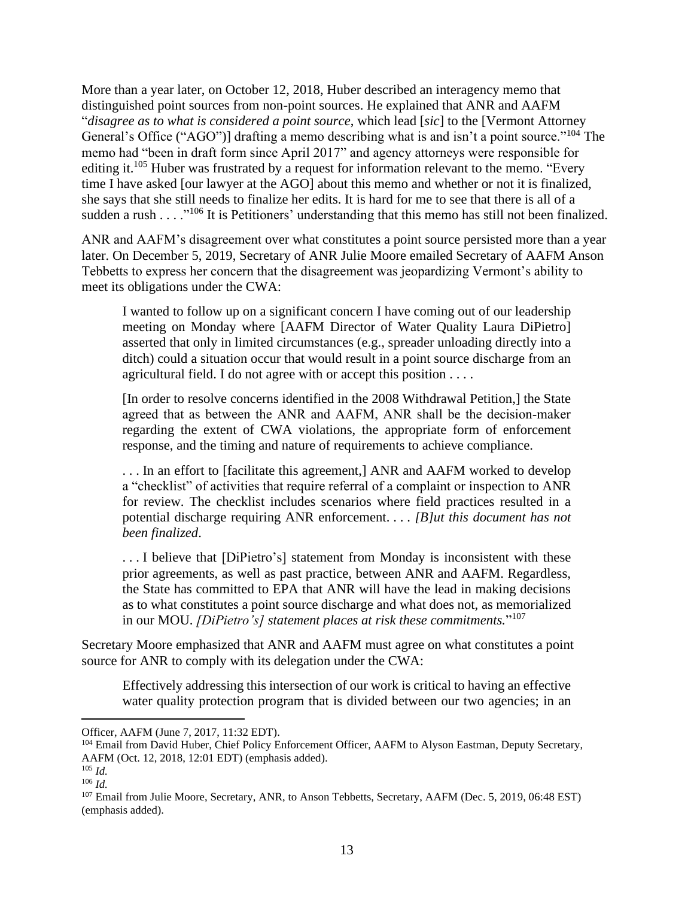More than a year later, on October 12, 2018, Huber described an interagency memo that distinguished point sources from non-point sources. He explained that ANR and AAFM "*disagree as to what is considered a point source*, which lead [*sic*] to the [Vermont Attorney General's Office ("AGO")] drafting a memo describing what is and isn't a point source."[104] The memo had "been in draft form since April 2017" and agency attorneys were responsible for editing it.[105] Huber was frustrated by a request for information relevant to the memo. "Every time I have asked [our lawyer at the AGO] about this memo and whether or not it is finalized, she says that she still needs to finalize her edits. It is hard for me to see that there is all of a sudden a rush . . . ."[106] It is Petitioners' understanding that this memo has still not been finalized.

ANR and AAFM's disagreement over what constitutes a point source persisted more than a year later. On December 5, 2019, Secretary of ANR Julie Moore emailed Secretary of AAFM Anson Tebbetts to express her concern that the disagreement was jeopardizing Vermont's ability to meet its obligations under the CWA:

> I wanted to follow up on a significant concern I have coming out of our leadership meeting on Monday where [AAFM Director of Water Quality Laura DiPietro] asserted that only in limited circumstances (e.g., spreader unloading directly into a ditch) could a situation occur that would result in a point source discharge from an agricultural field. I do not agree with or accept this position . . . .
>
> [In order to resolve concerns identified in the 2008 Withdrawal Petition,] the State agreed that as between the ANR and AAFM, ANR shall be the decision-maker regarding the extent of CWA violations, the appropriate form of enforcement response, and the timing and nature of requirements to achieve compliance.
>
> . . . In an effort to [facilitate this agreement,] ANR and AAFM worked to develop a "checklist" of activities that require referral of a complaint or inspection to ANR for review. The checklist includes scenarios where field practices resulted in a potential discharge requiring ANR enforcement. . . . *[B]ut this document has not been finalized*.
>
> . . . I believe that [DiPietro's] statement from Monday is inconsistent with these prior agreements, as well as past practice, between ANR and AAFM. Regardless, the State has committed to EPA that ANR will have the lead in making decisions as to what constitutes a point source discharge and what does not, as memorialized in our MOU. *[DiPietro's] statement places at risk these commitments.*"[107]

Secretary Moore emphasized that ANR and AAFM must agree on what constitutes a point source for ANR to comply with its delegation under the CWA:

> Effectively addressing this intersection of our work is critical to having an effective water quality protection program that is divided between our two agencies; in an

---

Officer, AAFM (June 7, 2017, 11:32 EDT).

[104] Email from David Huber, Chief Policy Enforcement Officer, AAFM to Alyson Eastman, Deputy Secretary, AAFM (Oct. 12, 2018, 12:01 EDT) (emphasis added).

[105] *Id.*

[106] *Id.*

[107] Email from Julie Moore, Secretary, ANR, to Anson Tebbetts, Secretary, AAFM (Dec. 5, 2019, 06:48 EST) (emphasis added).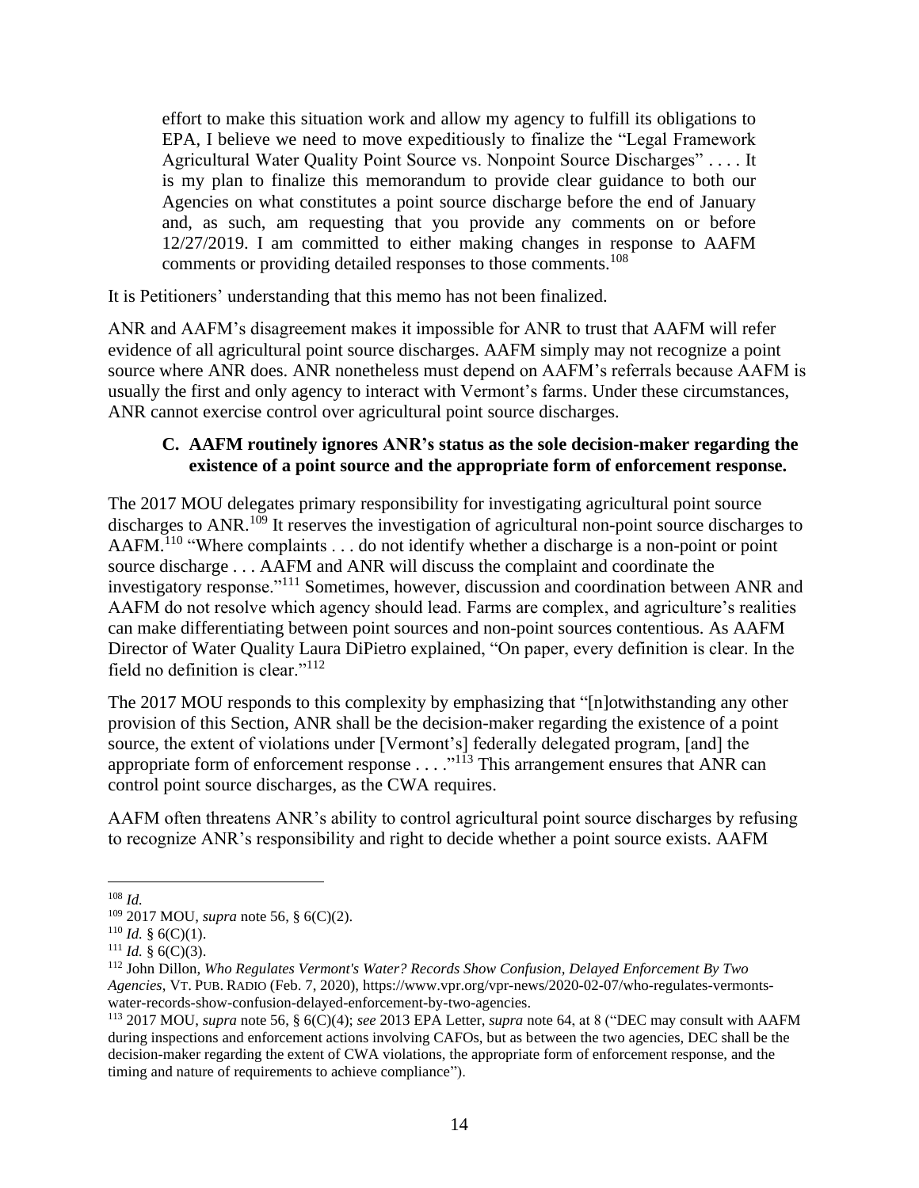> effort to make this situation work and allow my agency to fulfill its obligations to EPA, I believe we need to move expeditiously to finalize the "Legal Framework Agricultural Water Quality Point Source vs. Nonpoint Source Discharges" . . . . It is my plan to finalize this memorandum to provide clear guidance to both our Agencies on what constitutes a point source discharge before the end of January and, as such, am requesting that you provide any comments on or before 12/27/2019. I am committed to either making changes in response to AAFM comments or providing detailed responses to those comments.[108]

It is Petitioners' understanding that this memo has not been finalized.

ANR and AAFM's disagreement makes it impossible for ANR to trust that AAFM will refer evidence of all agricultural point source discharges. AAFM simply may not recognize a point source where ANR does. ANR nonetheless must depend on AAFM's referrals because AAFM is usually the first and only agency to interact with Vermont's farms. Under these circumstances, ANR cannot exercise control over agricultural point source discharges.

### C. AAFM routinely ignores ANR's status as the sole decision-maker regarding the existence of a point source and the appropriate form of enforcement response.

The 2017 MOU delegates primary responsibility for investigating agricultural point source discharges to ANR.[109] It reserves the investigation of agricultural non-point source discharges to AAFM.[110] "Where complaints . . . do not identify whether a discharge is a non-point or point source discharge . . . AAFM and ANR will discuss the complaint and coordinate the investigatory response."[111] Sometimes, however, discussion and coordination between ANR and AAFM do not resolve which agency should lead. Farms are complex, and agriculture's realities can make differentiating between point sources and non-point sources contentious. As AAFM Director of Water Quality Laura DiPietro explained, "On paper, every definition is clear. In the field no definition is clear."[112]

The 2017 MOU responds to this complexity by emphasizing that "[n]otwithstanding any other provision of this Section, ANR shall be the decision-maker regarding the existence of a point source, the extent of violations under [Vermont's] federally delegated program, [and] the appropriate form of enforcement response . . . ."[113] This arrangement ensures that ANR can control point source discharges, as the CWA requires.

AAFM often threatens ANR's ability to control agricultural point source discharges by refusing to recognize ANR's responsibility and right to decide whether a point source exists. AAFM

---

[108] *Id.*

[109] 2017 MOU, *supra* note 56, § 6(C)(2).

[110] *Id.* § 6(C)(1).

[111] *Id.* § 6(C)(3).

[112] John Dillon, *Who Regulates Vermont's Water? Records Show Confusion, Delayed Enforcement By Two Agencies*, VT. PUB. RADIO (Feb. 7, 2020), https://www.vpr.org/vpr-news/2020-02-07/who-regulates-vermonts-water-records-show-confusion-delayed-enforcement-by-two-agencies.

[113] 2017 MOU, *supra* note 56, § 6(C)(4); *see* 2013 EPA Letter, *supra* note 64, at 8 ("DEC may consult with AAFM during inspections and enforcement actions involving CAFOs, but as between the two agencies, DEC shall be the decision-maker regarding the extent of CWA violations, the appropriate form of enforcement response, and the timing and nature of requirements to achieve compliance").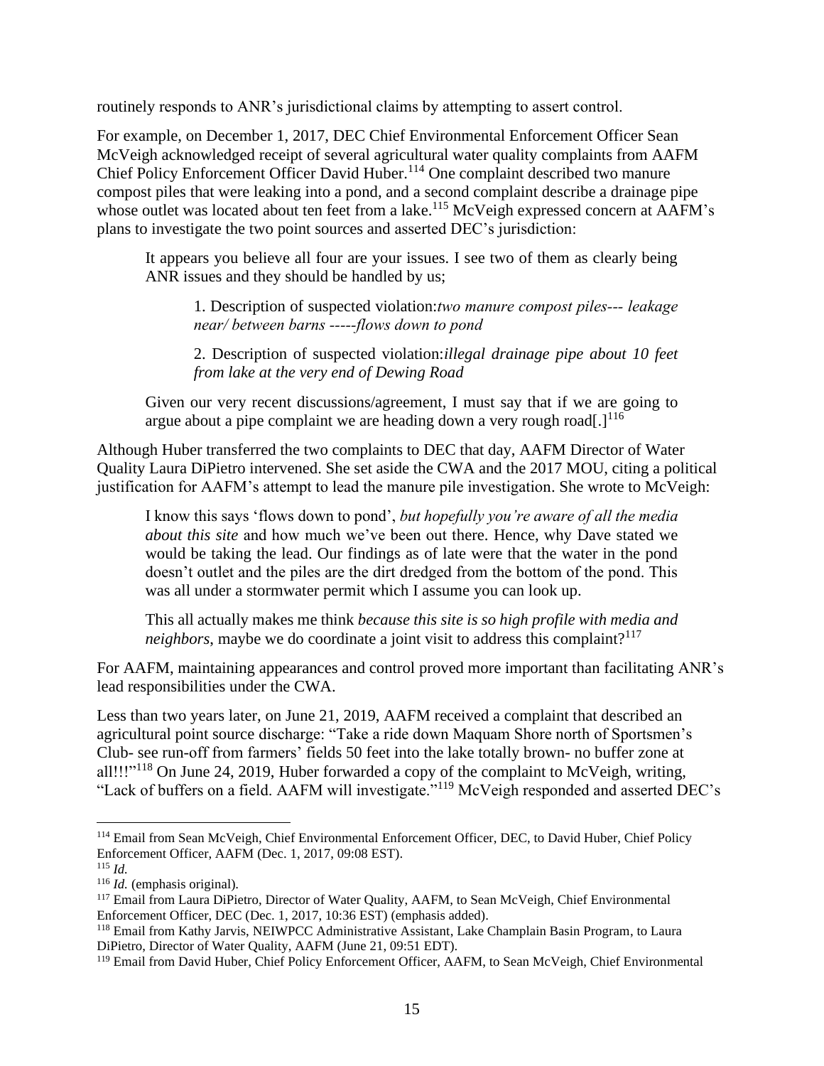routinely responds to ANR's jurisdictional claims by attempting to assert control.

For example, on December 1, 2017, DEC Chief Environmental Enforcement Officer Sean McVeigh acknowledged receipt of several agricultural water quality complaints from AAFM Chief Policy Enforcement Officer David Huber.[114] One complaint described two manure compost piles that were leaking into a pond, and a second complaint describe a drainage pipe whose outlet was located about ten feet from a lake.[115] McVeigh expressed concern at AAFM's plans to investigate the two point sources and asserted DEC's jurisdiction:

> It appears you believe all four are your issues. I see two of them as clearly being ANR issues and they should be handled by us;
>
> > 1. Description of suspected violation:*two manure compost piles--- leakage near/ between barns -----flows down to pond*
> >
> > 2. Description of suspected violation:*illegal drainage pipe about 10 feet from lake at the very end of Dewing Road*
>
> Given our very recent discussions/agreement, I must say that if we are going to argue about a pipe complaint we are heading down a very rough road[.][116]

Although Huber transferred the two complaints to DEC that day, AAFM Director of Water Quality Laura DiPietro intervened. She set aside the CWA and the 2017 MOU, citing a political justification for AAFM's attempt to lead the manure pile investigation. She wrote to McVeigh:

> I know this says 'flows down to pond', *but hopefully you're aware of all the media about this site* and how much we've been out there. Hence, why Dave stated we would be taking the lead. Our findings as of late were that the water in the pond doesn't outlet and the piles are the dirt dredged from the bottom of the pond. This was all under a stormwater permit which I assume you can look up.
>
> This all actually makes me think *because this site is so high profile with media and neighbors*, maybe we do coordinate a joint visit to address this complaint?[117]

For AAFM, maintaining appearances and control proved more important than facilitating ANR's lead responsibilities under the CWA.

Less than two years later, on June 21, 2019, AAFM received a complaint that described an agricultural point source discharge: "Take a ride down Maquam Shore north of Sportsmen's Club- see run-off from farmers' fields 50 feet into the lake totally brown- no buffer zone at all!!!"[118] On June 24, 2019, Huber forwarded a copy of the complaint to McVeigh, writing, "Lack of buffers on a field. AAFM will investigate."[119] McVeigh responded and asserted DEC's

---

[114] Email from Sean McVeigh, Chief Environmental Enforcement Officer, DEC, to David Huber, Chief Policy Enforcement Officer, AAFM (Dec. 1, 2017, 09:08 EST).

[115] *Id.*

[116] *Id.* (emphasis original).

[117] Email from Laura DiPietro, Director of Water Quality, AAFM, to Sean McVeigh, Chief Environmental Enforcement Officer, DEC (Dec. 1, 2017, 10:36 EST) (emphasis added).

[118] Email from Kathy Jarvis, NEIWPCC Administrative Assistant, Lake Champlain Basin Program, to Laura DiPietro, Director of Water Quality, AAFM (June 21, 09:51 EDT).

[119] Email from David Huber, Chief Policy Enforcement Officer, AAFM, to Sean McVeigh, Chief Environmental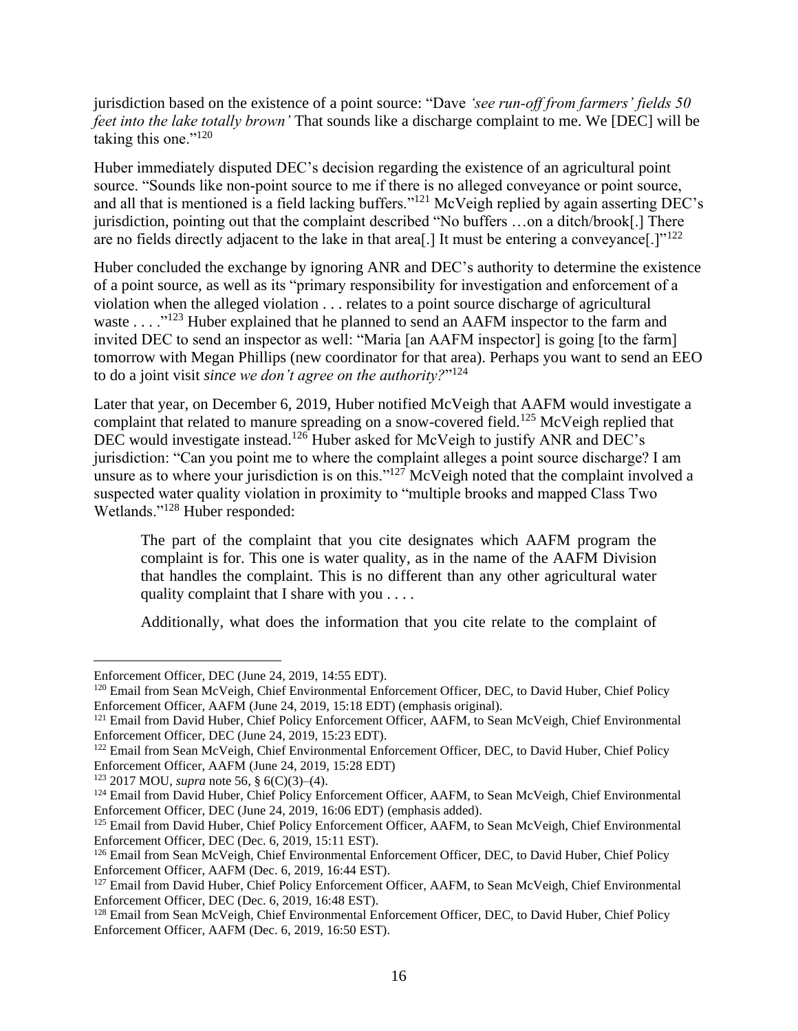jurisdiction based on the existence of a point source: "Dave *'see run-off from farmers' fields 50 feet into the lake totally brown'* That sounds like a discharge complaint to me. We [DEC] will be taking this one."[120]

Huber immediately disputed DEC's decision regarding the existence of an agricultural point source. "Sounds like non-point source to me if there is no alleged conveyance or point source, and all that is mentioned is a field lacking buffers."[121] McVeigh replied by again asserting DEC's jurisdiction, pointing out that the complaint described "No buffers …on a ditch/brook[.] There are no fields directly adjacent to the lake in that area[.] It must be entering a conveyance[.]"[122]

Huber concluded the exchange by ignoring ANR and DEC's authority to determine the existence of a point source, as well as its "primary responsibility for investigation and enforcement of a violation when the alleged violation . . . relates to a point source discharge of agricultural waste . . . ."[123] Huber explained that he planned to send an AAFM inspector to the farm and invited DEC to send an inspector as well: "Maria [an AAFM inspector] is going [to the farm] tomorrow with Megan Phillips (new coordinator for that area). Perhaps you want to send an EEO to do a joint visit *since we don't agree on the authority?*"[124]

Later that year, on December 6, 2019, Huber notified McVeigh that AAFM would investigate a complaint that related to manure spreading on a snow-covered field.[125] McVeigh replied that DEC would investigate instead.[126] Huber asked for McVeigh to justify ANR and DEC's jurisdiction: "Can you point me to where the complaint alleges a point source discharge? I am unsure as to where your jurisdiction is on this."[127] McVeigh noted that the complaint involved a suspected water quality violation in proximity to "multiple brooks and mapped Class Two Wetlands."[128] Huber responded:

> The part of the complaint that you cite designates which AAFM program the complaint is for. This one is water quality, as in the name of the AAFM Division that handles the complaint. This is no different than any other agricultural water quality complaint that I share with you . . . .
>
> Additionally, what does the information that you cite relate to the complaint of

---

Enforcement Officer, DEC (June 24, 2019, 14:55 EDT).

[120] Email from Sean McVeigh, Chief Environmental Enforcement Officer, DEC, to David Huber, Chief Policy Enforcement Officer, AAFM (June 24, 2019, 15:18 EDT) (emphasis original).

[121] Email from David Huber, Chief Policy Enforcement Officer, AAFM, to Sean McVeigh, Chief Environmental Enforcement Officer, DEC (June 24, 2019, 15:23 EDT).

[122] Email from Sean McVeigh, Chief Environmental Enforcement Officer, DEC, to David Huber, Chief Policy Enforcement Officer, AAFM (June 24, 2019, 15:28 EDT)

[123] 2017 MOU, *supra* note 56, § 6(C)(3)–(4).

[124] Email from David Huber, Chief Policy Enforcement Officer, AAFM, to Sean McVeigh, Chief Environmental Enforcement Officer, DEC (June 24, 2019, 16:06 EDT) (emphasis added).

[125] Email from David Huber, Chief Policy Enforcement Officer, AAFM, to Sean McVeigh, Chief Environmental Enforcement Officer, DEC (Dec. 6, 2019, 15:11 EST).

[126] Email from Sean McVeigh, Chief Environmental Enforcement Officer, DEC, to David Huber, Chief Policy Enforcement Officer, AAFM (Dec. 6, 2019, 16:44 EST).

[127] Email from David Huber, Chief Policy Enforcement Officer, AAFM, to Sean McVeigh, Chief Environmental Enforcement Officer, DEC (Dec. 6, 2019, 16:48 EST).

[128] Email from Sean McVeigh, Chief Environmental Enforcement Officer, DEC, to David Huber, Chief Policy Enforcement Officer, AAFM (Dec. 6, 2019, 16:50 EST).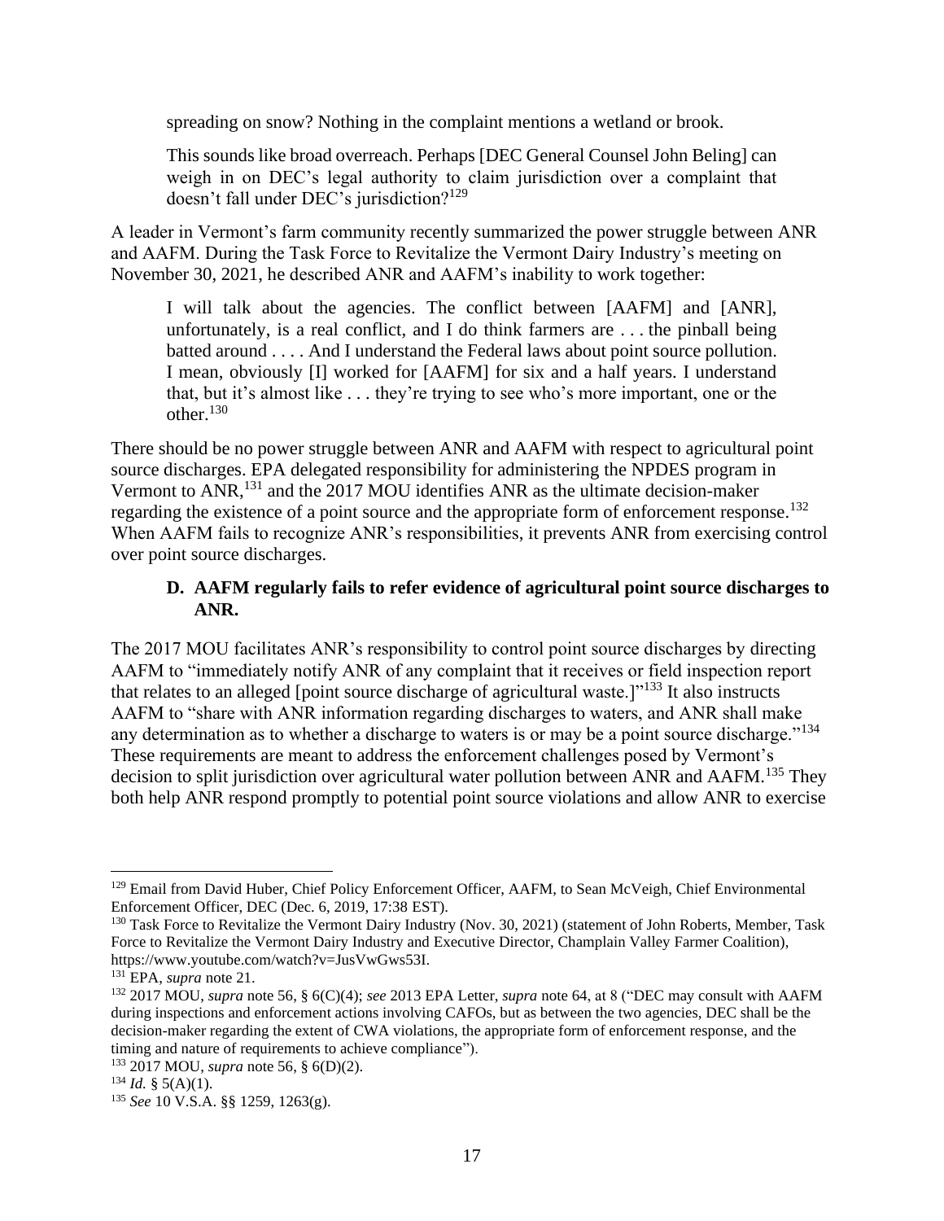> spreading on snow? Nothing in the complaint mentions a wetland or brook.
>
> This sounds like broad overreach. Perhaps [DEC General Counsel John Beling] can weigh in on DEC's legal authority to claim jurisdiction over a complaint that doesn't fall under DEC's jurisdiction?[129]

A leader in Vermont's farm community recently summarized the power struggle between ANR and AAFM. During the Task Force to Revitalize the Vermont Dairy Industry's meeting on November 30, 2021, he described ANR and AAFM's inability to work together:

> I will talk about the agencies. The conflict between [AAFM] and [ANR], unfortunately, is a real conflict, and I do think farmers are . . . the pinball being batted around . . . . And I understand the Federal laws about point source pollution. I mean, obviously [I] worked for [AAFM] for six and a half years. I understand that, but it's almost like . . . they're trying to see who's more important, one or the other.[130]

There should be no power struggle between ANR and AAFM with respect to agricultural point source discharges. EPA delegated responsibility for administering the NPDES program in Vermont to ANR,[131] and the 2017 MOU identifies ANR as the ultimate decision-maker regarding the existence of a point source and the appropriate form of enforcement response.[132] When AAFM fails to recognize ANR's responsibilities, it prevents ANR from exercising control over point source discharges.

### D. AAFM regularly fails to refer evidence of agricultural point source discharges to ANR.

The 2017 MOU facilitates ANR's responsibility to control point source discharges by directing AAFM to "immediately notify ANR of any complaint that it receives or field inspection report that relates to an alleged [point source discharge of agricultural waste.]"[133] It also instructs AAFM to "share with ANR information regarding discharges to waters, and ANR shall make any determination as to whether a discharge to waters is or may be a point source discharge."[134] These requirements are meant to address the enforcement challenges posed by Vermont's decision to split jurisdiction over agricultural water pollution between ANR and AAFM.[135] They both help ANR respond promptly to potential point source violations and allow ANR to exercise

---

[129] Email from David Huber, Chief Policy Enforcement Officer, AAFM, to Sean McVeigh, Chief Environmental Enforcement Officer, DEC (Dec. 6, 2019, 17:38 EST).

[130] Task Force to Revitalize the Vermont Dairy Industry (Nov. 30, 2021) (statement of John Roberts, Member, Task Force to Revitalize the Vermont Dairy Industry and Executive Director, Champlain Valley Farmer Coalition), https://www.youtube.com/watch?v=JusVwGws53I.

[131] EPA, *supra* note 21.

[132] 2017 MOU, *supra* note 56, § 6(C)(4); *see* 2013 EPA Letter, *supra* note 64, at 8 ("DEC may consult with AAFM during inspections and enforcement actions involving CAFOs, but as between the two agencies, DEC shall be the decision-maker regarding the extent of CWA violations, the appropriate form of enforcement response, and the timing and nature of requirements to achieve compliance").

[133] 2017 MOU, *supra* note 56, § 6(D)(2).

[134] *Id.* § 5(A)(1).

[135] *See* 10 V.S.A. §§ 1259, 1263(g).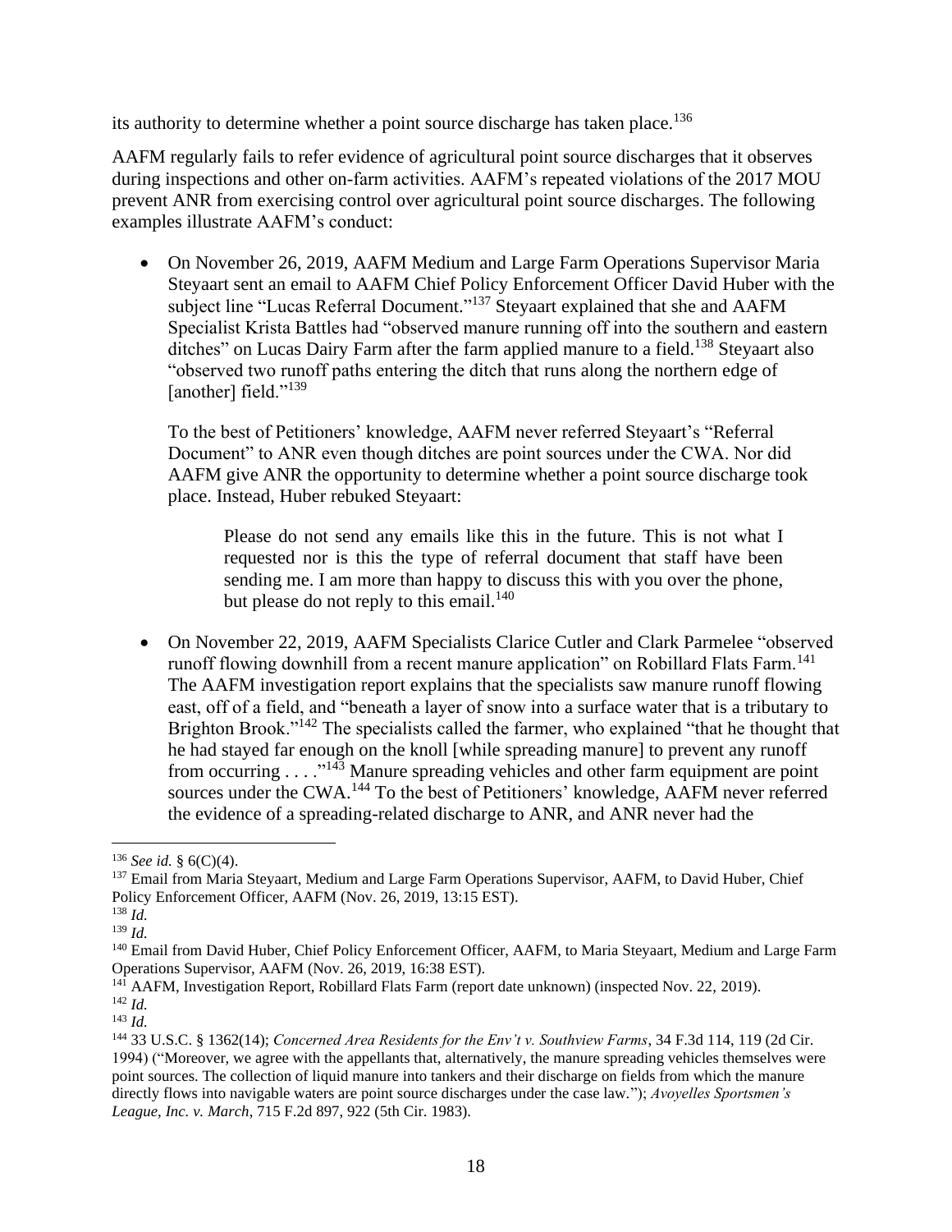its authority to determine whether a point source discharge has taken place.[136]

AAFM regularly fails to refer evidence of agricultural point source discharges that it observes during inspections and other on-farm activities. AAFM's repeated violations of the 2017 MOU prevent ANR from exercising control over agricultural point source discharges. The following examples illustrate AAFM's conduct:

- On November 26, 2019, AAFM Medium and Large Farm Operations Supervisor Maria Steyaart sent an email to AAFM Chief Policy Enforcement Officer David Huber with the subject line "Lucas Referral Document."[137] Steyaart explained that she and AAFM Specialist Krista Battles had "observed manure running off into the southern and eastern ditches" on Lucas Dairy Farm after the farm applied manure to a field.[138] Steyaart also "observed two runoff paths entering the ditch that runs along the northern edge of [another] field."[139]

  To the best of Petitioners' knowledge, AAFM never referred Steyaart's "Referral Document" to ANR even though ditches are point sources under the CWA. Nor did AAFM give ANR the opportunity to determine whether a point source discharge took place. Instead, Huber rebuked Steyaart:

  > Please do not send any emails like this in the future. This is not what I requested nor is this the type of referral document that staff have been sending me. I am more than happy to discuss this with you over the phone, but please do not reply to this email.[140]

- On November 22, 2019, AAFM Specialists Clarice Cutler and Clark Parmelee "observed runoff flowing downhill from a recent manure application" on Robillard Flats Farm.[141] The AAFM investigation report explains that the specialists saw manure runoff flowing east, off of a field, and "beneath a layer of snow into a surface water that is a tributary to Brighton Brook."[142] The specialists called the farmer, who explained "that he thought that he had stayed far enough on the knoll [while spreading manure] to prevent any runoff from occurring . . . ."[143] Manure spreading vehicles and other farm equipment are point sources under the CWA.[144] To the best of Petitioners' knowledge, AAFM never referred the evidence of a spreading-related discharge to ANR, and ANR never had the

---

[136] *See id.* § 6(C)(4).

[137] Email from Maria Steyaart, Medium and Large Farm Operations Supervisor, AAFM, to David Huber, Chief Policy Enforcement Officer, AAFM (Nov. 26, 2019, 13:15 EST).

[138] *Id.*

[139] *Id.*

[140] Email from David Huber, Chief Policy Enforcement Officer, AAFM, to Maria Steyaart, Medium and Large Farm Operations Supervisor, AAFM (Nov. 26, 2019, 16:38 EST).

[141] AAFM, Investigation Report, Robillard Flats Farm (report date unknown) (inspected Nov. 22, 2019).

[142] *Id.*

[143] *Id.*

[144] 33 U.S.C. § 1362(14); *Concerned Area Residents for the Env't v. Southview Farms*, 34 F.3d 114, 119 (2d Cir. 1994) ("Moreover, we agree with the appellants that, alternatively, the manure spreading vehicles themselves were point sources. The collection of liquid manure into tankers and their discharge on fields from which the manure directly flows into navigable waters are point source discharges under the case law."); *Avoyelles Sportsmen's League, Inc. v. March*, 715 F.2d 897, 922 (5th Cir. 1983).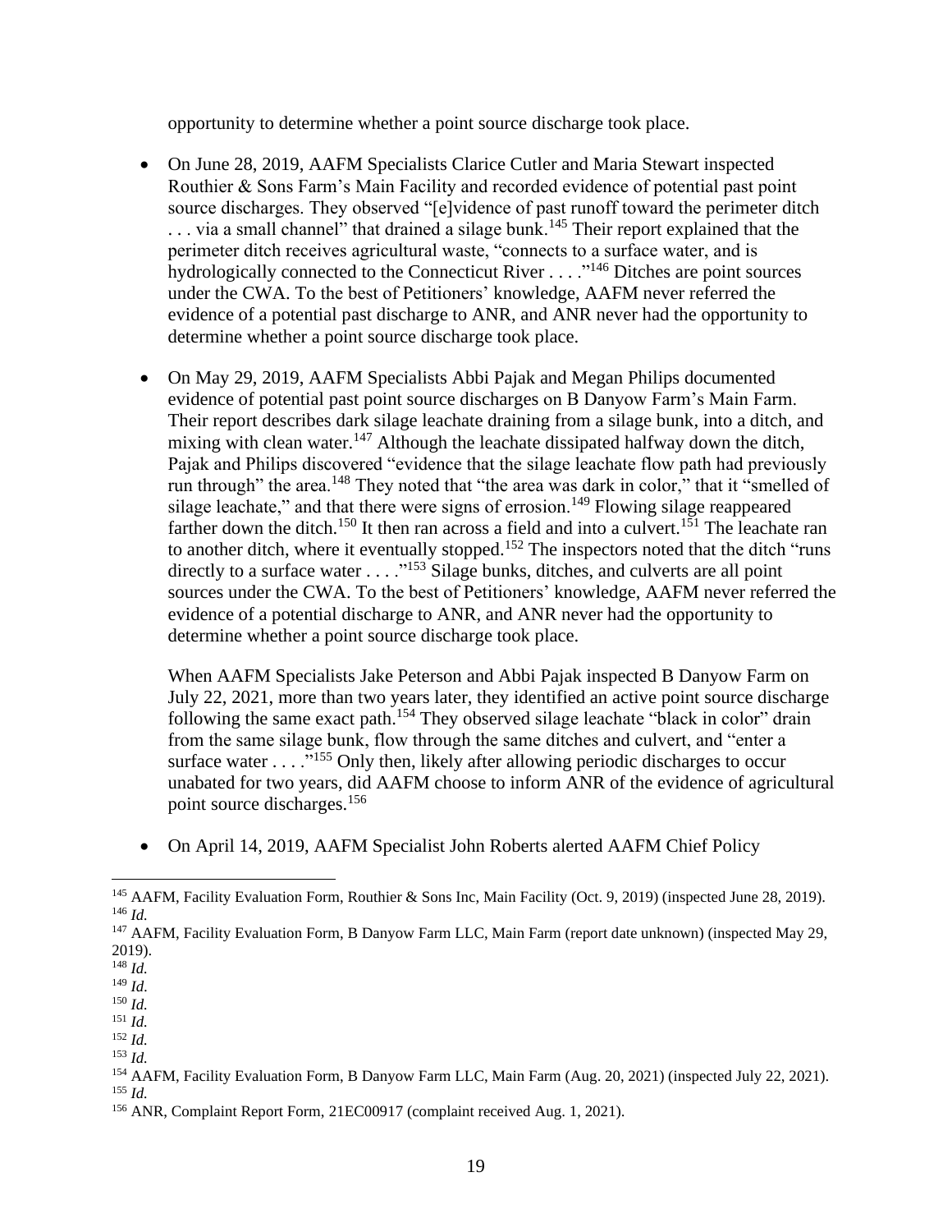opportunity to determine whether a point source discharge took place.

- On June 28, 2019, AAFM Specialists Clarice Cutler and Maria Stewart inspected Routhier & Sons Farm's Main Facility and recorded evidence of potential past point source discharges. They observed "[e]vidence of past runoff toward the perimeter ditch . . . via a small channel" that drained a silage bunk.[145] Their report explained that the perimeter ditch receives agricultural waste, "connects to a surface water, and is hydrologically connected to the Connecticut River . . . ."[146] Ditches are point sources under the CWA. To the best of Petitioners' knowledge, AAFM never referred the evidence of a potential past discharge to ANR, and ANR never had the opportunity to determine whether a point source discharge took place.

- On May 29, 2019, AAFM Specialists Abbi Pajak and Megan Philips documented evidence of potential past point source discharges on B Danyow Farm's Main Farm. Their report describes dark silage leachate draining from a silage bunk, into a ditch, and mixing with clean water.[147] Although the leachate dissipated halfway down the ditch, Pajak and Philips discovered "evidence that the silage leachate flow path had previously run through" the area.[148] They noted that "the area was dark in color," that it "smelled of silage leachate," and that there were signs of errosion.[149] Flowing silage reappeared farther down the ditch.[150] It then ran across a field and into a culvert.[151] The leachate ran to another ditch, where it eventually stopped.[152] The inspectors noted that the ditch "runs directly to a surface water . . . ."[153] Silage bunks, ditches, and culverts are all point sources under the CWA. To the best of Petitioners' knowledge, AAFM never referred the evidence of a potential discharge to ANR, and ANR never had the opportunity to determine whether a point source discharge took place.

  When AAFM Specialists Jake Peterson and Abbi Pajak inspected B Danyow Farm on July 22, 2021, more than two years later, they identified an active point source discharge following the same exact path.[154] They observed silage leachate "black in color" drain from the same silage bunk, flow through the same ditches and culvert, and "enter a surface water . . . ."[155] Only then, likely after allowing periodic discharges to occur unabated for two years, did AAFM choose to inform ANR of the evidence of agricultural point source discharges.[156]

- On April 14, 2019, AAFM Specialist John Roberts alerted AAFM Chief Policy

---

[145] AAFM, Facility Evaluation Form, Routhier & Sons Inc, Main Facility (Oct. 9, 2019) (inspected June 28, 2019).

[146] *Id.*

[147] AAFM, Facility Evaluation Form, B Danyow Farm LLC, Main Farm (report date unknown) (inspected May 29, 2019).

[148] *Id.*

[149] *Id.*

[150] *Id.*

[151] *Id.*

[152] *Id.*

[153] *Id.*

[154] AAFM, Facility Evaluation Form, B Danyow Farm LLC, Main Farm (Aug. 20, 2021) (inspected July 22, 2021).

[155] *Id.*

[156] ANR, Complaint Report Form, 21EC00917 (complaint received Aug. 1, 2021).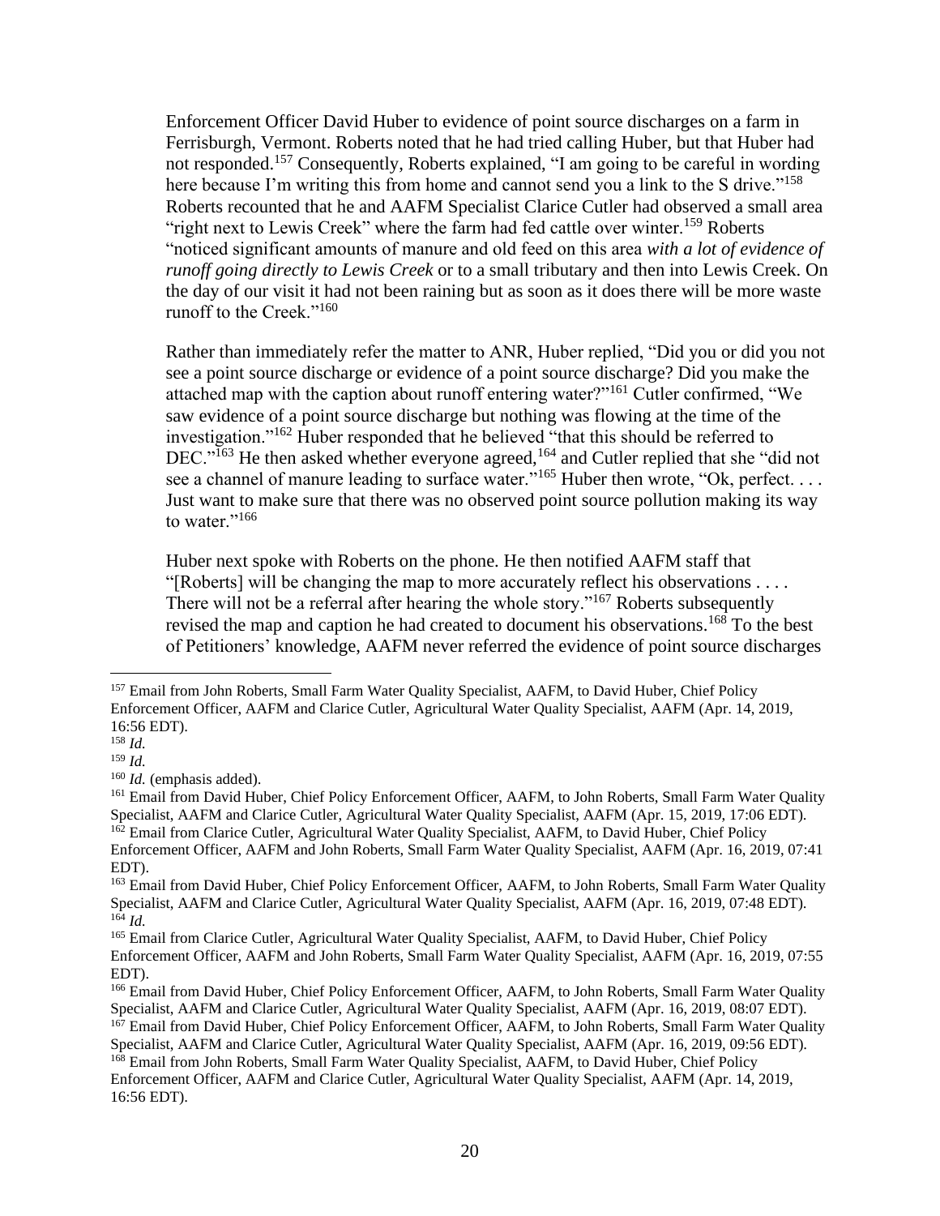Enforcement Officer David Huber to evidence of point source discharges on a farm in Ferrisburgh, Vermont. Roberts noted that he had tried calling Huber, but that Huber had not responded.[157] Consequently, Roberts explained, "I am going to be careful in wording here because I'm writing this from home and cannot send you a link to the S drive."[158] Roberts recounted that he and AAFM Specialist Clarice Cutler had observed a small area "right next to Lewis Creek" where the farm had fed cattle over winter.[159] Roberts "noticed significant amounts of manure and old feed on this area *with a lot of evidence of runoff going directly to Lewis Creek* or to a small tributary and then into Lewis Creek. On the day of our visit it had not been raining but as soon as it does there will be more waste runoff to the Creek."[160]

Rather than immediately refer the matter to ANR, Huber replied, "Did you or did you not see a point source discharge or evidence of a point source discharge? Did you make the attached map with the caption about runoff entering water?"[161] Cutler confirmed, "We saw evidence of a point source discharge but nothing was flowing at the time of the investigation."[162] Huber responded that he believed "that this should be referred to DEC."[163] He then asked whether everyone agreed,[164] and Cutler replied that she "did not see a channel of manure leading to surface water."[165] Huber then wrote, "Ok, perfect. . . . Just want to make sure that there was no observed point source pollution making its way to water."[166]

Huber next spoke with Roberts on the phone. He then notified AAFM staff that "[Roberts] will be changing the map to more accurately reflect his observations . . . . There will not be a referral after hearing the whole story."[167] Roberts subsequently revised the map and caption he had created to document his observations.[168] To the best of Petitioners' knowledge, AAFM never referred the evidence of point source discharges

---

[157] Email from John Roberts, Small Farm Water Quality Specialist, AAFM, to David Huber, Chief Policy Enforcement Officer, AAFM and Clarice Cutler, Agricultural Water Quality Specialist, AAFM (Apr. 14, 2019, 16:56 EDT).

[158] *Id.*

[159] *Id.*

[160] *Id.* (emphasis added).

[161] Email from David Huber, Chief Policy Enforcement Officer, AAFM, to John Roberts, Small Farm Water Quality Specialist, AAFM and Clarice Cutler, Agricultural Water Quality Specialist, AAFM (Apr. 15, 2019, 17:06 EDT).

[162] Email from Clarice Cutler, Agricultural Water Quality Specialist, AAFM, to David Huber, Chief Policy Enforcement Officer, AAFM and John Roberts, Small Farm Water Quality Specialist, AAFM (Apr. 16, 2019, 07:41 EDT).

[163] Email from David Huber, Chief Policy Enforcement Officer, AAFM, to John Roberts, Small Farm Water Quality Specialist, AAFM and Clarice Cutler, Agricultural Water Quality Specialist, AAFM (Apr. 16, 2019, 07:48 EDT).

[164] *Id.*

[165] Email from Clarice Cutler, Agricultural Water Quality Specialist, AAFM, to David Huber, Chief Policy Enforcement Officer, AAFM and John Roberts, Small Farm Water Quality Specialist, AAFM (Apr. 16, 2019, 07:55 EDT).

[166] Email from David Huber, Chief Policy Enforcement Officer, AAFM, to John Roberts, Small Farm Water Quality Specialist, AAFM and Clarice Cutler, Agricultural Water Quality Specialist, AAFM (Apr. 16, 2019, 08:07 EDT).

[167] Email from David Huber, Chief Policy Enforcement Officer, AAFM, to John Roberts, Small Farm Water Quality Specialist, AAFM and Clarice Cutler, Agricultural Water Quality Specialist, AAFM (Apr. 16, 2019, 09:56 EDT).

[168] Email from John Roberts, Small Farm Water Quality Specialist, AAFM, to David Huber, Chief Policy Enforcement Officer, AAFM and Clarice Cutler, Agricultural Water Quality Specialist, AAFM (Apr. 14, 2019, 16:56 EDT).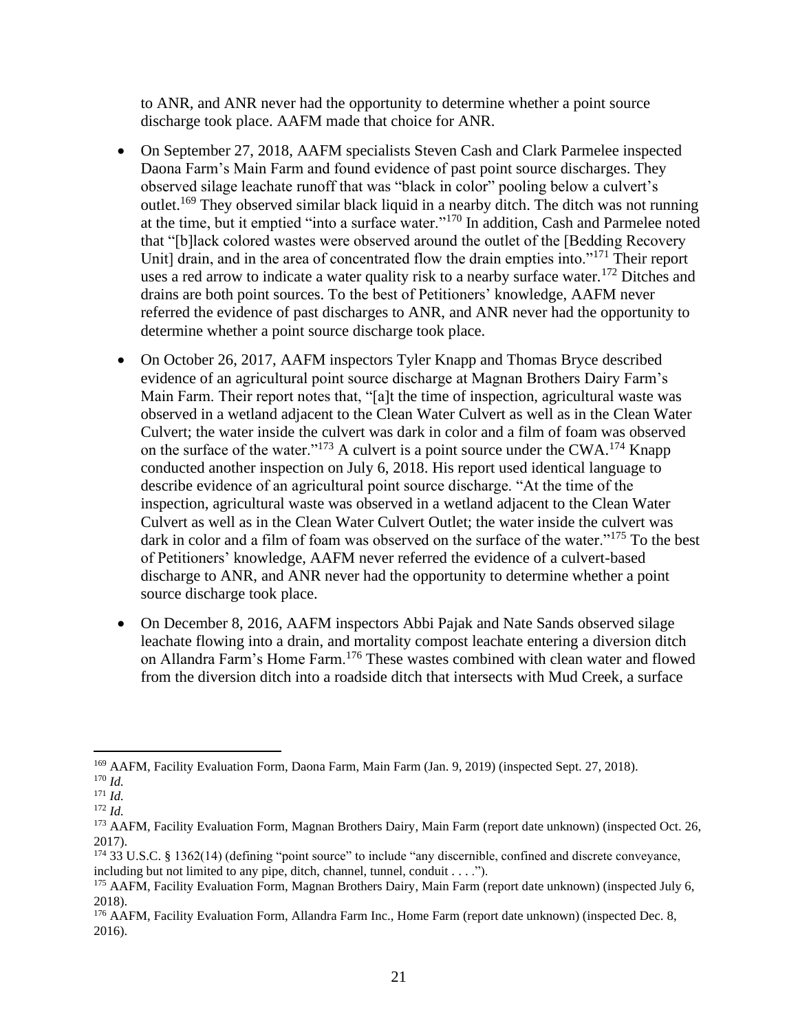to ANR, and ANR never had the opportunity to determine whether a point source discharge took place. AAFM made that choice for ANR.

- On September 27, 2018, AAFM specialists Steven Cash and Clark Parmelee inspected Daona Farm's Main Farm and found evidence of past point source discharges. They observed silage leachate runoff that was "black in color" pooling below a culvert's outlet.[169] They observed similar black liquid in a nearby ditch. The ditch was not running at the time, but it emptied "into a surface water."[170] In addition, Cash and Parmelee noted that "[b]lack colored wastes were observed around the outlet of the [Bedding Recovery Unit] drain, and in the area of concentrated flow the drain empties into."[171] Their report uses a red arrow to indicate a water quality risk to a nearby surface water.[172] Ditches and drains are both point sources. To the best of Petitioners' knowledge, AAFM never referred the evidence of past discharges to ANR, and ANR never had the opportunity to determine whether a point source discharge took place.

- On October 26, 2017, AAFM inspectors Tyler Knapp and Thomas Bryce described evidence of an agricultural point source discharge at Magnan Brothers Dairy Farm's Main Farm. Their report notes that, "[a]t the time of inspection, agricultural waste was observed in a wetland adjacent to the Clean Water Culvert as well as in the Clean Water Culvert; the water inside the culvert was dark in color and a film of foam was observed on the surface of the water."[173] A culvert is a point source under the CWA.[174] Knapp conducted another inspection on July 6, 2018. His report used identical language to describe evidence of an agricultural point source discharge. "At the time of the inspection, agricultural waste was observed in a wetland adjacent to the Clean Water Culvert as well as in the Clean Water Culvert Outlet; the water inside the culvert was dark in color and a film of foam was observed on the surface of the water."[175] To the best of Petitioners' knowledge, AAFM never referred the evidence of a culvert-based discharge to ANR, and ANR never had the opportunity to determine whether a point source discharge took place.

- On December 8, 2016, AAFM inspectors Abbi Pajak and Nate Sands observed silage leachate flowing into a drain, and mortality compost leachate entering a diversion ditch on Allandra Farm's Home Farm.[176] These wastes combined with clean water and flowed from the diversion ditch into a roadside ditch that intersects with Mud Creek, a surface

---

[169] AAFM, Facility Evaluation Form, Daona Farm, Main Farm (Jan. 9, 2019) (inspected Sept. 27, 2018).

[170] *Id.*

[171] *Id.*

[172] *Id.*

[173] AAFM, Facility Evaluation Form, Magnan Brothers Dairy, Main Farm (report date unknown) (inspected Oct. 26, 2017).

[174] 33 U.S.C. § 1362(14) (defining "point source" to include "any discernible, confined and discrete conveyance, including but not limited to any pipe, ditch, channel, tunnel, conduit . . . .").

[175] AAFM, Facility Evaluation Form, Magnan Brothers Dairy, Main Farm (report date unknown) (inspected July 6, 2018).

[176] AAFM, Facility Evaluation Form, Allandra Farm Inc., Home Farm (report date unknown) (inspected Dec. 8, 2016).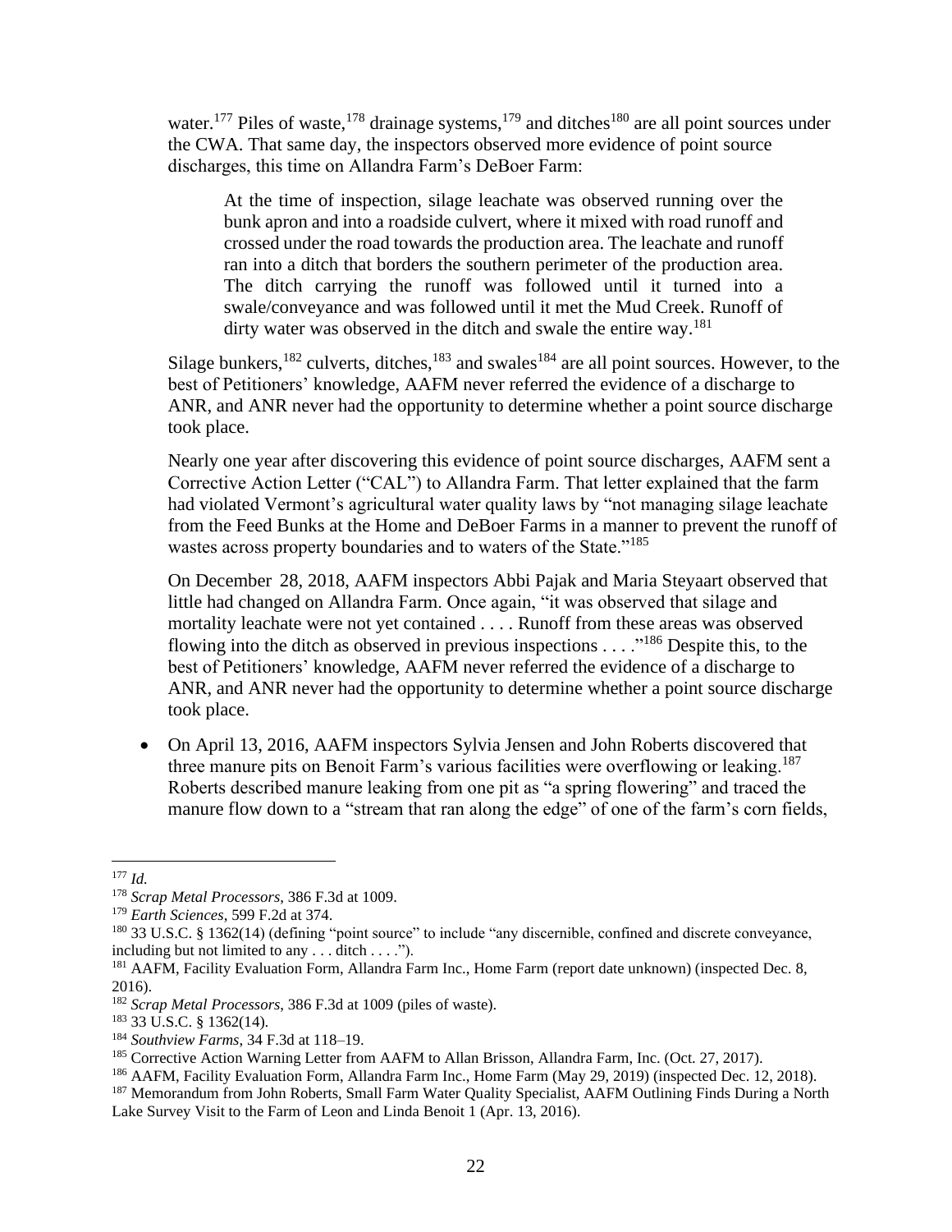water.[177] Piles of waste,[178] drainage systems,[179] and ditches[180] are all point sources under the CWA. That same day, the inspectors observed more evidence of point source discharges, this time on Allandra Farm's DeBoer Farm:

> At the time of inspection, silage leachate was observed running over the bunk apron and into a roadside culvert, where it mixed with road runoff and crossed under the road towards the production area. The leachate and runoff ran into a ditch that borders the southern perimeter of the production area. The ditch carrying the runoff was followed until it turned into a swale/conveyance and was followed until it met the Mud Creek. Runoff of dirty water was observed in the ditch and swale the entire way.[181]

Silage bunkers,[182] culverts, ditches,[183] and swales[184] are all point sources. However, to the best of Petitioners' knowledge, AAFM never referred the evidence of a discharge to ANR, and ANR never had the opportunity to determine whether a point source discharge took place.

Nearly one year after discovering this evidence of point source discharges, AAFM sent a Corrective Action Letter ("CAL") to Allandra Farm. That letter explained that the farm had violated Vermont's agricultural water quality laws by "not managing silage leachate from the Feed Bunks at the Home and DeBoer Farms in a manner to prevent the runoff of wastes across property boundaries and to waters of the State."[185]

On December 28, 2018, AAFM inspectors Abbi Pajak and Maria Steyaart observed that little had changed on Allandra Farm. Once again, "it was observed that silage and mortality leachate were not yet contained . . . . Runoff from these areas was observed flowing into the ditch as observed in previous inspections . . . ."[186] Despite this, to the best of Petitioners' knowledge, AAFM never referred the evidence of a discharge to ANR, and ANR never had the opportunity to determine whether a point source discharge took place.

- On April 13, 2016, AAFM inspectors Sylvia Jensen and John Roberts discovered that three manure pits on Benoit Farm's various facilities were overflowing or leaking.[187] Roberts described manure leaking from one pit as "a spring flowering" and traced the manure flow down to a "stream that ran along the edge" of one of the farm's corn fields,

---

[177] *Id.*

[178] *Scrap Metal Processors*, 386 F.3d at 1009.

[179] *Earth Sciences*, 599 F.2d at 374.

[180] 33 U.S.C. § 1362(14) (defining "point source" to include "any discernible, confined and discrete conveyance, including but not limited to any . . . ditch . . . .").

[181] AAFM, Facility Evaluation Form, Allandra Farm Inc., Home Farm (report date unknown) (inspected Dec. 8, 2016).

[182] *Scrap Metal Processors*, 386 F.3d at 1009 (piles of waste).

[183] 33 U.S.C. § 1362(14).

[184] *Southview Farms*, 34 F.3d at 118–19.

[185] Corrective Action Warning Letter from AAFM to Allan Brisson, Allandra Farm, Inc. (Oct. 27, 2017).

[186] AAFM, Facility Evaluation Form, Allandra Farm Inc., Home Farm (May 29, 2019) (inspected Dec. 12, 2018).

[187] Memorandum from John Roberts, Small Farm Water Quality Specialist, AAFM Outlining Finds During a North Lake Survey Visit to the Farm of Leon and Linda Benoit 1 (Apr. 13, 2016).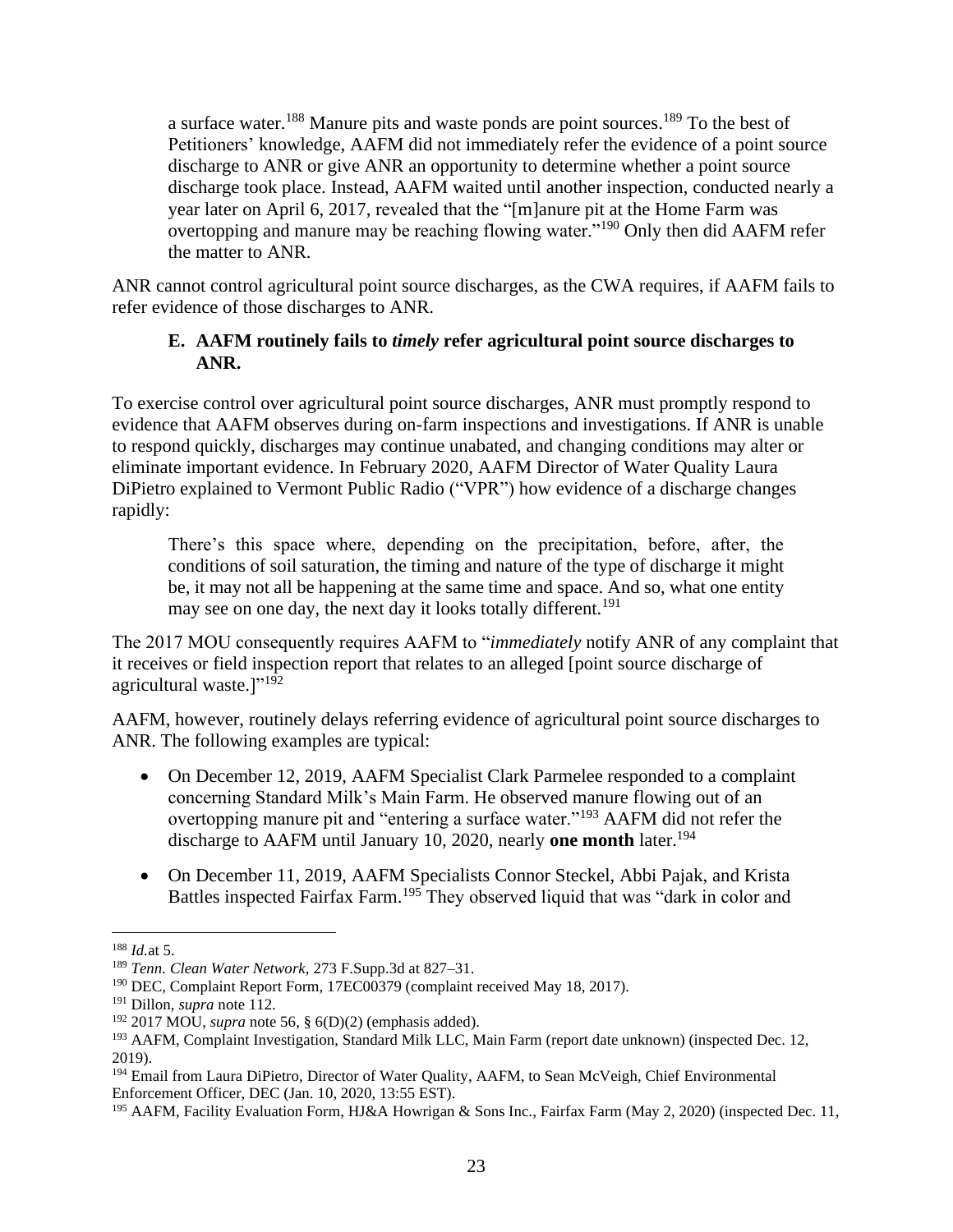> a surface water.[188] Manure pits and waste ponds are point sources.[189] To the best of Petitioners' knowledge, AAFM did not immediately refer the evidence of a point source discharge to ANR or give ANR an opportunity to determine whether a point source discharge took place. Instead, AAFM waited until another inspection, conducted nearly a year later on April 6, 2017, revealed that the "[m]anure pit at the Home Farm was overtopping and manure may be reaching flowing water."[190] Only then did AAFM refer the matter to ANR.

ANR cannot control agricultural point source discharges, as the CWA requires, if AAFM fails to refer evidence of those discharges to ANR.

### E. AAFM routinely fails to *timely* refer agricultural point source discharges to ANR.

To exercise control over agricultural point source discharges, ANR must promptly respond to evidence that AAFM observes during on-farm inspections and investigations. If ANR is unable to respond quickly, discharges may continue unabated, and changing conditions may alter or eliminate important evidence. In February 2020, AAFM Director of Water Quality Laura DiPietro explained to Vermont Public Radio ("VPR") how evidence of a discharge changes rapidly:

> There's this space where, depending on the precipitation, before, after, the conditions of soil saturation, the timing and nature of the type of discharge it might be, it may not all be happening at the same time and space. And so, what one entity may see on one day, the next day it looks totally different.[191]

The 2017 MOU consequently requires AAFM to "*immediately* notify ANR of any complaint that it receives or field inspection report that relates to an alleged [point source discharge of agricultural waste.]"[192]

AAFM, however, routinely delays referring evidence of agricultural point source discharges to ANR. The following examples are typical:

- On December 12, 2019, AAFM Specialist Clark Parmelee responded to a complaint concerning Standard Milk's Main Farm. He observed manure flowing out of an overtopping manure pit and "entering a surface water."[193] AAFM did not refer the discharge to AAFM until January 10, 2020, nearly **one month** later.[194]
- On December 11, 2019, AAFM Specialists Connor Steckel, Abbi Pajak, and Krista Battles inspected Fairfax Farm.[195] They observed liquid that was "dark in color and

---

[188] *Id.*at 5.

[189] *Tenn. Clean Water Network*, 273 F.Supp.3d at 827–31.

[190] DEC, Complaint Report Form, 17EC00379 (complaint received May 18, 2017).

[191] Dillon, *supra* note 112.

[192] 2017 MOU, *supra* note 56, § 6(D)(2) (emphasis added).

[193] AAFM, Complaint Investigation, Standard Milk LLC, Main Farm (report date unknown) (inspected Dec. 12, 2019).

[194] Email from Laura DiPietro, Director of Water Quality, AAFM, to Sean McVeigh, Chief Environmental Enforcement Officer, DEC (Jan. 10, 2020, 13:55 EST).

[195] AAFM, Facility Evaluation Form, HJ&A Howrigan & Sons Inc., Fairfax Farm (May 2, 2020) (inspected Dec. 11,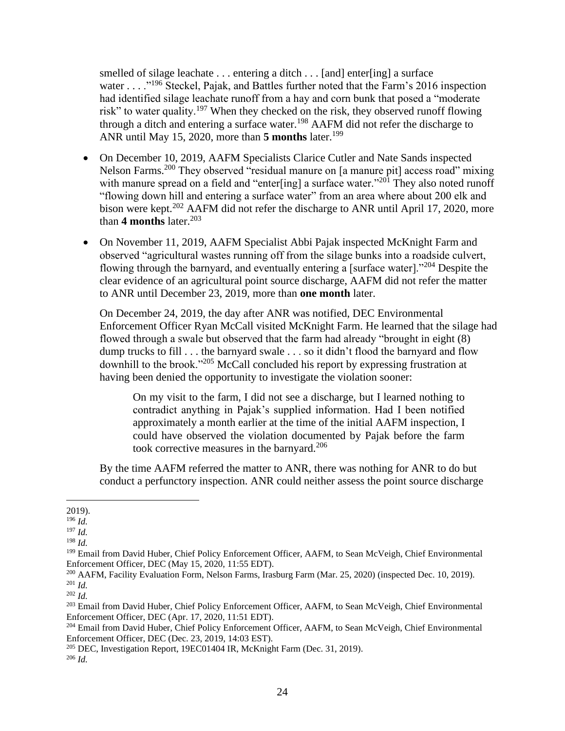smelled of silage leachate . . . entering a ditch . . . [and] enter[ing] a surface water . . . ."[196] Steckel, Pajak, and Battles further noted that the Farm's 2016 inspection had identified silage leachate runoff from a hay and corn bunk that posed a "moderate risk" to water quality.[197] When they checked on the risk, they observed runoff flowing through a ditch and entering a surface water.[198] AAFM did not refer the discharge to ANR until May 15, 2020, more than **5 months** later.[199]

- On December 10, 2019, AAFM Specialists Clarice Cutler and Nate Sands inspected Nelson Farms.[200] They observed "residual manure on [a manure pit] access road" mixing with manure spread on a field and "enter[ing] a surface water."[201] They also noted runoff "flowing down hill and entering a surface water" from an area where about 200 elk and bison were kept.[202] AAFM did not refer the discharge to ANR until April 17, 2020, more than **4 months** later.[203]

- On November 11, 2019, AAFM Specialist Abbi Pajak inspected McKnight Farm and observed "agricultural wastes running off from the silage bunks into a roadside culvert, flowing through the barnyard, and eventually entering a [surface water]."[204] Despite the clear evidence of an agricultural point source discharge, AAFM did not refer the matter to ANR until December 23, 2019, more than **one month** later.

  On December 24, 2019, the day after ANR was notified, DEC Environmental Enforcement Officer Ryan McCall visited McKnight Farm. He learned that the silage had flowed through a swale but observed that the farm had already "brought in eight (8) dump trucks to fill . . . the barnyard swale . . . so it didn't flood the barnyard and flow downhill to the brook."[205] McCall concluded his report by expressing frustration at having been denied the opportunity to investigate the violation sooner:

  > On my visit to the farm, I did not see a discharge, but I learned nothing to contradict anything in Pajak's supplied information. Had I been notified approximately a month earlier at the time of the initial AAFM inspection, I could have observed the violation documented by Pajak before the farm took corrective measures in the barnyard.[206]

  By the time AAFM referred the matter to ANR, there was nothing for ANR to do but conduct a perfunctory inspection. ANR could neither assess the point source discharge

---

2019).

[196] *Id.*

[197] *Id.*

[198] *Id.*

[199] Email from David Huber, Chief Policy Enforcement Officer, AAFM, to Sean McVeigh, Chief Environmental Enforcement Officer, DEC (May 15, 2020, 11:55 EDT).

[200] AAFM, Facility Evaluation Form, Nelson Farms, Irasburg Farm (Mar. 25, 2020) (inspected Dec. 10, 2019).

[201] *Id.*

[202] *Id.*

[203] Email from David Huber, Chief Policy Enforcement Officer, AAFM, to Sean McVeigh, Chief Environmental Enforcement Officer, DEC (Apr. 17, 2020, 11:51 EDT).

[204] Email from David Huber, Chief Policy Enforcement Officer, AAFM, to Sean McVeigh, Chief Environmental Enforcement Officer, DEC (Dec. 23, 2019, 14:03 EST).

[205] DEC, Investigation Report, 19EC01404 IR, McKnight Farm (Dec. 31, 2019).

[206] *Id.*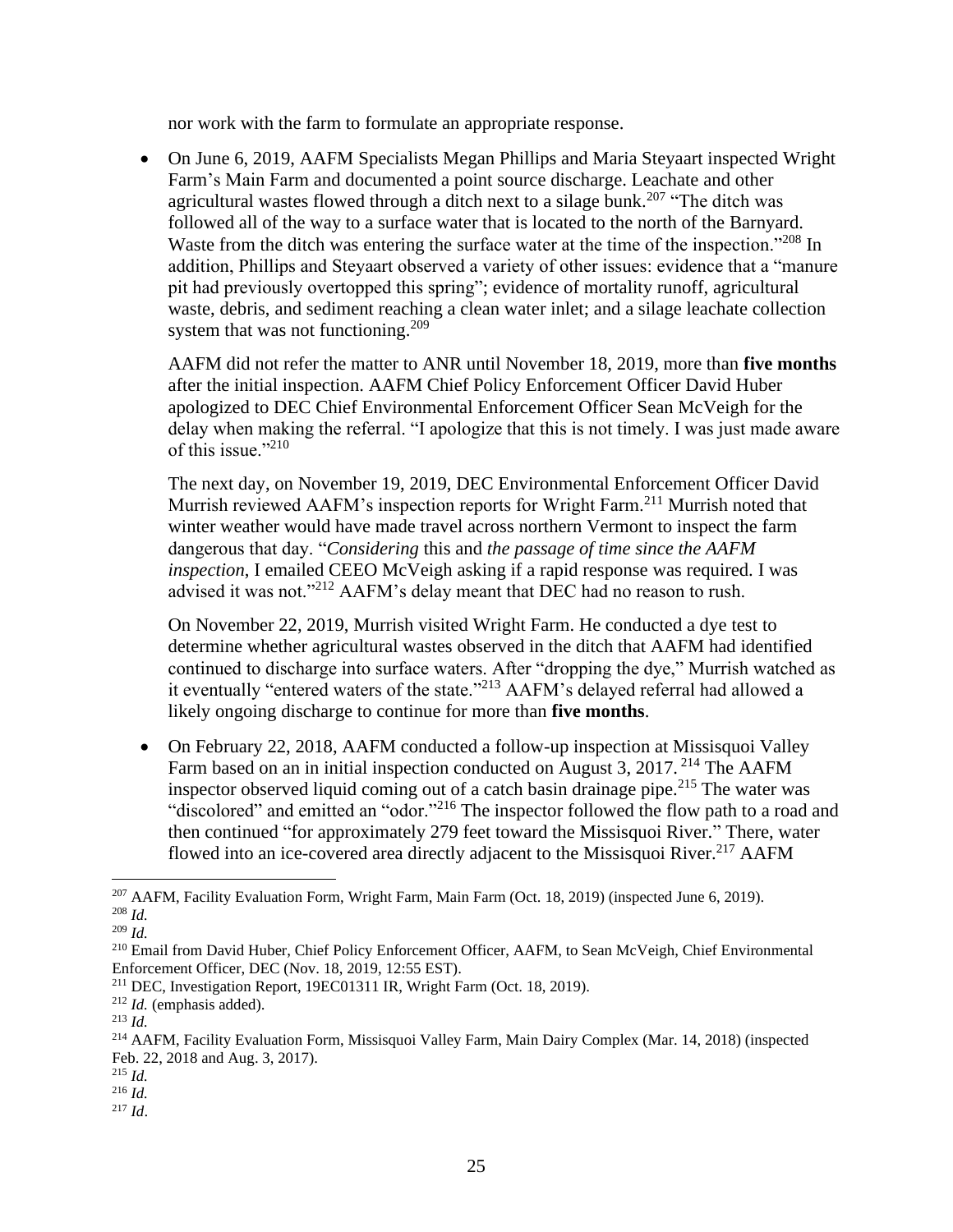nor work with the farm to formulate an appropriate response.

- On June 6, 2019, AAFM Specialists Megan Phillips and Maria Steyaart inspected Wright Farm's Main Farm and documented a point source discharge. Leachate and other agricultural wastes flowed through a ditch next to a silage bunk.[207] "The ditch was followed all of the way to a surface water that is located to the north of the Barnyard. Waste from the ditch was entering the surface water at the time of the inspection."[208] In addition, Phillips and Steyaart observed a variety of other issues: evidence that a "manure pit had previously overtopped this spring"; evidence of mortality runoff, agricultural waste, debris, and sediment reaching a clean water inlet; and a silage leachate collection system that was not functioning.[209]

  AAFM did not refer the matter to ANR until November 18, 2019, more than **five months** after the initial inspection. AAFM Chief Policy Enforcement Officer David Huber apologized to DEC Chief Environmental Enforcement Officer Sean McVeigh for the delay when making the referral. "I apologize that this is not timely. I was just made aware of this issue."[210]

  The next day, on November 19, 2019, DEC Environmental Enforcement Officer David Murrish reviewed AAFM's inspection reports for Wright Farm.[211] Murrish noted that winter weather would have made travel across northern Vermont to inspect the farm dangerous that day. "*Considering* this and *the passage of time since the AAFM inspection*, I emailed CEEO McVeigh asking if a rapid response was required. I was advised it was not."[212] AAFM's delay meant that DEC had no reason to rush.

  On November 22, 2019, Murrish visited Wright Farm. He conducted a dye test to determine whether agricultural wastes observed in the ditch that AAFM had identified continued to discharge into surface waters. After "dropping the dye," Murrish watched as it eventually "entered waters of the state."[213] AAFM's delayed referral had allowed a likely ongoing discharge to continue for more than **five months**.

- On February 22, 2018, AAFM conducted a follow-up inspection at Missisquoi Valley Farm based on an in initial inspection conducted on August 3, 2017.[214] The AAFM inspector observed liquid coming out of a catch basin drainage pipe.[215] The water was "discolored" and emitted an "odor."[216] The inspector followed the flow path to a road and then continued "for approximately 279 feet toward the Missisquoi River." There, water flowed into an ice-covered area directly adjacent to the Missisquoi River.[217] AAFM

---

[207] AAFM, Facility Evaluation Form, Wright Farm, Main Farm (Oct. 18, 2019) (inspected June 6, 2019).
[208] *Id.*
[209] *Id.*
[210] Email from David Huber, Chief Policy Enforcement Officer, AAFM, to Sean McVeigh, Chief Environmental Enforcement Officer, DEC (Nov. 18, 2019, 12:55 EST).
[211] DEC, Investigation Report, 19EC01311 IR, Wright Farm (Oct. 18, 2019).
[212] *Id.* (emphasis added).
[213] *Id.*
[214] AAFM, Facility Evaluation Form, Missisquoi Valley Farm, Main Dairy Complex (Mar. 14, 2018) (inspected Feb. 22, 2018 and Aug. 3, 2017).
[215] *Id.*
[216] *Id.*
[217] *Id*.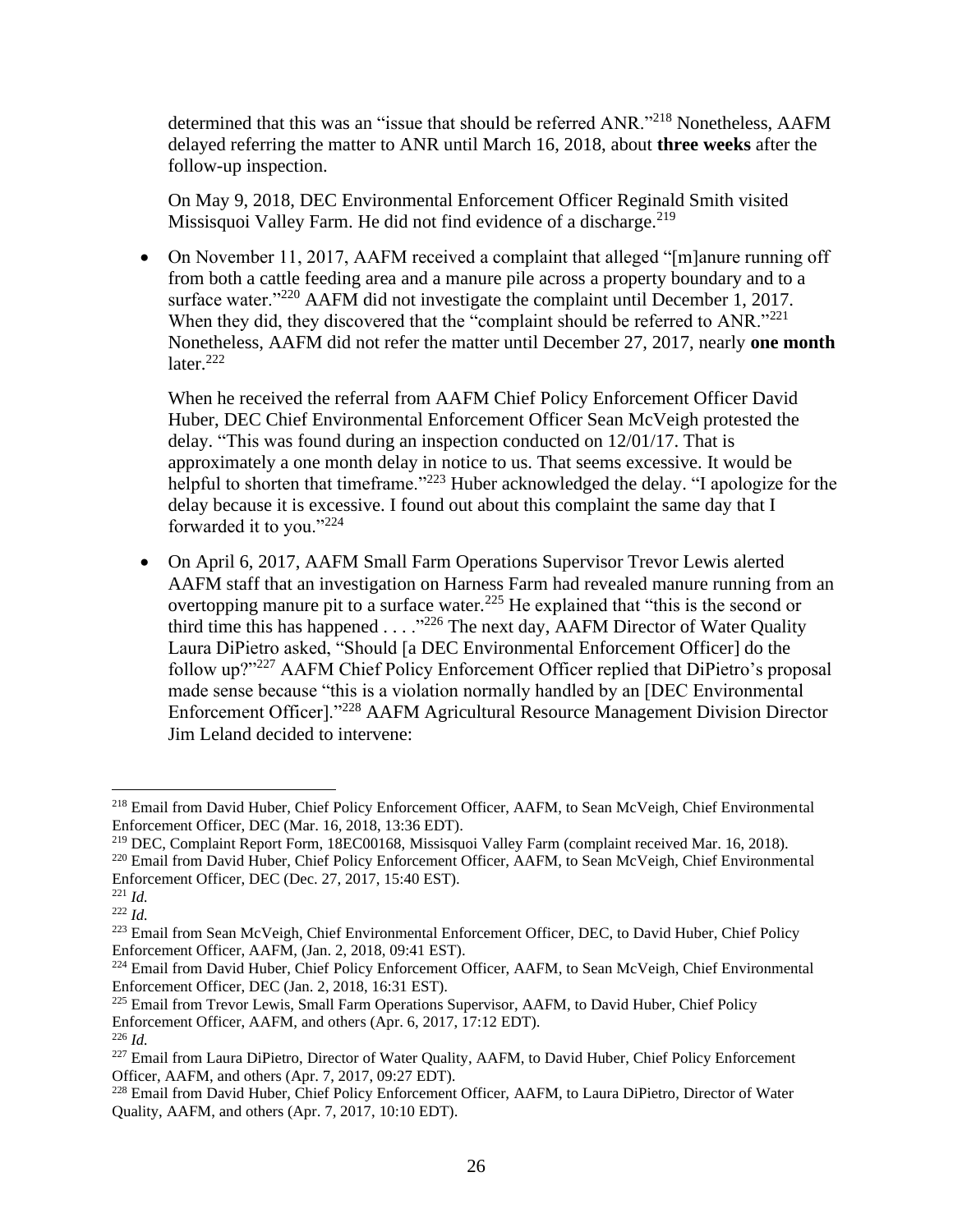determined that this was an "issue that should be referred ANR."[218] Nonetheless, AAFM delayed referring the matter to ANR until March 16, 2018, about **three weeks** after the follow-up inspection.

On May 9, 2018, DEC Environmental Enforcement Officer Reginald Smith visited Missisquoi Valley Farm. He did not find evidence of a discharge.[219]

- On November 11, 2017, AAFM received a complaint that alleged "[m]anure running off from both a cattle feeding area and a manure pile across a property boundary and to a surface water."[220] AAFM did not investigate the complaint until December 1, 2017. When they did, they discovered that the "complaint should be referred to ANR."[221] Nonetheless, AAFM did not refer the matter until December 27, 2017, nearly **one month** later.[222]

  When he received the referral from AAFM Chief Policy Enforcement Officer David Huber, DEC Chief Environmental Enforcement Officer Sean McVeigh protested the delay. "This was found during an inspection conducted on 12/01/17. That is approximately a one month delay in notice to us. That seems excessive. It would be helpful to shorten that timeframe."[223] Huber acknowledged the delay. "I apologize for the delay because it is excessive. I found out about this complaint the same day that I forwarded it to you."[224]

- On April 6, 2017, AAFM Small Farm Operations Supervisor Trevor Lewis alerted AAFM staff that an investigation on Harness Farm had revealed manure running from an overtopping manure pit to a surface water.[225] He explained that "this is the second or third time this has happened . . . ."[226] The next day, AAFM Director of Water Quality Laura DiPietro asked, "Should [a DEC Environmental Enforcement Officer] do the follow up?"[227] AAFM Chief Policy Enforcement Officer replied that DiPietro's proposal made sense because "this is a violation normally handled by an [DEC Environmental Enforcement Officer]."[228] AAFM Agricultural Resource Management Division Director Jim Leland decided to intervene:

---

[218] Email from David Huber, Chief Policy Enforcement Officer, AAFM, to Sean McVeigh, Chief Environmental Enforcement Officer, DEC (Mar. 16, 2018, 13:36 EDT).

[219] DEC, Complaint Report Form, 18EC00168, Missisquoi Valley Farm (complaint received Mar. 16, 2018).

[220] Email from David Huber, Chief Policy Enforcement Officer, AAFM, to Sean McVeigh, Chief Environmental Enforcement Officer, DEC (Dec. 27, 2017, 15:40 EST).

[221] *Id.*

[222] *Id.*

[223] Email from Sean McVeigh, Chief Environmental Enforcement Officer, DEC, to David Huber, Chief Policy Enforcement Officer, AAFM, (Jan. 2, 2018, 09:41 EST).

[224] Email from David Huber, Chief Policy Enforcement Officer, AAFM, to Sean McVeigh, Chief Environmental Enforcement Officer, DEC (Jan. 2, 2018, 16:31 EST).

[225] Email from Trevor Lewis, Small Farm Operations Supervisor, AAFM, to David Huber, Chief Policy Enforcement Officer, AAFM, and others (Apr. 6, 2017, 17:12 EDT).

[226] *Id.*

[227] Email from Laura DiPietro, Director of Water Quality, AAFM, to David Huber, Chief Policy Enforcement Officer, AAFM, and others (Apr. 7, 2017, 09:27 EDT).

[228] Email from David Huber, Chief Policy Enforcement Officer, AAFM, to Laura DiPietro, Director of Water Quality, AAFM, and others (Apr. 7, 2017, 10:10 EDT).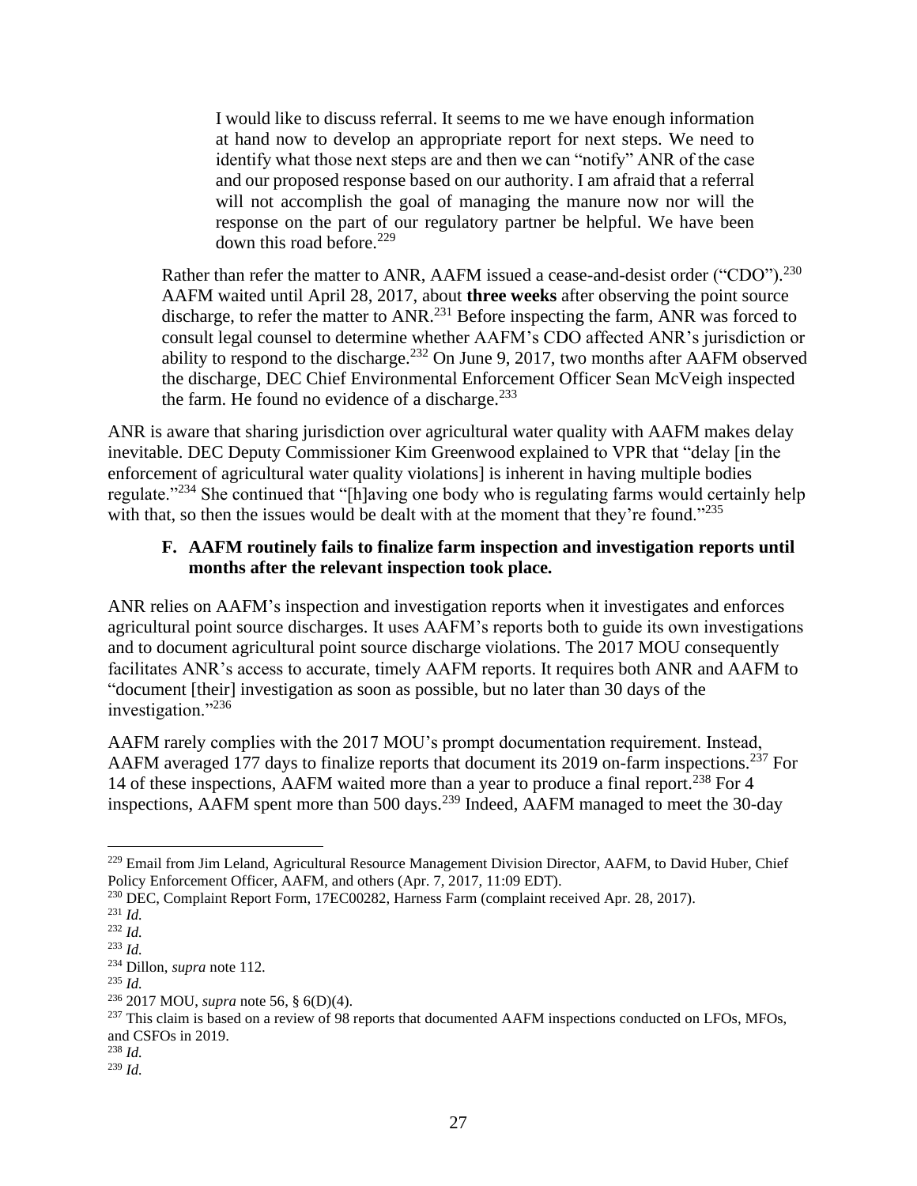> I would like to discuss referral. It seems to me we have enough information at hand now to develop an appropriate report for next steps. We need to identify what those next steps are and then we can "notify" ANR of the case and our proposed response based on our authority. I am afraid that a referral will not accomplish the goal of managing the manure now nor will the response on the part of our regulatory partner be helpful. We have been down this road before.[229]

Rather than refer the matter to ANR, AAFM issued a cease-and-desist order ("CDO").[230] AAFM waited until April 28, 2017, about **three weeks** after observing the point source discharge, to refer the matter to ANR.[231] Before inspecting the farm, ANR was forced to consult legal counsel to determine whether AAFM's CDO affected ANR's jurisdiction or ability to respond to the discharge.[232] On June 9, 2017, two months after AAFM observed the discharge, DEC Chief Environmental Enforcement Officer Sean McVeigh inspected the farm. He found no evidence of a discharge.[233]

ANR is aware that sharing jurisdiction over agricultural water quality with AAFM makes delay inevitable. DEC Deputy Commissioner Kim Greenwood explained to VPR that "delay [in the enforcement of agricultural water quality violations] is inherent in having multiple bodies regulate."[234] She continued that "[h]aving one body who is regulating farms would certainly help with that, so then the issues would be dealt with at the moment that they're found."[235]

### F. AAFM routinely fails to finalize farm inspection and investigation reports until months after the relevant inspection took place.

ANR relies on AAFM's inspection and investigation reports when it investigates and enforces agricultural point source discharges. It uses AAFM's reports both to guide its own investigations and to document agricultural point source discharge violations. The 2017 MOU consequently facilitates ANR's access to accurate, timely AAFM reports. It requires both ANR and AAFM to "document [their] investigation as soon as possible, but no later than 30 days of the investigation."[236]

AAFM rarely complies with the 2017 MOU's prompt documentation requirement. Instead, AAFM averaged 177 days to finalize reports that document its 2019 on-farm inspections.[237] For 14 of these inspections, AAFM waited more than a year to produce a final report.[238] For 4 inspections, AAFM spent more than 500 days.[239] Indeed, AAFM managed to meet the 30-day

---

[229] Email from Jim Leland, Agricultural Resource Management Division Director, AAFM, to David Huber, Chief Policy Enforcement Officer, AAFM, and others (Apr. 7, 2017, 11:09 EDT).

[230] DEC, Complaint Report Form, 17EC00282, Harness Farm (complaint received Apr. 28, 2017).

[231] *Id.*

[232] *Id.*

[233] *Id.*

[234] Dillon, *supra* note 112.

[235] *Id.*

[236] 2017 MOU, *supra* note 56, § 6(D)(4).

[237] This claim is based on a review of 98 reports that documented AAFM inspections conducted on LFOs, MFOs, and CSFOs in 2019.

[238] *Id.*

[239] *Id.*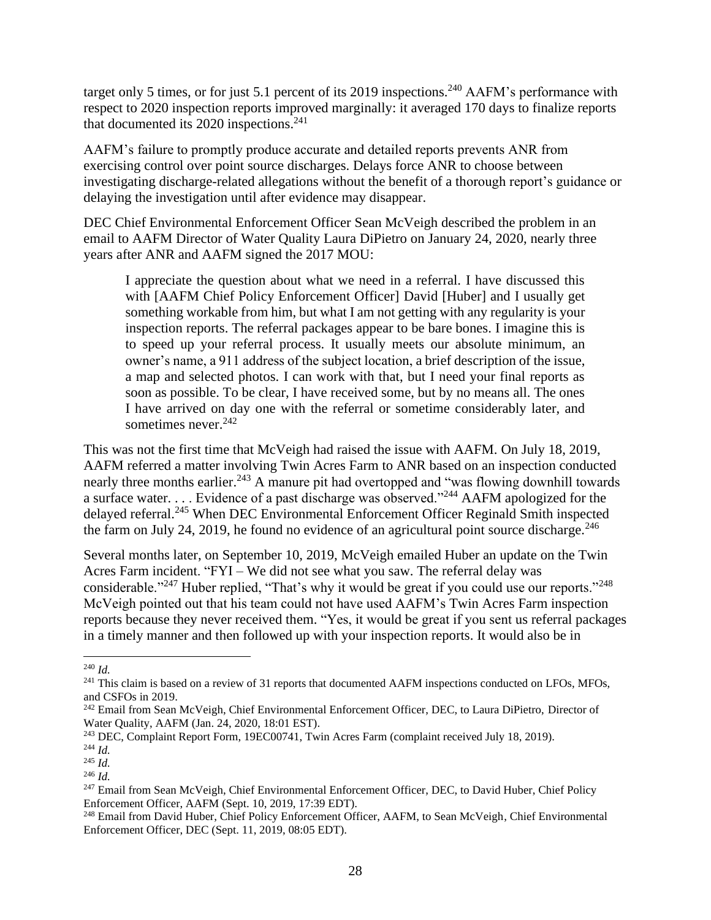target only 5 times, or for just 5.1 percent of its 2019 inspections.[240] AAFM's performance with respect to 2020 inspection reports improved marginally: it averaged 170 days to finalize reports that documented its 2020 inspections.[241]

AAFM's failure to promptly produce accurate and detailed reports prevents ANR from exercising control over point source discharges. Delays force ANR to choose between investigating discharge-related allegations without the benefit of a thorough report's guidance or delaying the investigation until after evidence may disappear.

DEC Chief Environmental Enforcement Officer Sean McVeigh described the problem in an email to AAFM Director of Water Quality Laura DiPietro on January 24, 2020, nearly three years after ANR and AAFM signed the 2017 MOU:

> I appreciate the question about what we need in a referral. I have discussed this with [AAFM Chief Policy Enforcement Officer] David [Huber] and I usually get something workable from him, but what I am not getting with any regularity is your inspection reports. The referral packages appear to be bare bones. I imagine this is to speed up your referral process. It usually meets our absolute minimum, an owner's name, a 911 address of the subject location, a brief description of the issue, a map and selected photos. I can work with that, but I need your final reports as soon as possible. To be clear, I have received some, but by no means all. The ones I have arrived on day one with the referral or sometime considerably later, and sometimes never.[242]

This was not the first time that McVeigh had raised the issue with AAFM. On July 18, 2019, AAFM referred a matter involving Twin Acres Farm to ANR based on an inspection conducted nearly three months earlier.[243] A manure pit had overtopped and "was flowing downhill towards a surface water. . . . Evidence of a past discharge was observed."[244] AAFM apologized for the delayed referral.[245] When DEC Environmental Enforcement Officer Reginald Smith inspected the farm on July 24, 2019, he found no evidence of an agricultural point source discharge.[246]

Several months later, on September 10, 2019, McVeigh emailed Huber an update on the Twin Acres Farm incident. "FYI – We did not see what you saw. The referral delay was considerable."[247] Huber replied, "That's why it would be great if you could use our reports."[248] McVeigh pointed out that his team could not have used AAFM's Twin Acres Farm inspection reports because they never received them. "Yes, it would be great if you sent us referral packages in a timely manner and then followed up with your inspection reports. It would also be in

---

[240] *Id.*

[241] This claim is based on a review of 31 reports that documented AAFM inspections conducted on LFOs, MFOs, and CSFOs in 2019.

[242] Email from Sean McVeigh, Chief Environmental Enforcement Officer, DEC, to Laura DiPietro, Director of Water Quality, AAFM (Jan. 24, 2020, 18:01 EST).

[243] DEC, Complaint Report Form, 19EC00741, Twin Acres Farm (complaint received July 18, 2019).

[244] *Id.*

[245] *Id.*

[246] *Id.*

[247] Email from Sean McVeigh, Chief Environmental Enforcement Officer, DEC, to David Huber, Chief Policy Enforcement Officer, AAFM (Sept. 10, 2019, 17:39 EDT).

[248] Email from David Huber, Chief Policy Enforcement Officer, AAFM, to Sean McVeigh, Chief Environmental Enforcement Officer, DEC (Sept. 11, 2019, 08:05 EDT).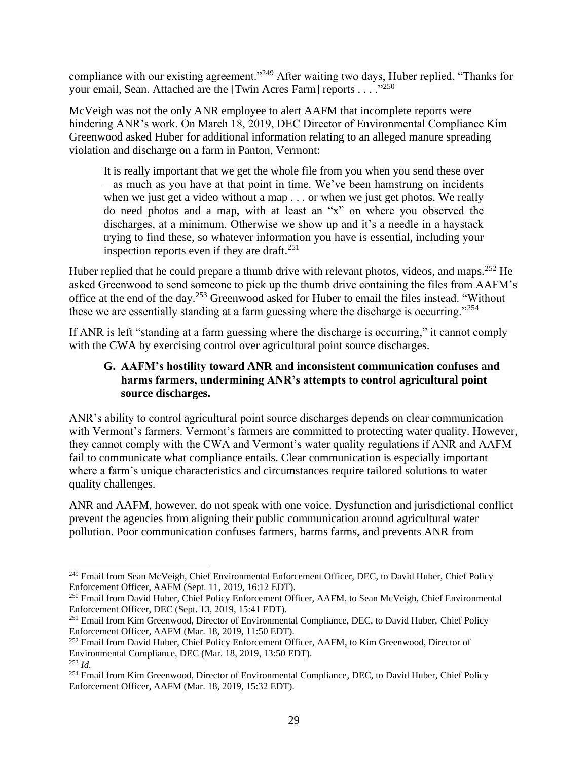compliance with our existing agreement."[249] After waiting two days, Huber replied, "Thanks for your email, Sean. Attached are the [Twin Acres Farm] reports . . . ."[250]

McVeigh was not the only ANR employee to alert AAFM that incomplete reports were hindering ANR's work. On March 18, 2019, DEC Director of Environmental Compliance Kim Greenwood asked Huber for additional information relating to an alleged manure spreading violation and discharge on a farm in Panton, Vermont:

> It is really important that we get the whole file from you when you send these over – as much as you have at that point in time. We've been hamstrung on incidents when we just get a video without a map . . . or when we just get photos. We really do need photos and a map, with at least an "x" on where you observed the discharges, at a minimum. Otherwise we show up and it's a needle in a haystack trying to find these, so whatever information you have is essential, including your inspection reports even if they are draft.[251]

Huber replied that he could prepare a thumb drive with relevant photos, videos, and maps.[252] He asked Greenwood to send someone to pick up the thumb drive containing the files from AAFM's office at the end of the day.[253] Greenwood asked for Huber to email the files instead. "Without these we are essentially standing at a farm guessing where the discharge is occurring."[254]

If ANR is left "standing at a farm guessing where the discharge is occurring," it cannot comply with the CWA by exercising control over agricultural point source discharges.

### G. AAFM's hostility toward ANR and inconsistent communication confuses and harms farmers, undermining ANR's attempts to control agricultural point source discharges.

ANR's ability to control agricultural point source discharges depends on clear communication with Vermont's farmers. Vermont's farmers are committed to protecting water quality. However, they cannot comply with the CWA and Vermont's water quality regulations if ANR and AAFM fail to communicate what compliance entails. Clear communication is especially important where a farm's unique characteristics and circumstances require tailored solutions to water quality challenges.

ANR and AAFM, however, do not speak with one voice. Dysfunction and jurisdictional conflict prevent the agencies from aligning their public communication around agricultural water pollution. Poor communication confuses farmers, harms farms, and prevents ANR from

---

[249] Email from Sean McVeigh, Chief Environmental Enforcement Officer, DEC, to David Huber, Chief Policy Enforcement Officer, AAFM (Sept. 11, 2019, 16:12 EDT).

[250] Email from David Huber, Chief Policy Enforcement Officer, AAFM, to Sean McVeigh, Chief Environmental Enforcement Officer, DEC (Sept. 13, 2019, 15:41 EDT).

[251] Email from Kim Greenwood, Director of Environmental Compliance, DEC, to David Huber, Chief Policy Enforcement Officer, AAFM (Mar. 18, 2019, 11:50 EDT).

[252] Email from David Huber, Chief Policy Enforcement Officer, AAFM, to Kim Greenwood, Director of Environmental Compliance, DEC (Mar. 18, 2019, 13:50 EDT).

[253] *Id.*

[254] Email from Kim Greenwood, Director of Environmental Compliance, DEC, to David Huber, Chief Policy Enforcement Officer, AAFM (Mar. 18, 2019, 15:32 EDT).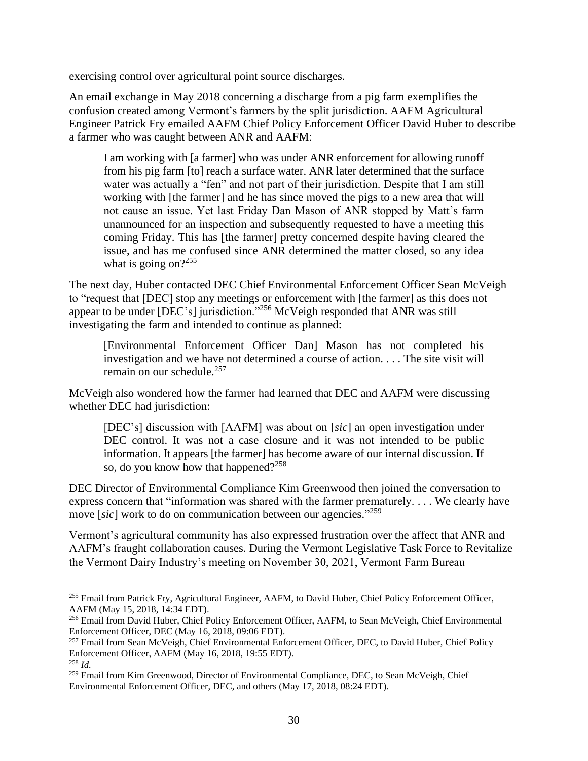exercising control over agricultural point source discharges.

An email exchange in May 2018 concerning a discharge from a pig farm exemplifies the confusion created among Vermont's farmers by the split jurisdiction. AAFM Agricultural Engineer Patrick Fry emailed AAFM Chief Policy Enforcement Officer David Huber to describe a farmer who was caught between ANR and AAFM:

> I am working with [a farmer] who was under ANR enforcement for allowing runoff from his pig farm [to] reach a surface water. ANR later determined that the surface water was actually a "fen" and not part of their jurisdiction. Despite that I am still working with [the farmer] and he has since moved the pigs to a new area that will not cause an issue. Yet last Friday Dan Mason of ANR stopped by Matt's farm unannounced for an inspection and subsequently requested to have a meeting this coming Friday. This has [the farmer] pretty concerned despite having cleared the issue, and has me confused since ANR determined the matter closed, so any idea what is going on?[255]

The next day, Huber contacted DEC Chief Environmental Enforcement Officer Sean McVeigh to "request that [DEC] stop any meetings or enforcement with [the farmer] as this does not appear to be under [DEC's] jurisdiction."[256] McVeigh responded that ANR was still investigating the farm and intended to continue as planned:

> [Environmental Enforcement Officer Dan] Mason has not completed his investigation and we have not determined a course of action. . . . The site visit will remain on our schedule.[257]

McVeigh also wondered how the farmer had learned that DEC and AAFM were discussing whether DEC had jurisdiction:

> [DEC's] discussion with [AAFM] was about on [*sic*] an open investigation under DEC control. It was not a case closure and it was not intended to be public information. It appears [the farmer] has become aware of our internal discussion. If so, do you know how that happened?[258]

DEC Director of Environmental Compliance Kim Greenwood then joined the conversation to express concern that "information was shared with the farmer prematurely. . . . We clearly have move [*sic*] work to do on communication between our agencies."[259]

Vermont's agricultural community has also expressed frustration over the affect that ANR and AAFM's fraught collaboration causes. During the Vermont Legislative Task Force to Revitalize the Vermont Dairy Industry's meeting on November 30, 2021, Vermont Farm Bureau

---

[255] Email from Patrick Fry, Agricultural Engineer, AAFM, to David Huber, Chief Policy Enforcement Officer, AAFM (May 15, 2018, 14:34 EDT).

[256] Email from David Huber, Chief Policy Enforcement Officer, AAFM, to Sean McVeigh, Chief Environmental Enforcement Officer, DEC (May 16, 2018, 09:06 EDT).

[257] Email from Sean McVeigh, Chief Environmental Enforcement Officer, DEC, to David Huber, Chief Policy Enforcement Officer, AAFM (May 16, 2018, 19:55 EDT).

[258] *Id.*

[259] Email from Kim Greenwood, Director of Environmental Compliance, DEC, to Sean McVeigh, Chief Environmental Enforcement Officer, DEC, and others (May 17, 2018, 08:24 EDT).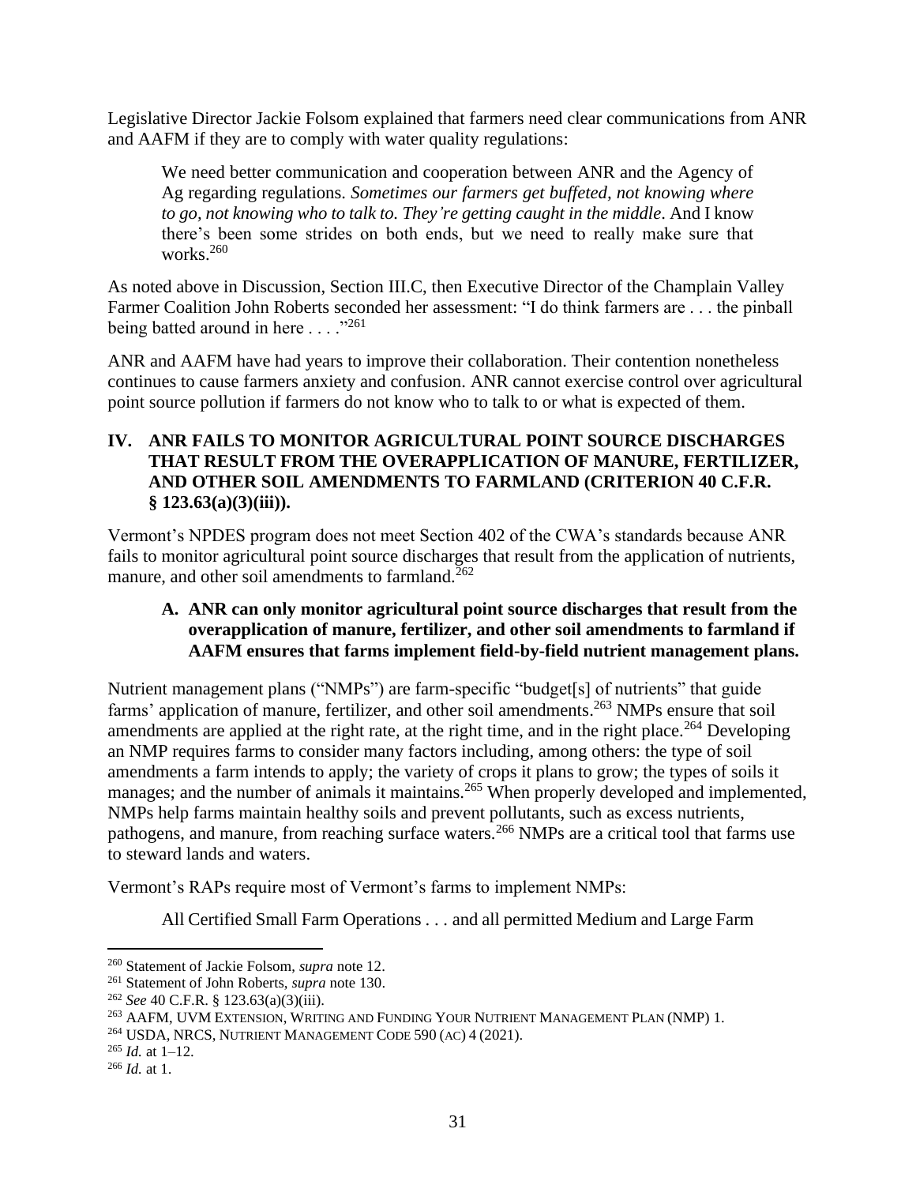Legislative Director Jackie Folsom explained that farmers need clear communications from ANR and AAFM if they are to comply with water quality regulations:

> We need better communication and cooperation between ANR and the Agency of Ag regarding regulations. *Sometimes our farmers get buffeted, not knowing where to go, not knowing who to talk to. They're getting caught in the middle*. And I know there's been some strides on both ends, but we need to really make sure that works.[260]

As noted above in Discussion, Section III.C, then Executive Director of the Champlain Valley Farmer Coalition John Roberts seconded her assessment: "I do think farmers are . . . the pinball being batted around in here . . . ."[261]

ANR and AAFM have had years to improve their collaboration. Their contention nonetheless continues to cause farmers anxiety and confusion. ANR cannot exercise control over agricultural point source pollution if farmers do not know who to talk to or what is expected of them.

## IV. ANR FAILS TO MONITOR AGRICULTURAL POINT SOURCE DISCHARGES THAT RESULT FROM THE OVERAPPLICATION OF MANURE, FERTILIZER, AND OTHER SOIL AMENDMENTS TO FARMLAND (CRITERION 40 C.F.R. § 123.63(a)(3)(iii)).

Vermont's NPDES program does not meet Section 402 of the CWA's standards because ANR fails to monitor agricultural point source discharges that result from the application of nutrients, manure, and other soil amendments to farmland.[262]

### A. ANR can only monitor agricultural point source discharges that result from the overapplication of manure, fertilizer, and other soil amendments to farmland if AAFM ensures that farms implement field-by-field nutrient management plans.

Nutrient management plans ("NMPs") are farm-specific "budget[s] of nutrients" that guide farms' application of manure, fertilizer, and other soil amendments.[263] NMPs ensure that soil amendments are applied at the right rate, at the right time, and in the right place.[264] Developing an NMP requires farms to consider many factors including, among others: the type of soil amendments a farm intends to apply; the variety of crops it plans to grow; the types of soils it manages; and the number of animals it maintains.[265] When properly developed and implemented, NMPs help farms maintain healthy soils and prevent pollutants, such as excess nutrients, pathogens, and manure, from reaching surface waters.[266] NMPs are a critical tool that farms use to steward lands and waters.

Vermont's RAPs require most of Vermont's farms to implement NMPs:

> All Certified Small Farm Operations . . . and all permitted Medium and Large Farm

---

[260] Statement of Jackie Folsom, *supra* note 12.

[261] Statement of John Roberts, *supra* note 130.

[262] *See* 40 C.F.R. § 123.63(a)(3)(iii).

[263] AAFM, UVM EXTENSION, WRITING AND FUNDING YOUR NUTRIENT MANAGEMENT PLAN (NMP) 1.

[264] USDA, NRCS, NUTRIENT MANAGEMENT CODE 590 (AC) 4 (2021).

[265] *Id.* at 1–12.

[266] *Id.* at 1.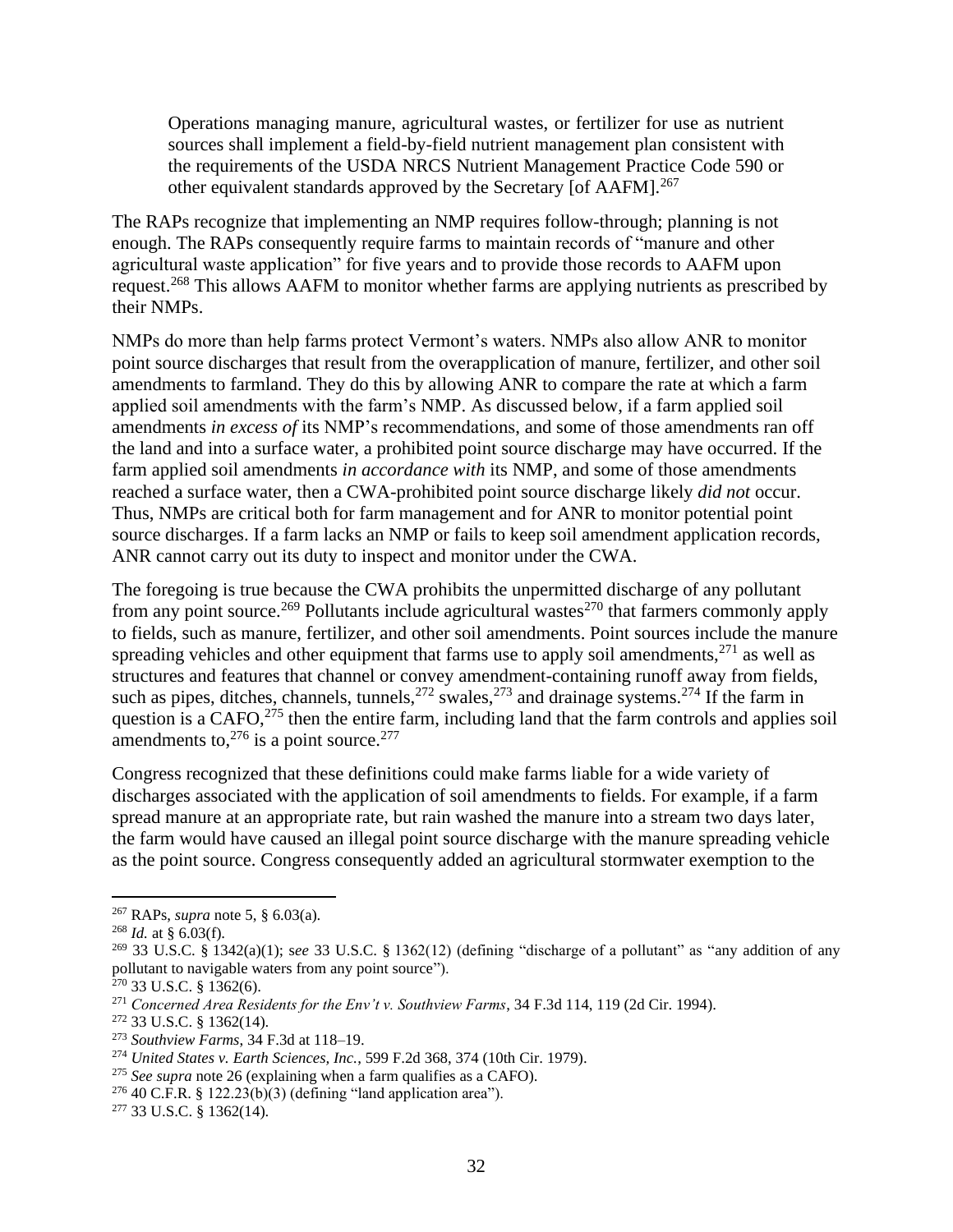> Operations managing manure, agricultural wastes, or fertilizer for use as nutrient sources shall implement a field-by-field nutrient management plan consistent with the requirements of the USDA NRCS Nutrient Management Practice Code 590 or other equivalent standards approved by the Secretary [of AAFM].[267]

The RAPs recognize that implementing an NMP requires follow-through; planning is not enough. The RAPs consequently require farms to maintain records of "manure and other agricultural waste application" for five years and to provide those records to AAFM upon request.[268] This allows AAFM to monitor whether farms are applying nutrients as prescribed by their NMPs.

NMPs do more than help farms protect Vermont's waters. NMPs also allow ANR to monitor point source discharges that result from the overapplication of manure, fertilizer, and other soil amendments to farmland. They do this by allowing ANR to compare the rate at which a farm applied soil amendments with the farm's NMP. As discussed below, if a farm applied soil amendments *in excess of* its NMP's recommendations, and some of those amendments ran off the land and into a surface water, a prohibited point source discharge may have occurred. If the farm applied soil amendments *in accordance with* its NMP, and some of those amendments reached a surface water, then a CWA-prohibited point source discharge likely *did not* occur. Thus, NMPs are critical both for farm management and for ANR to monitor potential point source discharges. If a farm lacks an NMP or fails to keep soil amendment application records, ANR cannot carry out its duty to inspect and monitor under the CWA.

The foregoing is true because the CWA prohibits the unpermitted discharge of any pollutant from any point source.[269] Pollutants include agricultural wastes[270] that farmers commonly apply to fields, such as manure, fertilizer, and other soil amendments. Point sources include the manure spreading vehicles and other equipment that farms use to apply soil amendments,[271] as well as structures and features that channel or convey amendment-containing runoff away from fields, such as pipes, ditches, channels, tunnels,[272] swales,[273] and drainage systems.[274] If the farm in question is a CAFO,[275] then the entire farm, including land that the farm controls and applies soil amendments to,[276] is a point source.[277]

Congress recognized that these definitions could make farms liable for a wide variety of discharges associated with the application of soil amendments to fields. For example, if a farm spread manure at an appropriate rate, but rain washed the manure into a stream two days later, the farm would have caused an illegal point source discharge with the manure spreading vehicle as the point source. Congress consequently added an agricultural stormwater exemption to the

---

[267] RAPs, *supra* note 5, § 6.03(a).

[268] *Id.* at § 6.03(f).

[269] 33 U.S.C. § 1342(a)(1); *see* 33 U.S.C. § 1362(12) (defining "discharge of a pollutant" as "any addition of any pollutant to navigable waters from any point source").

[270] 33 U.S.C. § 1362(6).

[271] *Concerned Area Residents for the Env't v. Southview Farms*, 34 F.3d 114, 119 (2d Cir. 1994).

[272] 33 U.S.C. § 1362(14).

[273] *Southview Farms*, 34 F.3d at 118–19.

[274] *United States v. Earth Sciences, Inc.*, 599 F.2d 368, 374 (10th Cir. 1979).

[275] *See supra* note 26 (explaining when a farm qualifies as a CAFO).

[276] 40 C.F.R. § 122.23(b)(3) (defining "land application area").

[277] 33 U.S.C. § 1362(14).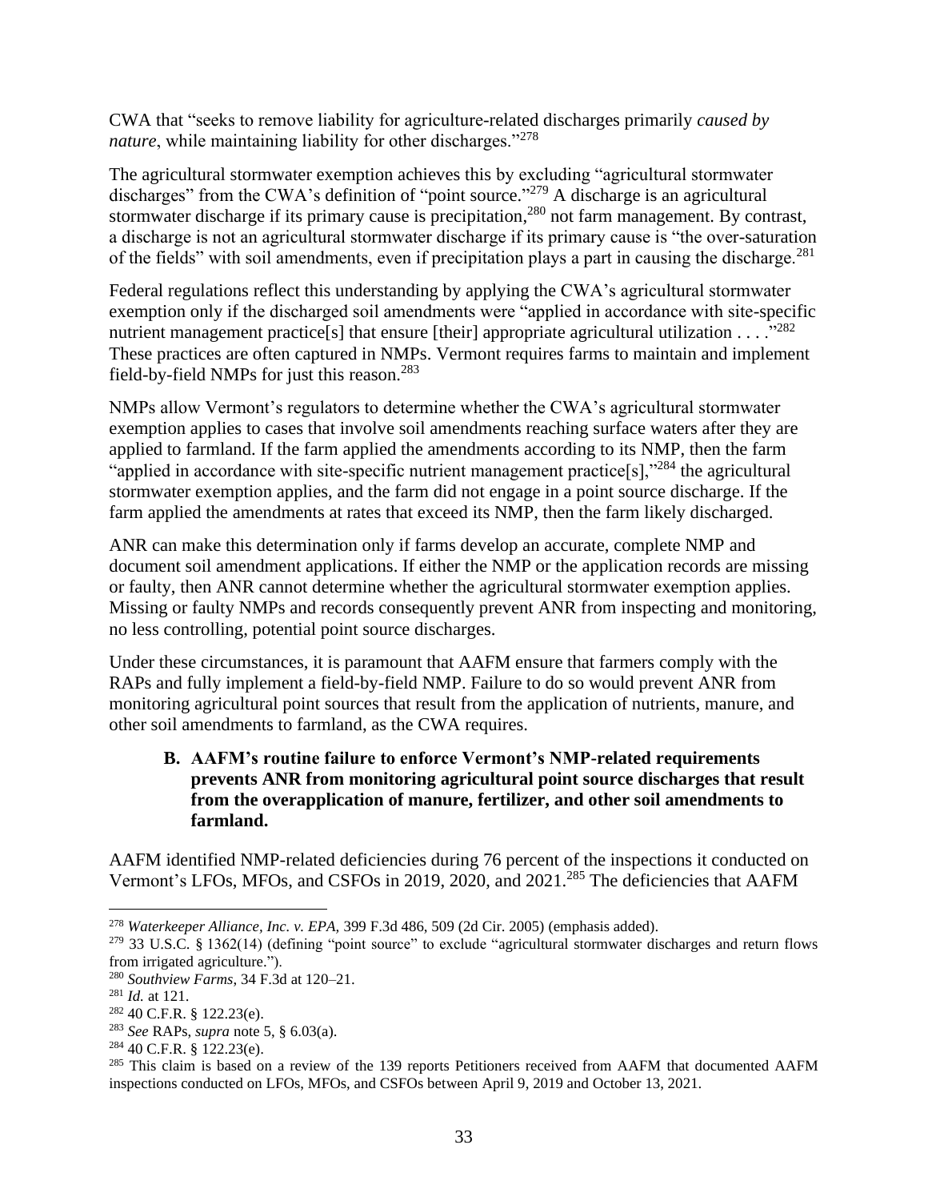CWA that "seeks to remove liability for agriculture-related discharges primarily *caused by nature*, while maintaining liability for other discharges."[278]

The agricultural stormwater exemption achieves this by excluding "agricultural stormwater discharges" from the CWA's definition of "point source."[279] A discharge is an agricultural stormwater discharge if its primary cause is precipitation,[280] not farm management. By contrast, a discharge is not an agricultural stormwater discharge if its primary cause is "the over-saturation of the fields" with soil amendments, even if precipitation plays a part in causing the discharge.[281]

Federal regulations reflect this understanding by applying the CWA's agricultural stormwater exemption only if the discharged soil amendments were "applied in accordance with site-specific nutrient management practice[s] that ensure [their] appropriate agricultural utilization . . . ."[282] These practices are often captured in NMPs. Vermont requires farms to maintain and implement field-by-field NMPs for just this reason.[283]

NMPs allow Vermont's regulators to determine whether the CWA's agricultural stormwater exemption applies to cases that involve soil amendments reaching surface waters after they are applied to farmland. If the farm applied the amendments according to its NMP, then the farm "applied in accordance with site-specific nutrient management practice[s],"[284] the agricultural stormwater exemption applies, and the farm did not engage in a point source discharge. If the farm applied the amendments at rates that exceed its NMP, then the farm likely discharged.

ANR can make this determination only if farms develop an accurate, complete NMP and document soil amendment applications. If either the NMP or the application records are missing or faulty, then ANR cannot determine whether the agricultural stormwater exemption applies. Missing or faulty NMPs and records consequently prevent ANR from inspecting and monitoring, no less controlling, potential point source discharges.

Under these circumstances, it is paramount that AAFM ensure that farmers comply with the RAPs and fully implement a field-by-field NMP. Failure to do so would prevent ANR from monitoring agricultural point sources that result from the application of nutrients, manure, and other soil amendments to farmland, as the CWA requires.

### B. AAFM's routine failure to enforce Vermont's NMP-related requirements prevents ANR from monitoring agricultural point source discharges that result from the overapplication of manure, fertilizer, and other soil amendments to farmland.

AAFM identified NMP-related deficiencies during 76 percent of the inspections it conducted on Vermont's LFOs, MFOs, and CSFOs in 2019, 2020, and 2021.[285] The deficiencies that AAFM

---

[278] *Waterkeeper Alliance, Inc. v. EPA*, 399 F.3d 486, 509 (2d Cir. 2005) (emphasis added).

[279] 33 U.S.C. § 1362(14) (defining "point source" to exclude "agricultural stormwater discharges and return flows from irrigated agriculture.").

[280] *Southview Farms*, 34 F.3d at 120–21.

[281] *Id.* at 121.

[282] 40 C.F.R. § 122.23(e).

[283] *See* RAPs, *supra* note 5, § 6.03(a).

[284] 40 C.F.R. § 122.23(e).

[285] This claim is based on a review of the 139 reports Petitioners received from AAFM that documented AAFM inspections conducted on LFOs, MFOs, and CSFOs between April 9, 2019 and October 13, 2021.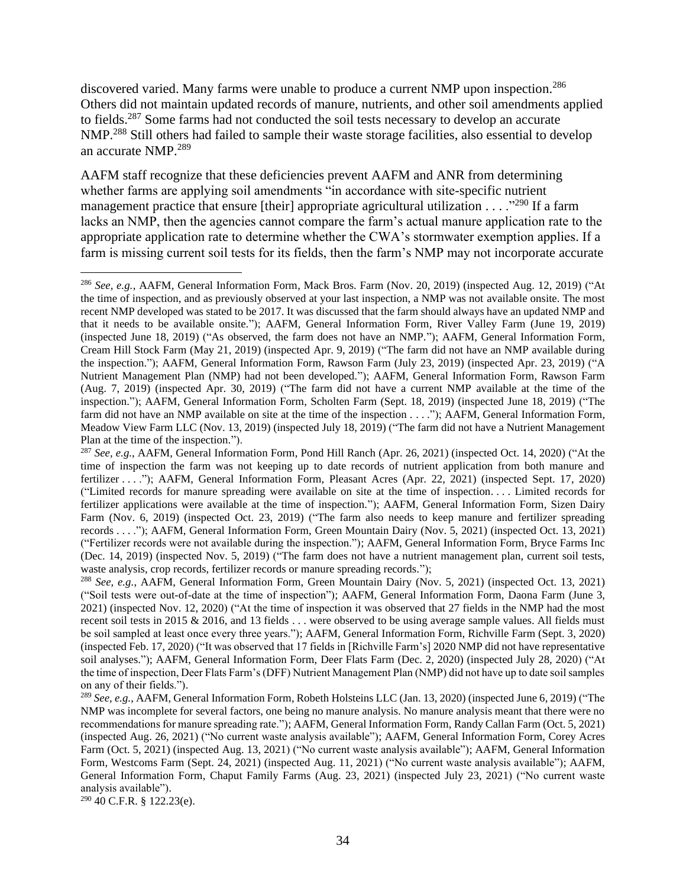discovered varied. Many farms were unable to produce a current NMP upon inspection.[286] Others did not maintain updated records of manure, nutrients, and other soil amendments applied to fields.[287] Some farms had not conducted the soil tests necessary to develop an accurate NMP.[288] Still others had failed to sample their waste storage facilities, also essential to develop an accurate NMP.[289]

AAFM staff recognize that these deficiencies prevent AAFM and ANR from determining whether farms are applying soil amendments "in accordance with site-specific nutrient management practice that ensure [their] appropriate agricultural utilization . . . ."[290] If a farm lacks an NMP, then the agencies cannot compare the farm's actual manure application rate to the appropriate application rate to determine whether the CWA's stormwater exemption applies. If a farm is missing current soil tests for its fields, then the farm's NMP may not incorporate accurate

---

[286] *See, e.g.*, AAFM, General Information Form, Mack Bros. Farm (Nov. 20, 2019) (inspected Aug. 12, 2019) ("At the time of inspection, and as previously observed at your last inspection, a NMP was not available onsite. The most recent NMP developed was stated to be 2017. It was discussed that the farm should always have an updated NMP and that it needs to be available onsite."); AAFM, General Information Form, River Valley Farm (June 19, 2019) (inspected June 18, 2019) ("As observed, the farm does not have an NMP."); AAFM, General Information Form, Cream Hill Stock Farm (May 21, 2019) (inspected Apr. 9, 2019) ("The farm did not have an NMP available during the inspection."); AAFM, General Information Form, Rawson Farm (July 23, 2019) (inspected Apr. 23, 2019) ("A Nutrient Management Plan (NMP) had not been developed."); AAFM, General Information Form, Rawson Farm (Aug. 7, 2019) (inspected Apr. 30, 2019) ("The farm did not have a current NMP available at the time of the inspection."); AAFM, General Information Form, Scholten Farm (Sept. 18, 2019) (inspected June 18, 2019) ("The farm did not have an NMP available on site at the time of the inspection . . . ."); AAFM, General Information Form, Meadow View Farm LLC (Nov. 13, 2019) (inspected July 18, 2019) ("The farm did not have a Nutrient Management Plan at the time of the inspection.").

[287] *See, e.g.*, AAFM, General Information Form, Pond Hill Ranch (Apr. 26, 2021) (inspected Oct. 14, 2020) ("At the time of inspection the farm was not keeping up to date records of nutrient application from both manure and fertilizer . . . ."); AAFM, General Information Form, Pleasant Acres (Apr. 22, 2021) (inspected Sept. 17, 2020) ("Limited records for manure spreading were available on site at the time of inspection. . . . Limited records for fertilizer applications were available at the time of inspection."); AAFM, General Information Form, Sizen Dairy Farm (Nov. 6, 2019) (inspected Oct. 23, 2019) ("The farm also needs to keep manure and fertilizer spreading records . . . ."); AAFM, General Information Form, Green Mountain Dairy (Nov. 5, 2021) (inspected Oct. 13, 2021) ("Fertilizer records were not available during the inspection."); AAFM, General Information Form, Bryce Farms Inc (Dec. 14, 2019) (inspected Nov. 5, 2019) ("The farm does not have a nutrient management plan, current soil tests, waste analysis, crop records, fertilizer records or manure spreading records.");

[288] *See, e.g.*, AAFM, General Information Form, Green Mountain Dairy (Nov. 5, 2021) (inspected Oct. 13, 2021) ("Soil tests were out-of-date at the time of inspection"); AAFM, General Information Form, Daona Farm (June 3, 2021) (inspected Nov. 12, 2020) ("At the time of inspection it was observed that 27 fields in the NMP had the most recent soil tests in 2015 & 2016, and 13 fields . . . were observed to be using average sample values. All fields must be soil sampled at least once every three years."); AAFM, General Information Form, Richville Farm (Sept. 3, 2020) (inspected Feb. 17, 2020) ("It was observed that 17 fields in [Richville Farm's] 2020 NMP did not have representative soil analyses."); AAFM, General Information Form, Deer Flats Farm (Dec. 2, 2020) (inspected July 28, 2020) ("At the time of inspection, Deer Flats Farm's (DFF) Nutrient Management Plan (NMP) did not have up to date soil samples on any of their fields.").

[289] *See, e.g.*, AAFM, General Information Form, Robeth Holsteins LLC (Jan. 13, 2020) (inspected June 6, 2019) ("The NMP was incomplete for several factors, one being no manure analysis. No manure analysis meant that there were no recommendations for manure spreading rate."); AAFM, General Information Form, Randy Callan Farm (Oct. 5, 2021) (inspected Aug. 26, 2021) ("No current waste analysis available"); AAFM, General Information Form, Corey Acres Farm (Oct. 5, 2021) (inspected Aug. 13, 2021) ("No current waste analysis available"); AAFM, General Information Form, Westcoms Farm (Sept. 24, 2021) (inspected Aug. 11, 2021) ("No current waste analysis available"); AAFM, General Information Form, Chaput Family Farms (Aug. 23, 2021) (inspected July 23, 2021) ("No current waste analysis available").

[290] 40 C.F.R. § 122.23(e).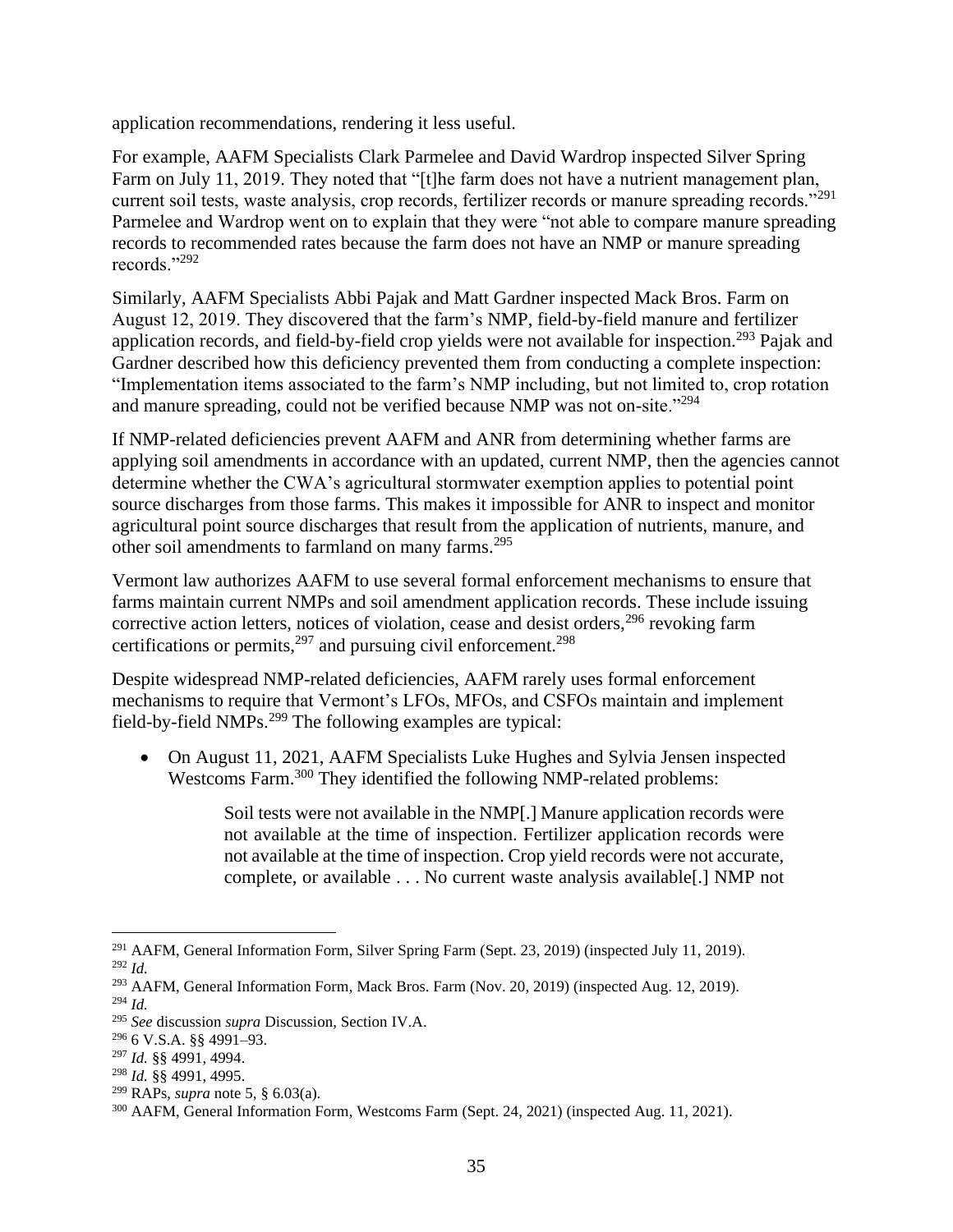application recommendations, rendering it less useful.

For example, AAFM Specialists Clark Parmelee and David Wardrop inspected Silver Spring Farm on July 11, 2019. They noted that "[t]he farm does not have a nutrient management plan, current soil tests, waste analysis, crop records, fertilizer records or manure spreading records."[291] Parmelee and Wardrop went on to explain that they were "not able to compare manure spreading records to recommended rates because the farm does not have an NMP or manure spreading records."[292]

Similarly, AAFM Specialists Abbi Pajak and Matt Gardner inspected Mack Bros. Farm on August 12, 2019. They discovered that the farm's NMP, field-by-field manure and fertilizer application records, and field-by-field crop yields were not available for inspection.[293] Pajak and Gardner described how this deficiency prevented them from conducting a complete inspection: "Implementation items associated to the farm's NMP including, but not limited to, crop rotation and manure spreading, could not be verified because NMP was not on-site."[294]

If NMP-related deficiencies prevent AAFM and ANR from determining whether farms are applying soil amendments in accordance with an updated, current NMP, then the agencies cannot determine whether the CWA's agricultural stormwater exemption applies to potential point source discharges from those farms. This makes it impossible for ANR to inspect and monitor agricultural point source discharges that result from the application of nutrients, manure, and other soil amendments to farmland on many farms.[295]

Vermont law authorizes AAFM to use several formal enforcement mechanisms to ensure that farms maintain current NMPs and soil amendment application records. These include issuing corrective action letters, notices of violation, cease and desist orders,[296] revoking farm certifications or permits,[297] and pursuing civil enforcement.[298]

Despite widespread NMP-related deficiencies, AAFM rarely uses formal enforcement mechanisms to require that Vermont's LFOs, MFOs, and CSFOs maintain and implement field-by-field NMPs.[299] The following examples are typical:

- On August 11, 2021, AAFM Specialists Luke Hughes and Sylvia Jensen inspected Westcoms Farm.[300] They identified the following NMP-related problems:

  > Soil tests were not available in the NMP[.] Manure application records were not available at the time of inspection. Fertilizer application records were not available at the time of inspection. Crop yield records were not accurate, complete, or available . . . No current waste analysis available[.] NMP not

---

[291] AAFM, General Information Form, Silver Spring Farm (Sept. 23, 2019) (inspected July 11, 2019).

[292] *Id.*

[293] AAFM, General Information Form, Mack Bros. Farm (Nov. 20, 2019) (inspected Aug. 12, 2019).

[294] *Id.*

[295] *See* discussion *supra* Discussion, Section IV.A.

[296] 6 V.S.A. §§ 4991–93.

[297] *Id.* §§ 4991, 4994.

[298] *Id.* §§ 4991, 4995.

[299] RAPs, *supra* note 5, § 6.03(a).

[300] AAFM, General Information Form, Westcoms Farm (Sept. 24, 2021) (inspected Aug. 11, 2021).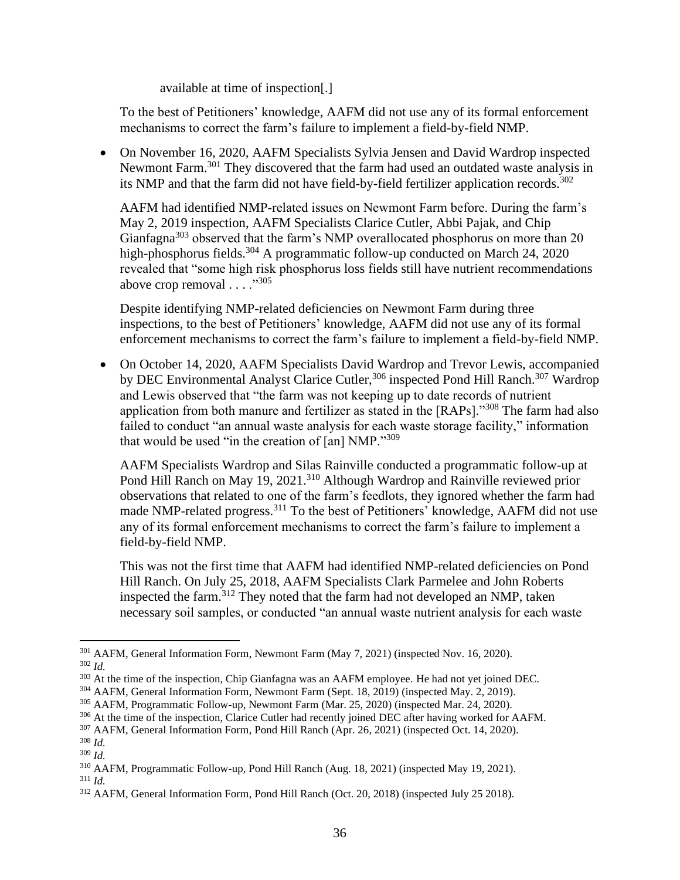available at time of inspection[.]

To the best of Petitioners' knowledge, AAFM did not use any of its formal enforcement mechanisms to correct the farm's failure to implement a field-by-field NMP.

- On November 16, 2020, AAFM Specialists Sylvia Jensen and David Wardrop inspected Newmont Farm.[301] They discovered that the farm had used an outdated waste analysis in its NMP and that the farm did not have field-by-field fertilizer application records.[302]

  AAFM had identified NMP-related issues on Newmont Farm before. During the farm's May 2, 2019 inspection, AAFM Specialists Clarice Cutler, Abbi Pajak, and Chip Gianfagna[303] observed that the farm's NMP overallocated phosphorus on more than 20 high-phosphorus fields.[304] A programmatic follow-up conducted on March 24, 2020 revealed that "some high risk phosphorus loss fields still have nutrient recommendations above crop removal . . . ."[305]

  Despite identifying NMP-related deficiencies on Newmont Farm during three inspections, to the best of Petitioners' knowledge, AAFM did not use any of its formal enforcement mechanisms to correct the farm's failure to implement a field-by-field NMP.

- On October 14, 2020, AAFM Specialists David Wardrop and Trevor Lewis, accompanied by DEC Environmental Analyst Clarice Cutler,[306] inspected Pond Hill Ranch.[307] Wardrop and Lewis observed that "the farm was not keeping up to date records of nutrient application from both manure and fertilizer as stated in the [RAPs]."[308] The farm had also failed to conduct "an annual waste analysis for each waste storage facility," information that would be used "in the creation of [an] NMP."[309]

  AAFM Specialists Wardrop and Silas Rainville conducted a programmatic follow-up at Pond Hill Ranch on May 19, 2021.[310] Although Wardrop and Rainville reviewed prior observations that related to one of the farm's feedlots, they ignored whether the farm had made NMP-related progress.[311] To the best of Petitioners' knowledge, AAFM did not use any of its formal enforcement mechanisms to correct the farm's failure to implement a field-by-field NMP.

  This was not the first time that AAFM had identified NMP-related deficiencies on Pond Hill Ranch. On July 25, 2018, AAFM Specialists Clark Parmelee and John Roberts inspected the farm.[312] They noted that the farm had not developed an NMP, taken necessary soil samples, or conducted "an annual waste nutrient analysis for each waste

---

[301] AAFM, General Information Form, Newmont Farm (May 7, 2021) (inspected Nov. 16, 2020).

[302] *Id.*

[303] At the time of the inspection, Chip Gianfagna was an AAFM employee. He had not yet joined DEC.

[304] AAFM, General Information Form, Newmont Farm (Sept. 18, 2019) (inspected May. 2, 2019).

[305] AAFM, Programmatic Follow-up, Newmont Farm (Mar. 25, 2020) (inspected Mar. 24, 2020).

[306] At the time of the inspection, Clarice Cutler had recently joined DEC after having worked for AAFM.

[307] AAFM, General Information Form, Pond Hill Ranch (Apr. 26, 2021) (inspected Oct. 14, 2020).

[308] *Id.*

[309] *Id.*

[310] AAFM, Programmatic Follow-up, Pond Hill Ranch (Aug. 18, 2021) (inspected May 19, 2021).

[311] *Id.*

[312] AAFM, General Information Form, Pond Hill Ranch (Oct. 20, 2018) (inspected July 25 2018).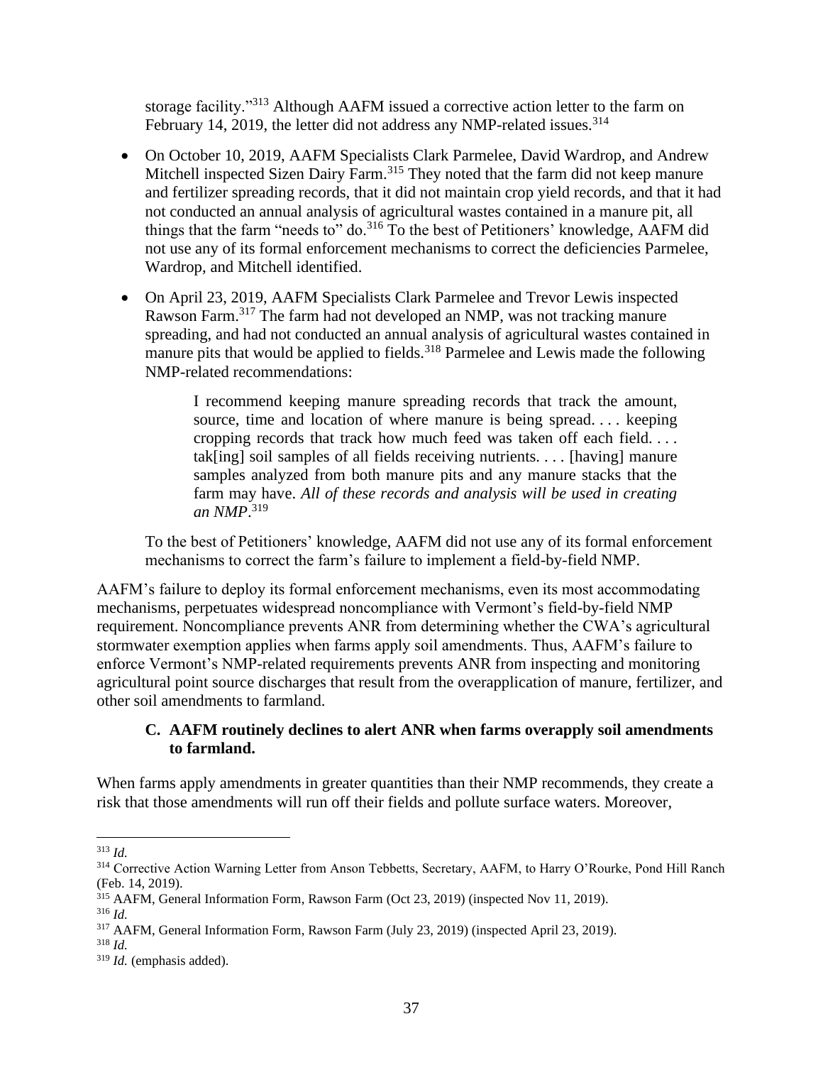storage facility."[313] Although AAFM issued a corrective action letter to the farm on February 14, 2019, the letter did not address any NMP-related issues.[314]

- On October 10, 2019, AAFM Specialists Clark Parmelee, David Wardrop, and Andrew Mitchell inspected Sizen Dairy Farm.[315] They noted that the farm did not keep manure and fertilizer spreading records, that it did not maintain crop yield records, and that it had not conducted an annual analysis of agricultural wastes contained in a manure pit, all things that the farm "needs to" do.[316] To the best of Petitioners' knowledge, AAFM did not use any of its formal enforcement mechanisms to correct the deficiencies Parmelee, Wardrop, and Mitchell identified.

- On April 23, 2019, AAFM Specialists Clark Parmelee and Trevor Lewis inspected Rawson Farm.[317] The farm had not developed an NMP, was not tracking manure spreading, and had not conducted an annual analysis of agricultural wastes contained in manure pits that would be applied to fields.[318] Parmelee and Lewis made the following NMP-related recommendations:

  > I recommend keeping manure spreading records that track the amount, source, time and location of where manure is being spread. . . . keeping cropping records that track how much feed was taken off each field. . . . tak[ing] soil samples of all fields receiving nutrients. . . . [having] manure samples analyzed from both manure pits and any manure stacks that the farm may have. *All of these records and analysis will be used in creating an NMP*.[319]

  To the best of Petitioners' knowledge, AAFM did not use any of its formal enforcement mechanisms to correct the farm's failure to implement a field-by-field NMP.

AAFM's failure to deploy its formal enforcement mechanisms, even its most accommodating mechanisms, perpetuates widespread noncompliance with Vermont's field-by-field NMP requirement. Noncompliance prevents ANR from determining whether the CWA's agricultural stormwater exemption applies when farms apply soil amendments. Thus, AAFM's failure to enforce Vermont's NMP-related requirements prevents ANR from inspecting and monitoring agricultural point source discharges that result from the overapplication of manure, fertilizer, and other soil amendments to farmland.

### C. AAFM routinely declines to alert ANR when farms overapply soil amendments to farmland.

When farms apply amendments in greater quantities than their NMP recommends, they create a risk that those amendments will run off their fields and pollute surface waters. Moreover,

---

[313] *Id.*

[314] Corrective Action Warning Letter from Anson Tebbetts, Secretary, AAFM, to Harry O'Rourke, Pond Hill Ranch (Feb. 14, 2019).

[315] AAFM, General Information Form, Rawson Farm (Oct 23, 2019) (inspected Nov 11, 2019).

[316] *Id.*

[317] AAFM, General Information Form, Rawson Farm (July 23, 2019) (inspected April 23, 2019).

[318] *Id.*

[319] *Id.* (emphasis added).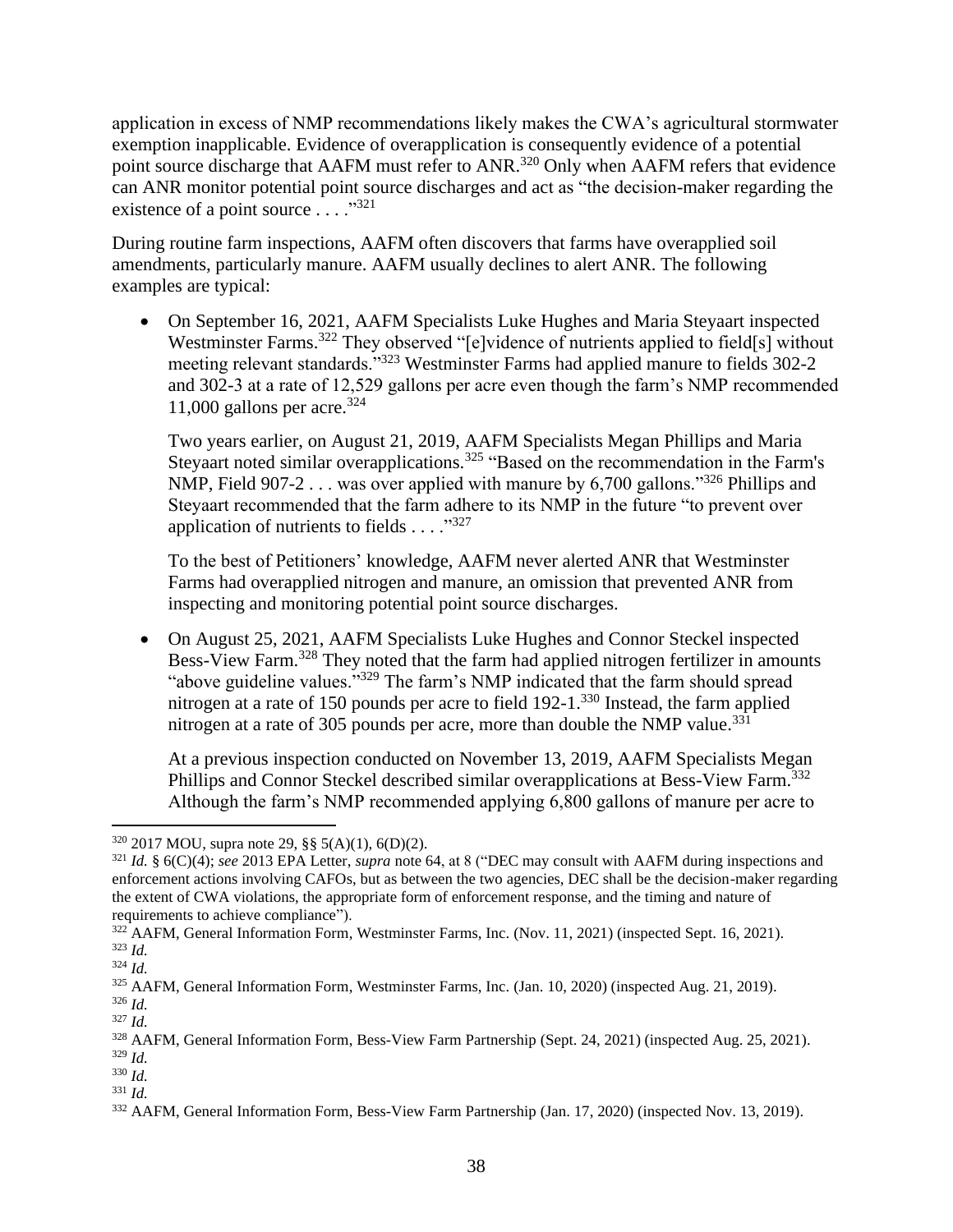application in excess of NMP recommendations likely makes the CWA's agricultural stormwater exemption inapplicable. Evidence of overapplication is consequently evidence of a potential point source discharge that AAFM must refer to ANR.[320] Only when AAFM refers that evidence can ANR monitor potential point source discharges and act as "the decision-maker regarding the existence of a point source . . . ."[321]

During routine farm inspections, AAFM often discovers that farms have overapplied soil amendments, particularly manure. AAFM usually declines to alert ANR. The following examples are typical:

- On September 16, 2021, AAFM Specialists Luke Hughes and Maria Steyaart inspected Westminster Farms.[322] They observed "[e]vidence of nutrients applied to field[s] without meeting relevant standards."[323] Westminster Farms had applied manure to fields 302-2 and 302-3 at a rate of 12,529 gallons per acre even though the farm's NMP recommended 11,000 gallons per acre.[324]

  Two years earlier, on August 21, 2019, AAFM Specialists Megan Phillips and Maria Steyaart noted similar overapplications.[325] "Based on the recommendation in the Farm's NMP, Field 907-2 . . . was over applied with manure by 6,700 gallons."[326] Phillips and Steyaart recommended that the farm adhere to its NMP in the future "to prevent over application of nutrients to fields . . . ."[327]

  To the best of Petitioners' knowledge, AAFM never alerted ANR that Westminster Farms had overapplied nitrogen and manure, an omission that prevented ANR from inspecting and monitoring potential point source discharges.

- On August 25, 2021, AAFM Specialists Luke Hughes and Connor Steckel inspected Bess-View Farm.[328] They noted that the farm had applied nitrogen fertilizer in amounts "above guideline values."[329] The farm's NMP indicated that the farm should spread nitrogen at a rate of 150 pounds per acre to field 192-1.[330] Instead, the farm applied nitrogen at a rate of 305 pounds per acre, more than double the NMP value.[331]

  At a previous inspection conducted on November 13, 2019, AAFM Specialists Megan Phillips and Connor Steckel described similar overapplications at Bess-View Farm.[332] Although the farm's NMP recommended applying 6,800 gallons of manure per acre to

---

[320] 2017 MOU, supra note 29, §§ 5(A)(1), 6(D)(2).

[321] *Id.* § 6(C)(4); *see* 2013 EPA Letter, *supra* note 64, at 8 ("DEC may consult with AAFM during inspections and enforcement actions involving CAFOs, but as between the two agencies, DEC shall be the decision-maker regarding the extent of CWA violations, the appropriate form of enforcement response, and the timing and nature of requirements to achieve compliance").

[322] AAFM, General Information Form, Westminster Farms, Inc. (Nov. 11, 2021) (inspected Sept. 16, 2021).

[323] *Id.*

[324] *Id.*

[325] AAFM, General Information Form, Westminster Farms, Inc. (Jan. 10, 2020) (inspected Aug. 21, 2019).

[326] *Id.*

[327] *Id.*

[328] AAFM, General Information Form, Bess-View Farm Partnership (Sept. 24, 2021) (inspected Aug. 25, 2021).

[329] *Id.*

[330] *Id.*

[331] *Id.*

[332] AAFM, General Information Form, Bess-View Farm Partnership (Jan. 17, 2020) (inspected Nov. 13, 2019).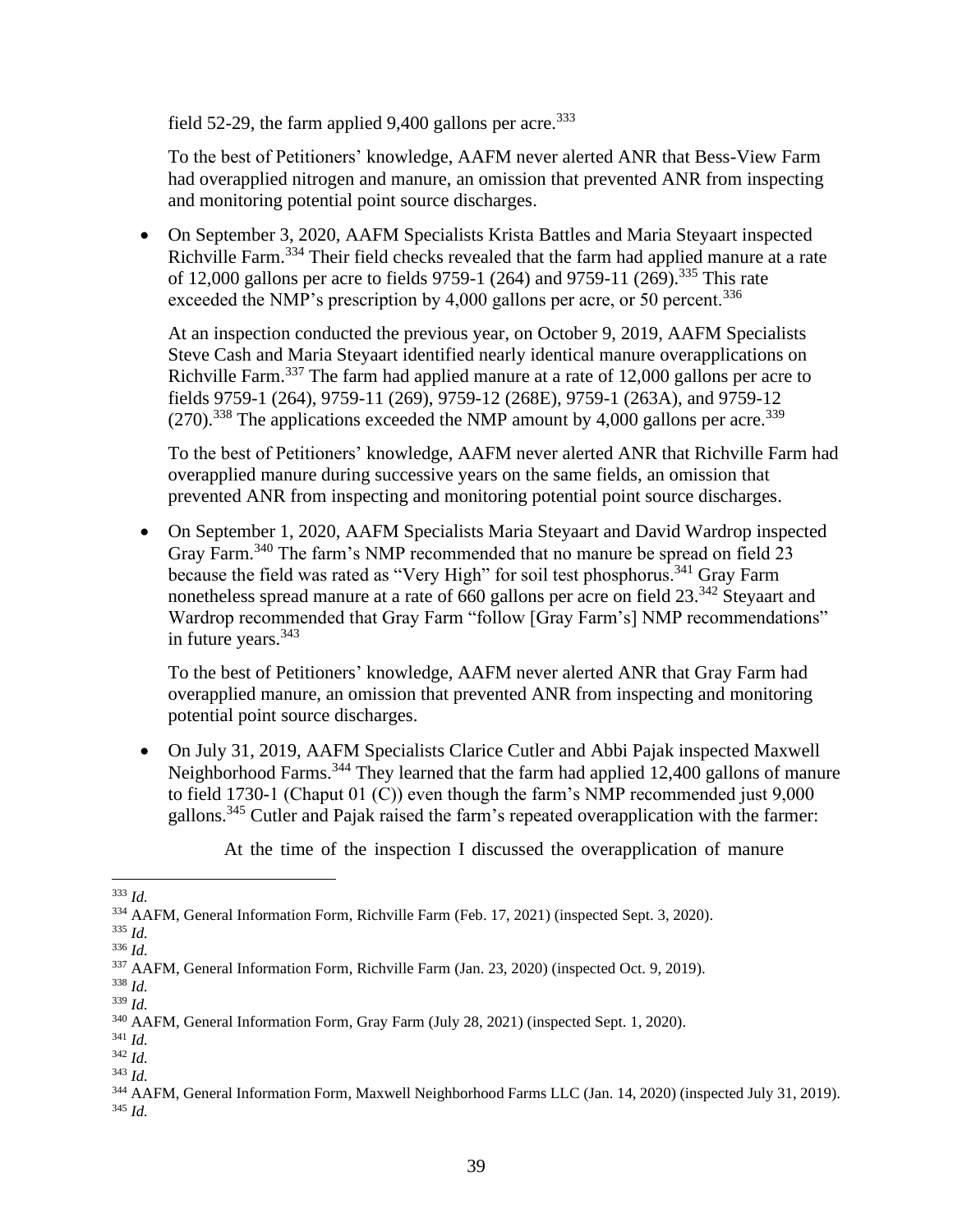field 52-29, the farm applied 9,400 gallons per acre.[333]

To the best of Petitioners' knowledge, AAFM never alerted ANR that Bess-View Farm had overapplied nitrogen and manure, an omission that prevented ANR from inspecting and monitoring potential point source discharges.

- On September 3, 2020, AAFM Specialists Krista Battles and Maria Steyaart inspected Richville Farm.[334] Their field checks revealed that the farm had applied manure at a rate of 12,000 gallons per acre to fields 9759-1 (264) and 9759-11 (269).[335] This rate exceeded the NMP's prescription by 4,000 gallons per acre, or 50 percent.[336]

  At an inspection conducted the previous year, on October 9, 2019, AAFM Specialists Steve Cash and Maria Steyaart identified nearly identical manure overapplications on Richville Farm.[337] The farm had applied manure at a rate of 12,000 gallons per acre to fields 9759-1 (264), 9759-11 (269), 9759-12 (268E), 9759-1 (263A), and 9759-12 (270).[338] The applications exceeded the NMP amount by 4,000 gallons per acre.[339]

  To the best of Petitioners' knowledge, AAFM never alerted ANR that Richville Farm had overapplied manure during successive years on the same fields, an omission that prevented ANR from inspecting and monitoring potential point source discharges.

- On September 1, 2020, AAFM Specialists Maria Steyaart and David Wardrop inspected Gray Farm.[340] The farm's NMP recommended that no manure be spread on field 23 because the field was rated as "Very High" for soil test phosphorus.[341] Gray Farm nonetheless spread manure at a rate of 660 gallons per acre on field 23.[342] Steyaart and Wardrop recommended that Gray Farm "follow [Gray Farm's] NMP recommendations" in future years.[343]

  To the best of Petitioners' knowledge, AAFM never alerted ANR that Gray Farm had overapplied manure, an omission that prevented ANR from inspecting and monitoring potential point source discharges.

- On July 31, 2019, AAFM Specialists Clarice Cutler and Abbi Pajak inspected Maxwell Neighborhood Farms.[344] They learned that the farm had applied 12,400 gallons of manure to field 1730-1 (Chaput 01 (C)) even though the farm's NMP recommended just 9,000 gallons.[345] Cutler and Pajak raised the farm's repeated overapplication with the farmer:

  > At the time of the inspection I discussed the overapplication of manure

---

[333] *Id.*

[334] AAFM, General Information Form, Richville Farm (Feb. 17, 2021) (inspected Sept. 3, 2020).

[335] *Id.*

[336] *Id.*

[337] AAFM, General Information Form, Richville Farm (Jan. 23, 2020) (inspected Oct. 9, 2019).

[338] *Id.*

[339] *Id.*

[340] AAFM, General Information Form, Gray Farm (July 28, 2021) (inspected Sept. 1, 2020).

[341] *Id.*

[342] *Id.*

[343] *Id.*

[344] AAFM, General Information Form, Maxwell Neighborhood Farms LLC (Jan. 14, 2020) (inspected July 31, 2019).

[345] *Id.*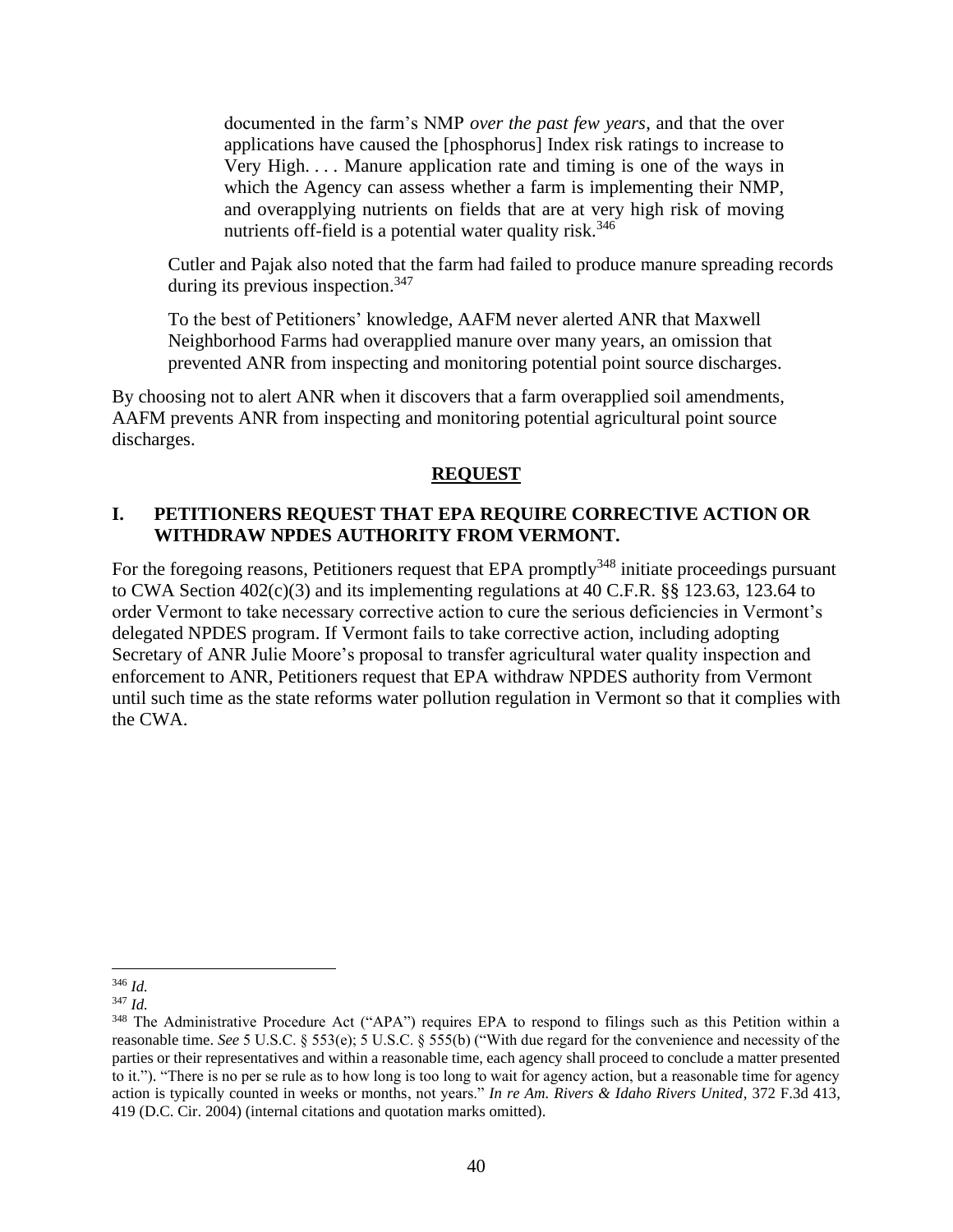> documented in the farm's NMP *over the past few years*, and that the over applications have caused the [phosphorus] Index risk ratings to increase to Very High. . . . Manure application rate and timing is one of the ways in which the Agency can assess whether a farm is implementing their NMP, and overapplying nutrients on fields that are at very high risk of moving nutrients off-field is a potential water quality risk.[346]

Cutler and Pajak also noted that the farm had failed to produce manure spreading records during its previous inspection.[347]

To the best of Petitioners' knowledge, AAFM never alerted ANR that Maxwell Neighborhood Farms had overapplied manure over many years, an omission that prevented ANR from inspecting and monitoring potential point source discharges.

By choosing not to alert ANR when it discovers that a farm overapplied soil amendments, AAFM prevents ANR from inspecting and monitoring potential agricultural point source discharges.

## REQUEST

### I. PETITIONERS REQUEST THAT EPA REQUIRE CORRECTIVE ACTION OR WITHDRAW NPDES AUTHORITY FROM VERMONT.

For the foregoing reasons, Petitioners request that EPA promptly[348] initiate proceedings pursuant to CWA Section 402(c)(3) and its implementing regulations at 40 C.F.R. §§ 123.63, 123.64 to order Vermont to take necessary corrective action to cure the serious deficiencies in Vermont's delegated NPDES program. If Vermont fails to take corrective action, including adopting Secretary of ANR Julie Moore's proposal to transfer agricultural water quality inspection and enforcement to ANR, Petitioners request that EPA withdraw NPDES authority from Vermont until such time as the state reforms water pollution regulation in Vermont so that it complies with the CWA.

---

[346] *Id.*

[347] *Id.*

[348] The Administrative Procedure Act ("APA") requires EPA to respond to filings such as this Petition within a reasonable time. *See* 5 U.S.C. § 553(e); 5 U.S.C. § 555(b) ("With due regard for the convenience and necessity of the parties or their representatives and within a reasonable time, each agency shall proceed to conclude a matter presented to it."). "There is no per se rule as to how long is too long to wait for agency action, but a reasonable time for agency action is typically counted in weeks or months, not years." *In re Am. Rivers & Idaho Rivers United*, 372 F.3d 413, 419 (D.C. Cir. 2004) (internal citations and quotation marks omitted).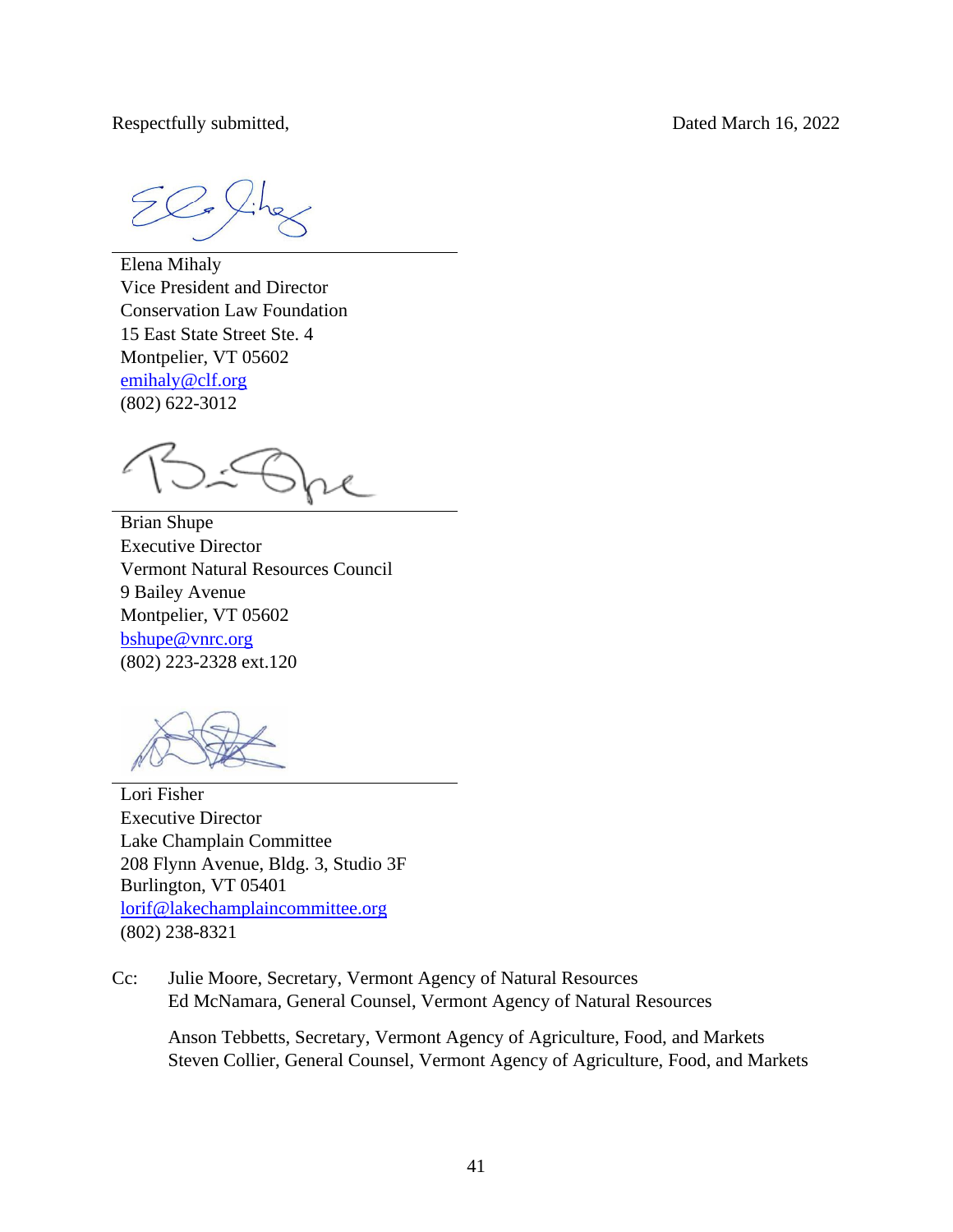Respectfully submitted, Dated March 16, 2022

Elena Mihaly
Vice President and Director
Conservation Law Foundation
15 East State Street Ste. 4
Montpelier, VT 05602
emihaly@clf.org
(802) 622-3012

Brian Shupe
Executive Director
Vermont Natural Resources Council
9 Bailey Avenue
Montpelier, VT 05602
bshupe@vnrc.org
(802) 223-2328 ext.120

Lori Fisher
Executive Director
Lake Champlain Committee
208 Flynn Avenue, Bldg. 3, Studio 3F
Burlington, VT 05401
lorif@lakechamplaincommittee.org
(802) 238-8321

Cc: Julie Moore, Secretary, Vermont Agency of Natural Resources
Ed McNamara, General Counsel, Vermont Agency of Natural Resources

Anson Tebbetts, Secretary, Vermont Agency of Agriculture, Food, and Markets
Steven Collier, General Counsel, Vermont Agency of Agriculture, Food, and Markets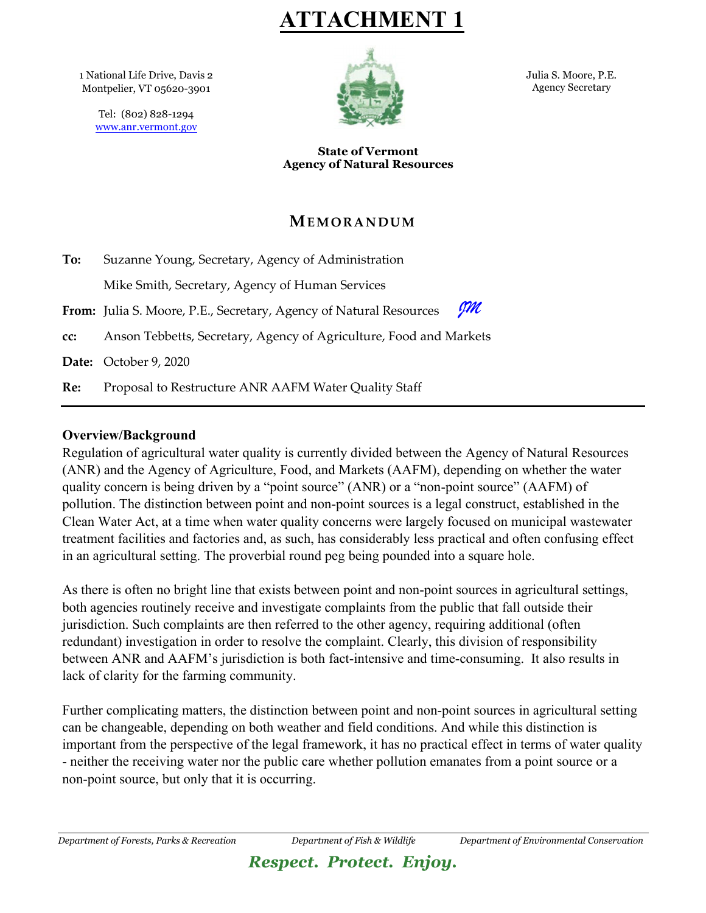# ATTACHMENT 1

1 National Life Drive, Davis 2
Montpelier, VT 05620-3901

Tel: (802) 828-1294
www.anr.vermont.gov

Julia S. Moore, P.E.
Agency Secretary

**State of Vermont**
**Agency of Natural Resources**

## MEMORANDUM

**To:** Suzanne Young, Secretary, Agency of Administration

Mike Smith, Secretary, Agency of Human Services

**From:** Julia S. Moore, P.E., Secretary, Agency of Natural Resources *JM*

**cc:** Anson Tebbetts, Secretary, Agency of Agriculture, Food and Markets

**Date:** October 9, 2020

**Re:** Proposal to Restructure ANR AAFM Water Quality Staff

---

**Overview/Background**

Regulation of agricultural water quality is currently divided between the Agency of Natural Resources (ANR) and the Agency of Agriculture, Food, and Markets (AAFM), depending on whether the water quality concern is being driven by a "point source" (ANR) or a "non-point source" (AAFM) of pollution. The distinction between point and non-point sources is a legal construct, established in the Clean Water Act, at a time when water quality concerns were largely focused on municipal wastewater treatment facilities and factories and, as such, has considerably less practical and often confusing effect in an agricultural setting. The proverbial round peg being pounded into a square hole.

As there is often no bright line that exists between point and non-point sources in agricultural settings, both agencies routinely receive and investigate complaints from the public that fall outside their jurisdiction. Such complaints are then referred to the other agency, requiring additional (often redundant) investigation in order to resolve the complaint. Clearly, this division of responsibility between ANR and AAFM's jurisdiction is both fact-intensive and time-consuming. It also results in lack of clarity for the farming community.

Further complicating matters, the distinction between point and non-point sources in agricultural setting can be changeable, depending on both weather and field conditions. And while this distinction is important from the perspective of the legal framework, it has no practical effect in terms of water quality - neither the receiving water nor the public care whether pollution emanates from a point source or a non-point source, but only that it is occurring.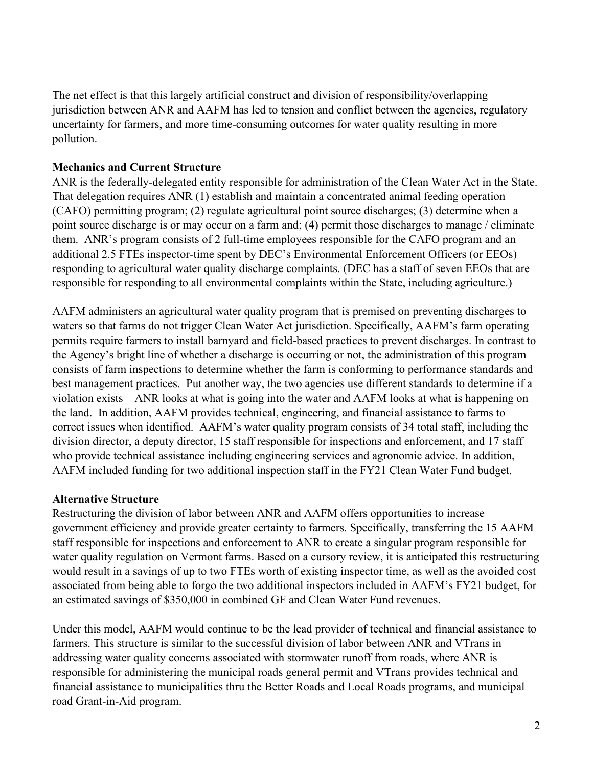The net effect is that this largely artificial construct and division of responsibility/overlapping jurisdiction between ANR and AAFM has led to tension and conflict between the agencies, regulatory uncertainty for farmers, and more time-consuming outcomes for water quality resulting in more pollution.

**Mechanics and Current Structure**

ANR is the federally-delegated entity responsible for administration of the Clean Water Act in the State. That delegation requires ANR (1) establish and maintain a concentrated animal feeding operation (CAFO) permitting program; (2) regulate agricultural point source discharges; (3) determine when a point source discharge is or may occur on a farm and; (4) permit those discharges to manage / eliminate them. ANR's program consists of 2 full-time employees responsible for the CAFO program and an additional 2.5 FTEs inspector-time spent by DEC's Environmental Enforcement Officers (or EEOs) responding to agricultural water quality discharge complaints. (DEC has a staff of seven EEOs that are responsible for responding to all environmental complaints within the State, including agriculture.)

AAFM administers an agricultural water quality program that is premised on preventing discharges to waters so that farms do not trigger Clean Water Act jurisdiction. Specifically, AAFM's farm operating permits require farmers to install barnyard and field-based practices to prevent discharges. In contrast to the Agency's bright line of whether a discharge is occurring or not, the administration of this program consists of farm inspections to determine whether the farm is conforming to performance standards and best management practices. Put another way, the two agencies use different standards to determine if a violation exists – ANR looks at what is going into the water and AAFM looks at what is happening on the land. In addition, AAFM provides technical, engineering, and financial assistance to farms to correct issues when identified. AAFM's water quality program consists of 34 total staff, including the division director, a deputy director, 15 staff responsible for inspections and enforcement, and 17 staff who provide technical assistance including engineering services and agronomic advice. In addition, AAFM included funding for two additional inspection staff in the FY21 Clean Water Fund budget.

**Alternative Structure**

Restructuring the division of labor between ANR and AAFM offers opportunities to increase government efficiency and provide greater certainty to farmers. Specifically, transferring the 15 AAFM staff responsible for inspections and enforcement to ANR to create a singular program responsible for water quality regulation on Vermont farms. Based on a cursory review, it is anticipated this restructuring would result in a savings of up to two FTEs worth of existing inspector time, as well as the avoided cost associated from being able to forgo the two additional inspectors included in AAFM's FY21 budget, for an estimated savings of $350,000 in combined GF and Clean Water Fund revenues.

Under this model, AAFM would continue to be the lead provider of technical and financial assistance to farmers. This structure is similar to the successful division of labor between ANR and VTrans in addressing water quality concerns associated with stormwater runoff from roads, where ANR is responsible for administering the municipal roads general permit and VTrans provides technical and financial assistance to municipalities thru the Better Roads and Local Roads programs, and municipal road Grant-in-Aid program.